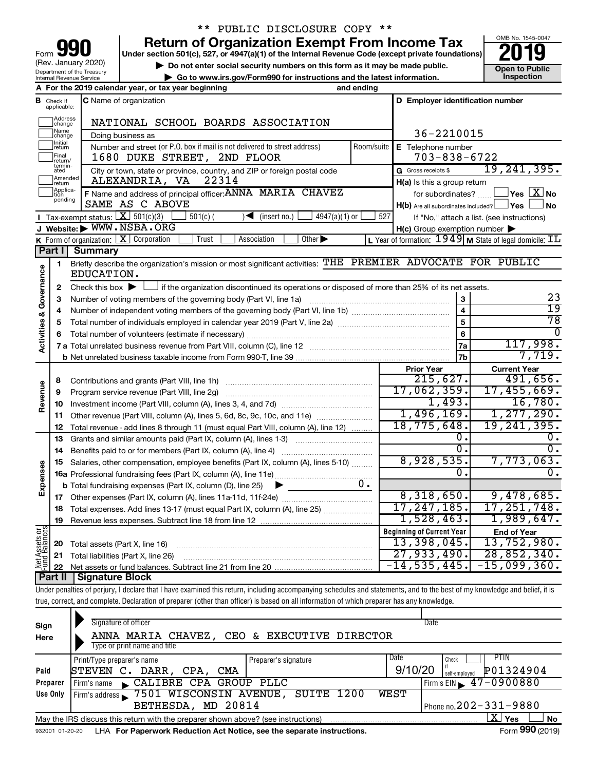\*\* PUBLIC DISCLOSURE COPY \*\*

# Form 990 — Return of Organization Exempt From Income Tax (2019)

Form 990 (Rev. January 2020)
Department of the Treasury
Internal Revenue Service

Under section 501(c), 527, or 4947(a)(1) of the Internal Revenue Code (except private foundations)

▶ Do not enter social security numbers on this form as it may be made public.

▶ Go to www.irs.gov/Form990 for instructions and the latest information.

OMB No. 1545-0047 — **2019** — Open to Public Inspection

**A** For the 2019 calendar year, or tax year beginning ______ and ending ______

**B** Check if applicable: Address change; Name change; Initial return; Final return/terminated; Amended return; Application pending

**C** Name of organization: NATIONAL SCHOOL BOARDS ASSOCIATION

Doing business as

Number and street (or P.O. box if mail is not delivered to street address): 1680 DUKE STREET, 2ND FLOOR — Room/suite

City or town, state or province, country, and ZIP or foreign postal code: ALEXANDRIA, VA 22314

**D** Employer identification number: 36-2210015

**E** Telephone number: 703-838-6722

**G** Gross receipts $ 19,241,395.

**F** Name and address of principal officer: ANNA MARIA CHAVEZ, SAME AS C ABOVE

**H(a)** Is this a group return for subordinates? ☐ Yes ☒ No

**H(b)** Are all subordinates included? ☐ Yes ☐ No — If "No," attach a list. (see instructions)

**H(c)** Group exemption number ▶

**I** Tax-exempt status: ☒ 501(c)(3) ☐ 501(c) ( ) ◀ (insert no.) ☐ 4947(a)(1) or ☐ 527

**J** Website: ▶ WWW.NSBA.ORG

**K** Form of organization: ☒ Corporation ☐ Trust ☐ Association ☐ Other ▶

**L** Year of formation: 1949 **M** State of legal domicile: IL

## Part I Summary

### Activities & Governance

1. Briefly describe the organization's mission or most significant activities: THE PREMIER ADVOCATE FOR PUBLIC EDUCATION.
2. Check this box ▶ ☐ if the organization discontinued its operations or disposed of more than 25% of its net assets.

| Line | Description | | Value |
|---|---|---|---|
| 3 | Number of voting members of the governing body (Part VI, line 1a) | 3 | 23 |
| 4 | Number of independent voting members of the governing body (Part VI, line 1b) | 4 | 19 |
| 5 | Total number of individuals employed in calendar year 2019 (Part V, line 2a) | 5 | 78 |
| 6 | Total number of volunteers (estimate if necessary) | 6 | 0 |
| 7a | Total unrelated business revenue from Part VIII, column (C), line 12 | 7a | 117,998. |
| 7b | Net unrelated business taxable income from Form 990-T, line 39 | 7b | 7,719. |

### Revenue / Expenses

| Line | Description | Prior Year | Current Year |
|---|---|---|---|
| 8 | Contributions and grants (Part VIII, line 1h) | 215,627. | 491,656. |
| 9 | Program service revenue (Part VIII, line 2g) | 17,062,359. | 17,455,669. |
| 10 | Investment income (Part VIII, column (A), lines 3, 4, and 7d) | 1,493. | 16,780. |
| 11 | Other revenue (Part VIII, column (A), lines 5, 6d, 8c, 9c, 10c, and 11e) | 1,496,169. | 1,277,290. |
| 12 | Total revenue - add lines 8 through 11 (must equal Part VIII, column (A), line 12) | 18,775,648. | 19,241,395. |
| 13 | Grants and similar amounts paid (Part IX, column (A), lines 1-3) | 0. | 0. |
| 14 | Benefits paid to or for members (Part IX, column (A), line 4) | 0. | 0. |
| 15 | Salaries, other compensation, employee benefits (Part IX, column (A), lines 5-10) | 8,928,535. | 7,773,063. |
| 16a | Professional fundraising fees (Part IX, column (A), line 11e) | 0. | 0. |
| 16b | Total fundraising expenses (Part IX, column (D), line 25) ▶ 0. | | |
| 17 | Other expenses (Part IX, column (A), lines 11a-11d, 11f-24e) | 8,318,650. | 9,478,685. |
| 18 | Total expenses. Add lines 13-17 (must equal Part IX, column (A), line 25) | 17,247,185. | 17,251,748. |
| 19 | Revenue less expenses. Subtract line 18 from line 12 | 1,528,463. | 1,989,647. |

### Net Assets or Fund Balances

| Line | Description | Beginning of Current Year | End of Year |
|---|---|---|---|
| 20 | Total assets (Part X, line 16) | 13,398,045. | 13,752,980. |
| 21 | Total liabilities (Part X, line 26) | 27,933,490. | 28,852,340. |
| 22 | Net assets or fund balances. Subtract line 21 from line 20 | -14,535,445. | -15,099,360. |

## Part II Signature Block

Under penalties of perjury, I declare that I have examined this return, including accompanying schedules and statements, and to the best of my knowledge and belief, it is true, correct, and complete. Declaration of preparer (other than officer) is based on all information of which preparer has any knowledge.

**Sign Here**

Signature of officer — Date

ANNA MARIA CHAVEZ, CEO & EXECUTIVE DIRECTOR
Type or print name and title

**Paid Preparer Use Only**

| Print/Type preparer's name | Preparer's signature | Date | Check if self-employed | PTIN |
|---|---|---|---|---|
| STEVEN C. DARR, CPA, CMA | | 9/10/20 | ☐ | P01324904 |

Firm's name ▶ CALIBRE CPA GROUP PLLC — Firm's EIN ▶ 47-0900880

Firm's address ▶ 7501 WISCONSIN AVENUE, SUITE 1200 WEST, BETHESDA, MD 20814 — Phone no. 202-331-9880

May the IRS discuss this return with the preparer shown above? (see instructions) ☒ Yes ☐ No

932001 01-20-20 LHA For Paperwork Reduction Act Notice, see the separate instructions. Form **990** (2019)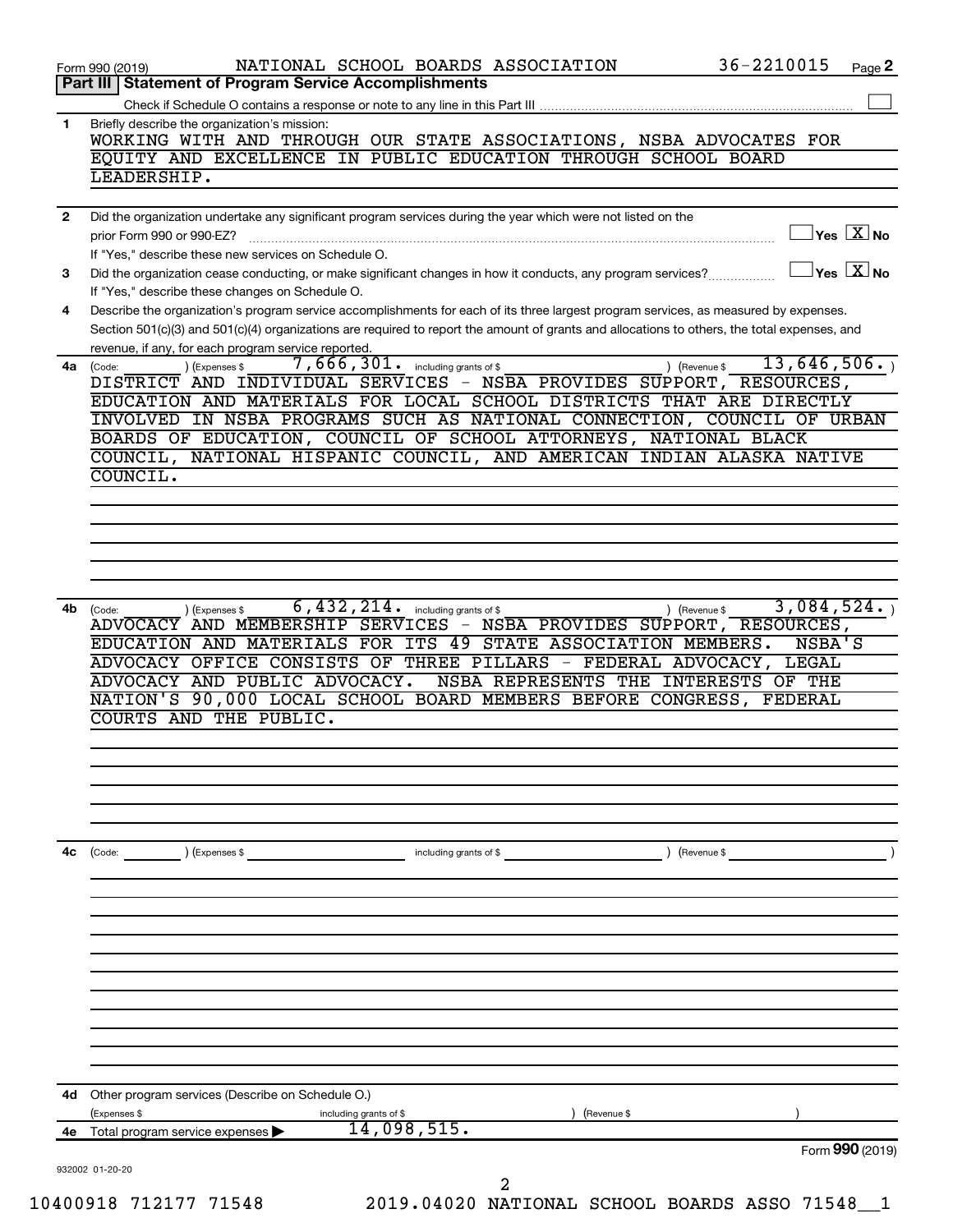Form 990 (2019) NATIONAL SCHOOL BOARDS ASSOCIATION 36-2210015 Page 2

## Part III Statement of Program Service Accomplishments

Check if Schedule O contains a response or note to any line in this Part III ☐

**1** Briefly describe the organization's mission:

WORKING WITH AND THROUGH OUR STATE ASSOCIATIONS, NSBA ADVOCATES FOR EQUITY AND EXCELLENCE IN PUBLIC EDUCATION THROUGH SCHOOL BOARD LEADERSHIP.

**2** Did the organization undertake any significant program services during the year which were not listed on the prior Form 990 or 990-EZ? ☐ Yes ☒ No

If "Yes," describe these new services on Schedule O.

**3** Did the organization cease conducting, or make significant changes in how it conducts, any program services? ☐ Yes ☒ No

If "Yes," describe these changes on Schedule O.

**4** Describe the organization's program service accomplishments for each of its three largest program services, as measured by expenses. Section 501(c)(3) and 501(c)(4) organizations are required to report the amount of grants and allocations to others, the total expenses, and revenue, if any, for each program service reported.

**4a** (Code: ) (Expenses $ 7,666,301. including grants of $ ) (Revenue $ 13,646,506. )

DISTRICT AND INDIVIDUAL SERVICES - NSBA PROVIDES SUPPORT, RESOURCES, EDUCATION AND MATERIALS FOR LOCAL SCHOOL DISTRICTS THAT ARE DIRECTLY INVOLVED IN NSBA PROGRAMS SUCH AS NATIONAL CONNECTION, COUNCIL OF URBAN BOARDS OF EDUCATION, COUNCIL OF SCHOOL ATTORNEYS, NATIONAL BLACK COUNCIL, NATIONAL HISPANIC COUNCIL, AND AMERICAN INDIAN ALASKA NATIVE COUNCIL.

**4b** (Code: ) (Expenses $ 6,432,214. including grants of $ ) (Revenue $ 3,084,524. )

ADVOCACY AND MEMBERSHIP SERVICES - NSBA PROVIDES SUPPORT, RESOURCES, EDUCATION AND MATERIALS FOR ITS 49 STATE ASSOCIATION MEMBERS. NSBA'S ADVOCACY OFFICE CONSISTS OF THREE PILLARS - FEDERAL ADVOCACY, LEGAL ADVOCACY AND PUBLIC ADVOCACY. NSBA REPRESENTS THE INTERESTS OF THE NATION'S 90,000 LOCAL SCHOOL BOARD MEMBERS BEFORE CONGRESS, FEDERAL COURTS AND THE PUBLIC.

**4c** (Code: ) (Expenses $ including grants of $ ) (Revenue $ )

**4d** Other program services (Describe on Schedule O.)

(Expenses $ including grants of $ ) (Revenue $ )

**4e** Total program service expenses ▶ 14,098,515.

Form **990** (2019)

932002 01-20-20

10400918 712177 71548 2019.04020 NATIONAL SCHOOL BOARDS ASSO 71548__1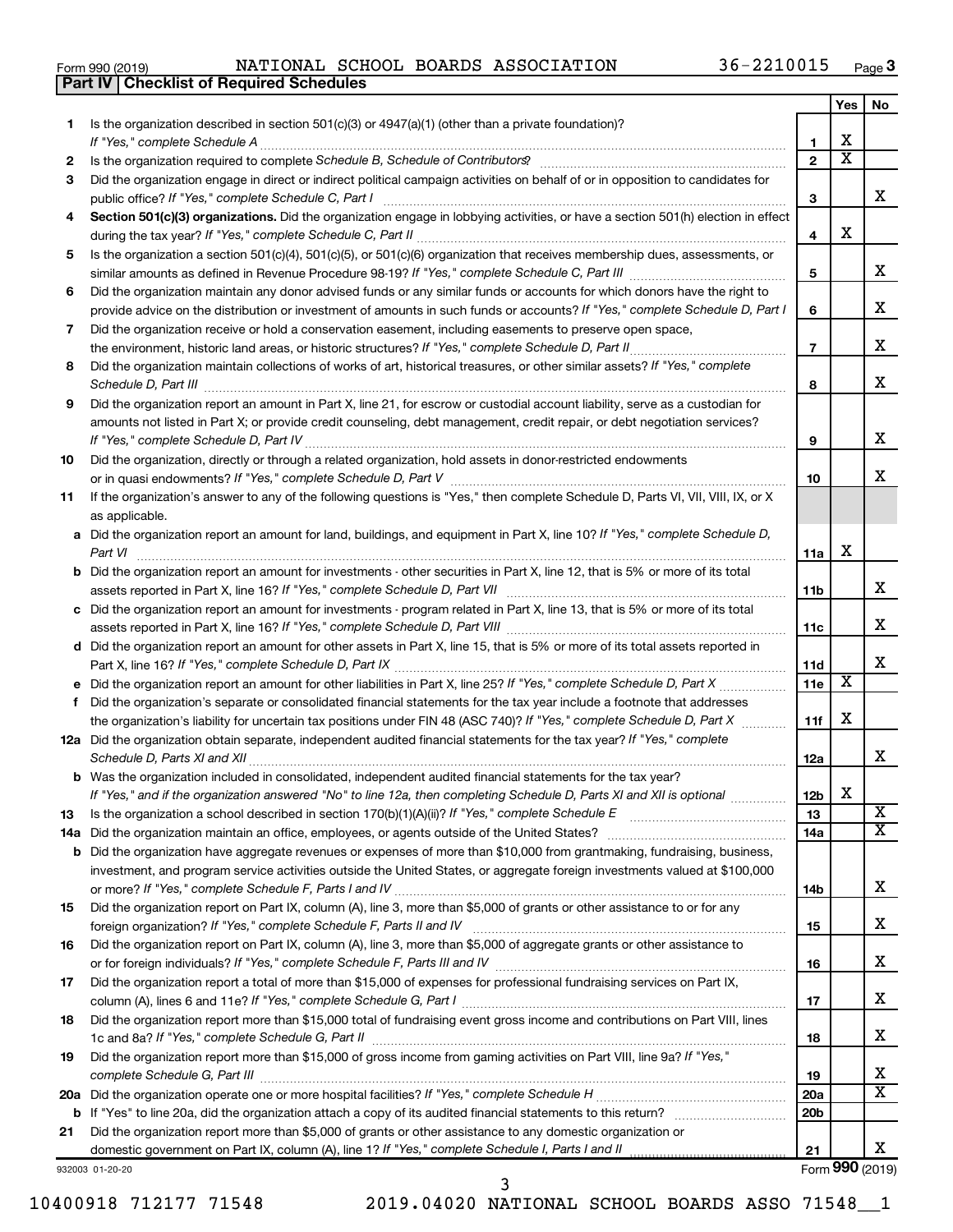Form 990 (2019) NATIONAL SCHOOL BOARDS ASSOCIATION 36-2210015

## Part IV | Checklist of Required Schedules

| | | | Yes | No |
|---|---|---|---|---|
| 1 | Is the organization described in section 501(c)(3) or 4947(a)(1) (other than a private foundation)? *If "Yes," complete Schedule A* | 1 | X | |
| 2 | Is the organization required to complete *Schedule B, Schedule of Contributors*? | 2 | X | |
| 3 | Did the organization engage in direct or indirect political campaign activities on behalf of or in opposition to candidates for public office? *If "Yes," complete Schedule C, Part I* | 3 | | X |
| 4 | **Section 501(c)(3) organizations.** Did the organization engage in lobbying activities, or have a section 501(h) election in effect during the tax year? *If "Yes," complete Schedule C, Part II* | 4 | X | |
| 5 | Is the organization a section 501(c)(4), 501(c)(5), or 501(c)(6) organization that receives membership dues, assessments, or similar amounts as defined in Revenue Procedure 98-19? *If "Yes," complete Schedule C, Part III* | 5 | | X |
| 6 | Did the organization maintain any donor advised funds or any similar funds or accounts for which donors have the right to provide advice on the distribution or investment of amounts in such funds or accounts? *If "Yes," complete Schedule D, Part I* | 6 | | X |
| 7 | Did the organization receive or hold a conservation easement, including easements to preserve open space, the environment, historic land areas, or historic structures? *If "Yes," complete Schedule D, Part II* | 7 | | X |
| 8 | Did the organization maintain collections of works of art, historical treasures, or other similar assets? *If "Yes," complete Schedule D, Part III* | 8 | | X |
| 9 | Did the organization report an amount in Part X, line 21, for escrow or custodial account liability, serve as a custodian for amounts not listed in Part X; or provide credit counseling, debt management, credit repair, or debt negotiation services? *If "Yes," complete Schedule D, Part IV* | 9 | | X |
| 10 | Did the organization, directly or through a related organization, hold assets in donor-restricted endowments or in quasi endowments? *If "Yes," complete Schedule D, Part V* | 10 | | X |
| 11 | If the organization's answer to any of the following questions is "Yes," then complete Schedule D, Parts VI, VII, VIII, IX, or X as applicable. | | | |
| a | Did the organization report an amount for land, buildings, and equipment in Part X, line 10? *If "Yes," complete Schedule D, Part VI* | 11a | X | |
| b | Did the organization report an amount for investments - other securities in Part X, line 12, that is 5% or more of its total assets reported in Part X, line 16? *If "Yes," complete Schedule D, Part VII* | 11b | | X |
| c | Did the organization report an amount for investments - program related in Part X, line 13, that is 5% or more of its total assets reported in Part X, line 16? *If "Yes," complete Schedule D, Part VIII* | 11c | | X |
| d | Did the organization report an amount for other assets in Part X, line 15, that is 5% or more of its total assets reported in Part X, line 16? *If "Yes," complete Schedule D, Part IX* | 11d | | X |
| e | Did the organization report an amount for other liabilities in Part X, line 25? *If "Yes," complete Schedule D, Part X* | 11e | X | |
| f | Did the organization's separate or consolidated financial statements for the tax year include a footnote that addresses the organization's liability for uncertain tax positions under FIN 48 (ASC 740)? *If "Yes," complete Schedule D, Part X* | 11f | X | |
| 12a | Did the organization obtain separate, independent audited financial statements for the tax year? *If "Yes," complete Schedule D, Parts XI and XII* | 12a | | X |
| b | Was the organization included in consolidated, independent audited financial statements for the tax year? *If "Yes," and if the organization answered "No" to line 12a, then completing Schedule D, Parts XI and XII is optional* | 12b | X | |
| 13 | Is the organization a school described in section 170(b)(1)(A)(ii)? *If "Yes," complete Schedule E* | 13 | | X |
| 14a | Did the organization maintain an office, employees, or agents outside of the United States? | 14a | | X |
| b | Did the organization have aggregate revenues or expenses of more than $10,000 from grantmaking, fundraising, business, investment, and program service activities outside the United States, or aggregate foreign investments valued at $100,000 or more? *If "Yes," complete Schedule F, Parts I and IV* | 14b | | X |
| 15 | Did the organization report on Part IX, column (A), line 3, more than $5,000 of grants or other assistance to or for any foreign organization? *If "Yes," complete Schedule F, Parts II and IV* | 15 | | X |
| 16 | Did the organization report on Part IX, column (A), line 3, more than $5,000 of aggregate grants or other assistance to or for foreign individuals? *If "Yes," complete Schedule F, Parts III and IV* | 16 | | X |
| 17 | Did the organization report a total of more than $15,000 of expenses for professional fundraising services on Part IX, column (A), lines 6 and 11e? *If "Yes," complete Schedule G, Part I* | 17 | | X |
| 18 | Did the organization report more than $15,000 total of fundraising event gross income and contributions on Part VIII, lines 1c and 8a? *If "Yes," complete Schedule G, Part II* | 18 | | X |
| 19 | Did the organization report more than $15,000 of gross income from gaming activities on Part VIII, line 9a? *If "Yes," complete Schedule G, Part III* | 19 | | X |
| 20a | Did the organization operate one or more hospital facilities? *If "Yes," complete Schedule H* | 20a | | X |
| b | If "Yes" to line 20a, did the organization attach a copy of its audited financial statements to this return? | 20b | | |
| 21 | Did the organization report more than $5,000 of grants or other assistance to any domestic organization or domestic government on Part IX, column (A), line 1? *If "Yes," complete Schedule I, Parts I and II* | 21 | | X |

932003 01-20-20

Form **990** (2019)

10400918 712177 71548 2019.04020 NATIONAL SCHOOL BOARDS ASSO 71548__1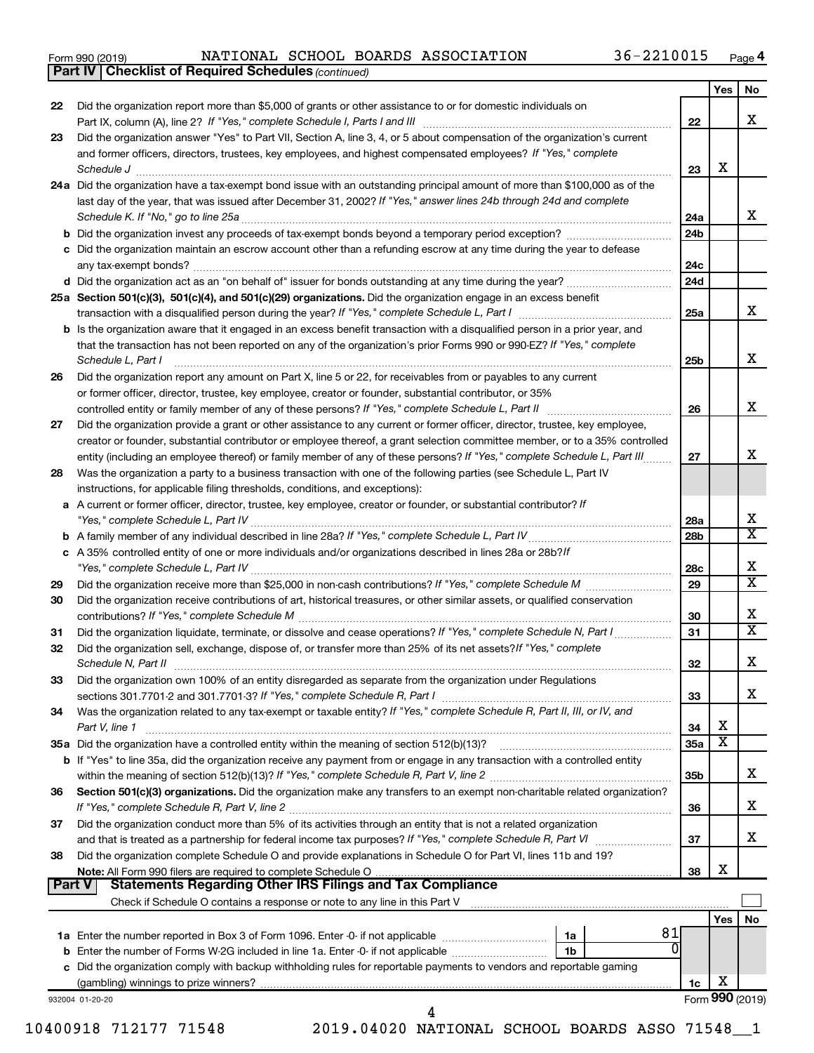Form 990 (2019) NATIONAL SCHOOL BOARDS ASSOCIATION 36-2210015 Page 4

**Part IV | Checklist of Required Schedules** *(continued)*

| | | | Yes | No |
|---|---|---|---|---|
| 22 | Did the organization report more than $5,000 of grants or other assistance to or for domestic individuals on Part IX, column (A), line 2? *If "Yes," complete Schedule I, Parts I and III* | 22 | | X |
| 23 | Did the organization answer "Yes" to Part VII, Section A, line 3, 4, or 5 about compensation of the organization's current and former officers, directors, trustees, key employees, and highest compensated employees? *If "Yes," complete Schedule J* | 23 | X | |
| 24a | Did the organization have a tax-exempt bond issue with an outstanding principal amount of more than $100,000 as of the last day of the year, that was issued after December 31, 2002? *If "Yes," answer lines 24b through 24d and complete Schedule K. If "No," go to line 25a* | 24a | | X |
| b | Did the organization invest any proceeds of tax-exempt bonds beyond a temporary period exception? | 24b | | |
| c | Did the organization maintain an escrow account other than a refunding escrow at any time during the year to defease any tax-exempt bonds? | 24c | | |
| d | Did the organization act as an "on behalf of" issuer for bonds outstanding at any time during the year? | 24d | | |
| 25a | **Section 501(c)(3), 501(c)(4), and 501(c)(29) organizations.** Did the organization engage in an excess benefit transaction with a disqualified person during the year? *If "Yes," complete Schedule L, Part I* | 25a | | X |
| b | Is the organization aware that it engaged in an excess benefit transaction with a disqualified person in a prior year, and that the transaction has not been reported on any of the organization's prior Forms 990 or 990-EZ? *If "Yes," complete Schedule L, Part I* | 25b | | X |
| 26 | Did the organization report any amount on Part X, line 5 or 22, for receivables from or payables to any current or former officer, director, trustee, key employee, creator or founder, substantial contributor, or 35% controlled entity or family member of any of these persons? *If "Yes," complete Schedule L, Part II* | 26 | | X |
| 27 | Did the organization provide a grant or other assistance to any current or former officer, director, trustee, key employee, creator or founder, substantial contributor or employee thereof, a grant selection committee member, or to a 35% controlled entity (including an employee thereof) or family member of any of these persons? *If "Yes," complete Schedule L, Part III* | 27 | | X |
| 28 | Was the organization a party to a business transaction with one of the following parties (see Schedule L, Part IV instructions, for applicable filing thresholds, conditions, and exceptions): | | | |
| a | A current or former officer, director, trustee, key employee, creator or founder, or substantial contributor? *If "Yes," complete Schedule L, Part IV* | 28a | | X |
| b | A family member of any individual described in line 28a? *If "Yes," complete Schedule L, Part IV* | 28b | | X |
| c | A 35% controlled entity of one or more individuals and/or organizations described in lines 28a or 28b? *If "Yes," complete Schedule L, Part IV* | 28c | | X |
| 29 | Did the organization receive more than $25,000 in non-cash contributions? *If "Yes," complete Schedule M* | 29 | | X |
| 30 | Did the organization receive contributions of art, historical treasures, or other similar assets, or qualified conservation contributions? *If "Yes," complete Schedule M* | 30 | | X |
| 31 | Did the organization liquidate, terminate, or dissolve and cease operations? *If "Yes," complete Schedule N, Part I* | 31 | | X |
| 32 | Did the organization sell, exchange, dispose of, or transfer more than 25% of its net assets? *If "Yes," complete Schedule N, Part II* | 32 | | X |
| 33 | Did the organization own 100% of an entity disregarded as separate from the organization under Regulations sections 301.7701-2 and 301.7701-3? *If "Yes," complete Schedule R, Part I* | 33 | | X |
| 34 | Was the organization related to any tax-exempt or taxable entity? *If "Yes," complete Schedule R, Part II, III, or IV, and Part V, line 1* | 34 | X | |
| 35a | Did the organization have a controlled entity within the meaning of section 512(b)(13)? | 35a | X | |
| b | If "Yes" to line 35a, did the organization receive any payment from or engage in any transaction with a controlled entity within the meaning of section 512(b)(13)? *If "Yes," complete Schedule R, Part V, line 2* | 35b | | X |
| 36 | **Section 501(c)(3) organizations.** Did the organization make any transfers to an exempt non-charitable related organization? *If "Yes," complete Schedule R, Part V, line 2* | 36 | | X |
| 37 | Did the organization conduct more than 5% of its activities through an entity that is not a related organization and that is treated as a partnership for federal income tax purposes? *If "Yes," complete Schedule R, Part VI* | 37 | | X |
| 38 | Did the organization complete Schedule O and provide explanations in Schedule O for Part VI, lines 11b and 19? **Note:** All Form 990 filers are required to complete Schedule O | 38 | X | |

**Part V | Statements Regarding Other IRS Filings and Tax Compliance**

Check if Schedule O contains a response or note to any line in this Part V

| | | | | Yes | No |
|---|---|---|---|---|---|
| 1a | Enter the number reported in Box 3 of Form 1096. Enter -0- if not applicable | 1a | 81 | | |
| b | Enter the number of Forms W-2G included in line 1a. Enter -0- if not applicable | 1b | 0 | | |
| c | Did the organization comply with backup withholding rules for reportable payments to vendors and reportable gaming (gambling) winnings to prize winners? | | 1c | X | |

932004 01-20-20 Form **990** (2019)

10400918 712177 71548 2019.04020 NATIONAL SCHOOL BOARDS ASSO 71548__1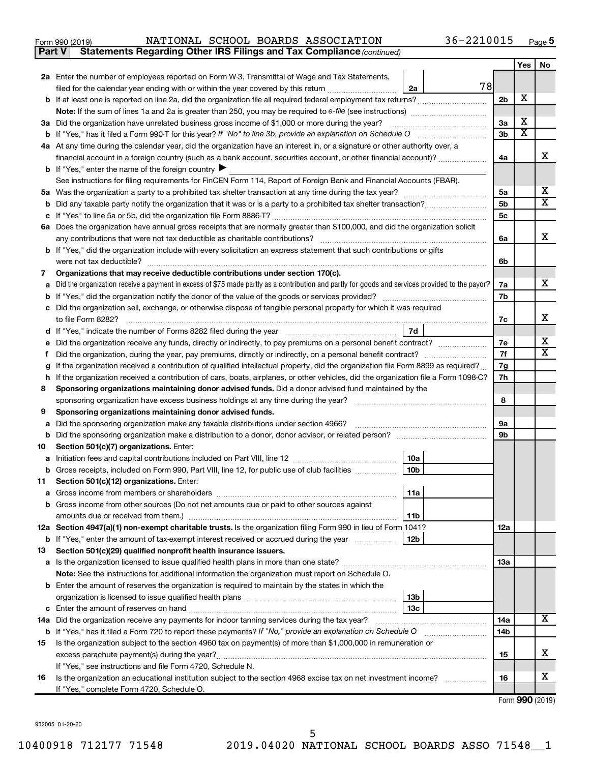Form 990 (2019) NATIONAL SCHOOL BOARDS ASSOCIATION 36-2210015 Page 5

**Part V Statements Regarding Other IRS Filings and Tax Compliance** *(continued)*

| | | | | | Yes | No |
|---|---|---|---|---|---|---|
| **2a** | Enter the number of employees reported on Form W-3, Transmittal of Wage and Tax Statements, filed for the calendar year ending with or within the year covered by this return | 2a | 78 | | | |
| **b** | If at least one is reported on line 2a, did the organization file all required federal employment tax returns? | | | 2b | X | |
| | **Note:** If the sum of lines 1a and 2a is greater than 250, you may be required to *e-file* (see instructions) | | | | | |
| **3a** | Did the organization have unrelated business gross income of $1,000 or more during the year? | | | 3a | X | |
| **b** | If "Yes," has it filed a Form 990-T for this year? *If "No" to line 3b, provide an explanation on Schedule O* | | | 3b | X | |
| **4a** | At any time during the calendar year, did the organization have an interest in, or a signature or other authority over, a financial account in a foreign country (such as a bank account, securities account, or other financial account)? | | | 4a | | X |
| **b** | If "Yes," enter the name of the foreign country ▶ | | | | | |
| | See instructions for filing requirements for FinCEN Form 114, Report of Foreign Bank and Financial Accounts (FBAR). | | | | | |
| **5a** | Was the organization a party to a prohibited tax shelter transaction at any time during the tax year? | | | 5a | | X |
| **b** | Did any taxable party notify the organization that it was or is a party to a prohibited tax shelter transaction? | | | 5b | | X |
| **c** | If "Yes" to line 5a or 5b, did the organization file Form 8886-T? | | | 5c | | |
| **6a** | Does the organization have annual gross receipts that are normally greater than $100,000, and did the organization solicit any contributions that were not tax deductible as charitable contributions? | | | 6a | | X |
| **b** | If "Yes," did the organization include with every solicitation an express statement that such contributions or gifts were not tax deductible? | | | 6b | | |
| **7** | **Organizations that may receive deductible contributions under section 170(c).** | | | | | |
| **a** | Did the organization receive a payment in excess of $75 made partly as a contribution and partly for goods and services provided to the payor? | | | 7a | | X |
| **b** | If "Yes," did the organization notify the donor of the value of the goods or services provided? | | | 7b | | |
| **c** | Did the organization sell, exchange, or otherwise dispose of tangible personal property for which it was required to file Form 8282? | | | 7c | | X |
| **d** | If "Yes," indicate the number of Forms 8282 filed during the year | 7d | | | | |
| **e** | Did the organization receive any funds, directly or indirectly, to pay premiums on a personal benefit contract? | | | 7e | | X |
| **f** | Did the organization, during the year, pay premiums, directly or indirectly, on a personal benefit contract? | | | 7f | | X |
| **g** | If the organization received a contribution of qualified intellectual property, did the organization file Form 8899 as required? | | | 7g | | |
| **h** | If the organization received a contribution of cars, boats, airplanes, or other vehicles, did the organization file a Form 1098-C? | | | 7h | | |
| **8** | **Sponsoring organizations maintaining donor advised funds.** Did a donor advised fund maintained by the sponsoring organization have excess business holdings at any time during the year? | | | 8 | | |
| **9** | **Sponsoring organizations maintaining donor advised funds.** | | | | | |
| **a** | Did the sponsoring organization make any taxable distributions under section 4966? | | | 9a | | |
| **b** | Did the sponsoring organization make a distribution to a donor, donor advisor, or related person? | | | 9b | | |
| **10** | **Section 501(c)(7) organizations.** Enter: | | | | | |
| **a** | Initiation fees and capital contributions included on Part VIII, line 12 | 10a | | | | |
| **b** | Gross receipts, included on Form 990, Part VIII, line 12, for public use of club facilities | 10b | | | | |
| **11** | **Section 501(c)(12) organizations.** Enter: | | | | | |
| **a** | Gross income from members or shareholders | 11a | | | | |
| **b** | Gross income from other sources (Do not net amounts due or paid to other sources against amounts due or received from them.) | 11b | | | | |
| **12a** | **Section 4947(a)(1) non-exempt charitable trusts.** Is the organization filing Form 990 in lieu of Form 1041? | | | 12a | | |
| **b** | If "Yes," enter the amount of tax-exempt interest received or accrued during the year | 12b | | | | |
| **13** | **Section 501(c)(29) qualified nonprofit health insurance issuers.** | | | | | |
| **a** | Is the organization licensed to issue qualified health plans in more than one state? | | | 13a | | |
| | **Note:** See the instructions for additional information the organization must report on Schedule O. | | | | | |
| **b** | Enter the amount of reserves the organization is required to maintain by the states in which the organization is licensed to issue qualified health plans | 13b | | | | |
| **c** | Enter the amount of reserves on hand | 13c | | | | |
| **14a** | Did the organization receive any payments for indoor tanning services during the tax year? | | | 14a | | X |
| **b** | If "Yes," has it filed a Form 720 to report these payments? *If "No," provide an explanation on Schedule O* | | | 14b | | |
| **15** | Is the organization subject to the section 4960 tax on payment(s) of more than $1,000,000 in remuneration or excess parachute payment(s) during the year? | | | 15 | | X |
| | If "Yes," see instructions and file Form 4720, Schedule N. | | | | | |
| **16** | Is the organization an educational institution subject to the section 4968 excise tax on net investment income? | | | 16 | | X |
| | If "Yes," complete Form 4720, Schedule O. | | | | | |

Form **990** (2019)

932005 01-20-20

10400918 712177 71548 2019.04020 NATIONAL SCHOOL BOARDS ASSO 71548__1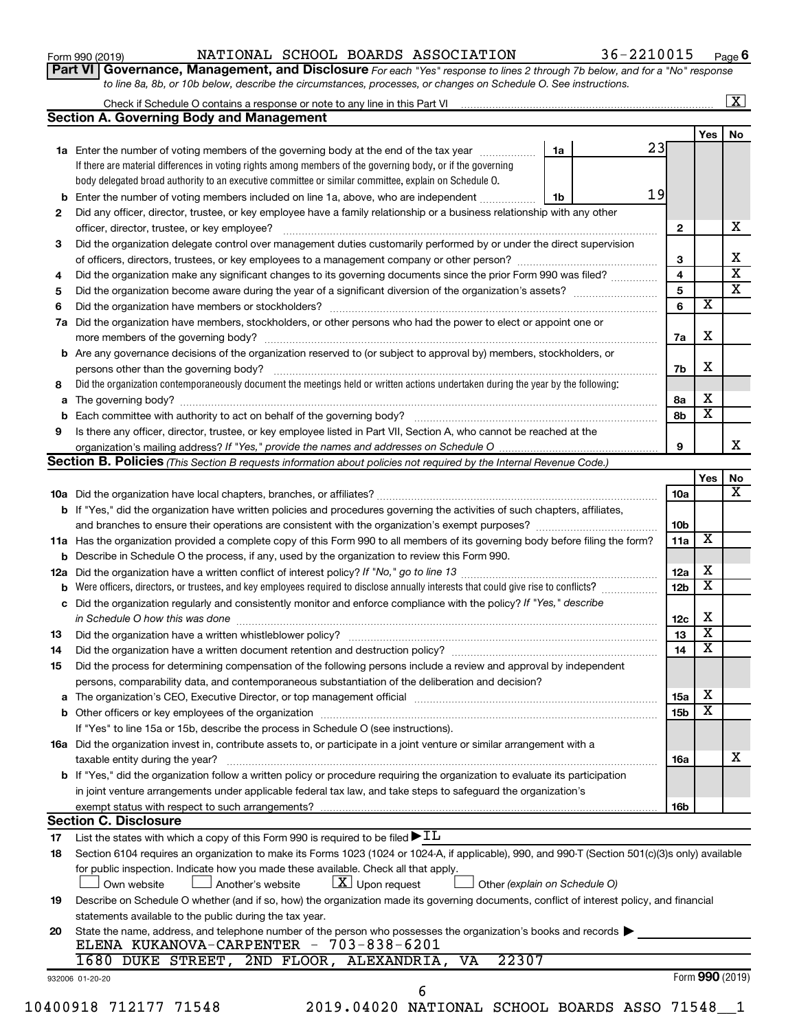Form 990 (2019) NATIONAL SCHOOL BOARDS ASSOCIATION 36-2210015 Page 6

**Part VI Governance, Management, and Disclosure** *For each "Yes" response to lines 2 through 7b below, and for a "No" response to line 8a, 8b, or 10b below, describe the circumstances, processes, or changes on Schedule O. See instructions.*

Check if Schedule O contains a response or note to any line in this Part VI ... [X]

## Section A. Governing Body and Management

| | | | | Yes | No |
|---|---|---|---|---|---|
| **1a** | Enter the number of voting members of the governing body at the end of the tax year. If there are material differences in voting rights among members of the governing body, or if the governing body delegated broad authority to an executive committee or similar committee, explain on Schedule O. | 1a 23 | | | |
| **b** | Enter the number of voting members included on line 1a, above, who are independent | 1b 19 | | | |
| **2** | Did any officer, director, trustee, or key employee have a family relationship or a business relationship with any other officer, director, trustee, or key employee? | | 2 | | X |
| **3** | Did the organization delegate control over management duties customarily performed by or under the direct supervision of officers, directors, trustees, or key employees to a management company or other person? | | 3 | | X |
| **4** | Did the organization make any significant changes to its governing documents since the prior Form 990 was filed? | | 4 | | X |
| **5** | Did the organization become aware during the year of a significant diversion of the organization's assets? | | 5 | | X |
| **6** | Did the organization have members or stockholders? | | 6 | X | |
| **7a** | Did the organization have members, stockholders, or other persons who had the power to elect or appoint one or more members of the governing body? | | 7a | X | |
| **b** | Are any governance decisions of the organization reserved to (or subject to approval by) members, stockholders, or persons other than the governing body? | | 7b | X | |
| **8** | Did the organization contemporaneously document the meetings held or written actions undertaken during the year by the following: | | | | |
| **a** | The governing body? | | 8a | X | |
| **b** | Each committee with authority to act on behalf of the governing body? | | 8b | X | |
| **9** | Is there any officer, director, trustee, or key employee listed in Part VII, Section A, who cannot be reached at the organization's mailing address? *If "Yes," provide the names and addresses on Schedule O* | | 9 | | X |

## Section B. Policies *(This Section B requests information about policies not required by the Internal Revenue Code.)*

| | | | Yes | No |
|---|---|---|---|---|
| **10a** | Did the organization have local chapters, branches, or affiliates? | 10a | | X |
| **b** | If "Yes," did the organization have written policies and procedures governing the activities of such chapters, affiliates, and branches to ensure their operations are consistent with the organization's exempt purposes? | 10b | | |
| **11a** | Has the organization provided a complete copy of this Form 990 to all members of its governing body before filing the form? | 11a | X | |
| **b** | Describe in Schedule O the process, if any, used by the organization to review this Form 990. | | | |
| **12a** | Did the organization have a written conflict of interest policy? *If "No," go to line 13* | 12a | X | |
| **b** | Were officers, directors, or trustees, and key employees required to disclose annually interests that could give rise to conflicts? | 12b | X | |
| **c** | Did the organization regularly and consistently monitor and enforce compliance with the policy? *If "Yes," describe in Schedule O how this was done* | 12c | X | |
| **13** | Did the organization have a written whistleblower policy? | 13 | X | |
| **14** | Did the organization have a written document retention and destruction policy? | 14 | X | |
| **15** | Did the process for determining compensation of the following persons include a review and approval by independent persons, comparability data, and contemporaneous substantiation of the deliberation and decision? | | | |
| **a** | The organization's CEO, Executive Director, or top management official | 15a | X | |
| **b** | Other officers or key employees of the organization | 15b | X | |
| | If "Yes" to line 15a or 15b, describe the process in Schedule O (see instructions). | | | |
| **16a** | Did the organization invest in, contribute assets to, or participate in a joint venture or similar arrangement with a taxable entity during the year? | 16a | | X |
| **b** | If "Yes," did the organization follow a written policy or procedure requiring the organization to evaluate its participation in joint venture arrangements under applicable federal tax law, and take steps to safeguard the organization's exempt status with respect to such arrangements? | 16b | | |

## Section C. Disclosure

**17** List the states with which a copy of this Form 990 is required to be filed ▶ IL

**18** Section 6104 requires an organization to make its Forms 1023 (1024 or 1024-A, if applicable), 990, and 990-T (Section 501(c)(3)s only) available for public inspection. Indicate how you made these available. Check all that apply.

[ ] Own website [ ] Another's website [X] Upon request [ ] Other *(explain on Schedule O)*

**19** Describe on Schedule O whether (and if so, how) the organization made its governing documents, conflict of interest policy, and financial statements available to the public during the tax year.

**20** State the name, address, and telephone number of the person who possesses the organization's books and records ▶

ELENA KUKANOVA-CARPENTER - 703-838-6201
1680 DUKE STREET, 2ND FLOOR, ALEXANDRIA, VA 22307

932006 01-20-20 Form **990** (2019)

10400918 712177 71548 2019.04020 NATIONAL SCHOOL BOARDS ASSO 71548__1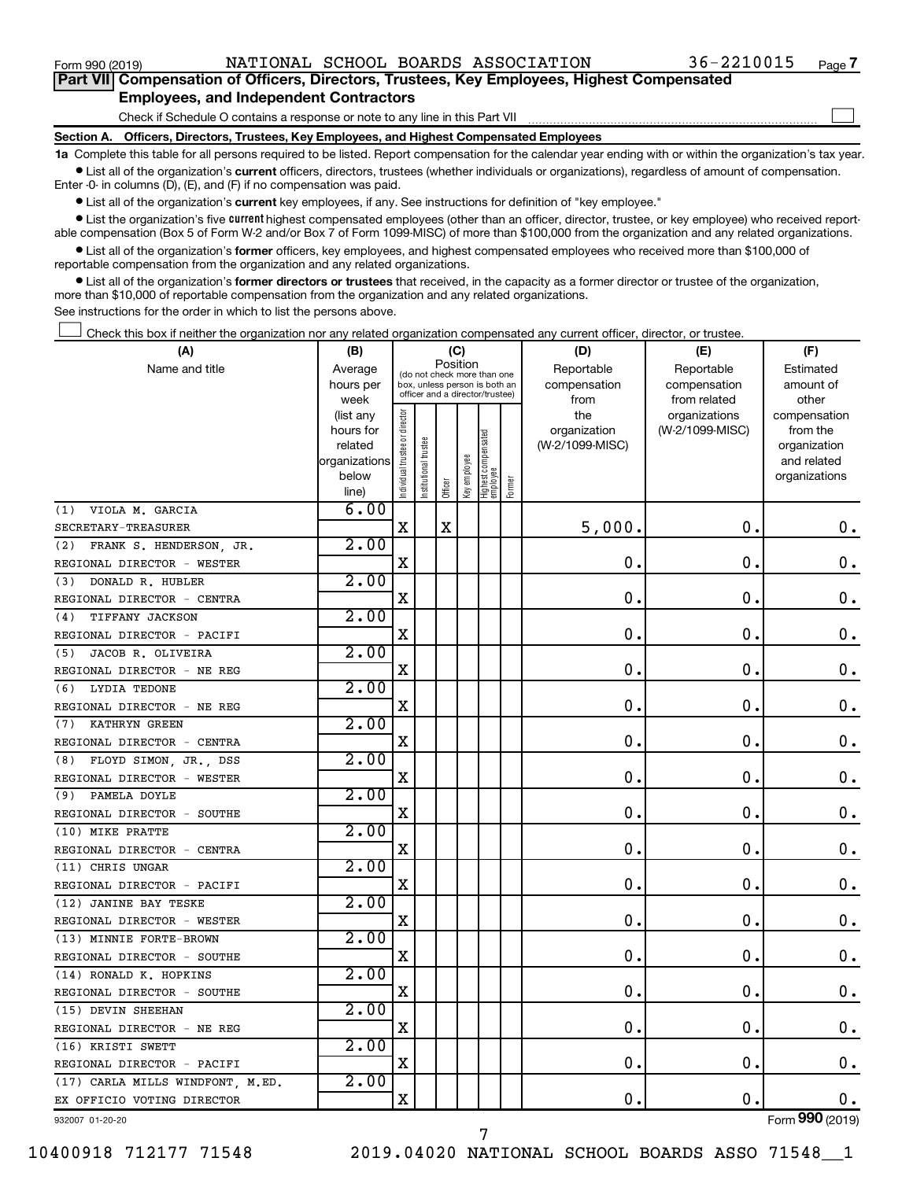Form 990 (2019) NATIONAL SCHOOL BOARDS ASSOCIATION 36-2210015 Page 7

**Part VII Compensation of Officers, Directors, Trustees, Key Employees, Highest Compensated Employees, and Independent Contractors**

Check if Schedule O contains a response or note to any line in this Part VII

**Section A. Officers, Directors, Trustees, Key Employees, and Highest Compensated Employees**

**1a** Complete this table for all persons required to be listed. Report compensation for the calendar year ending with or within the organization's tax year.

- List all of the organization's **current** officers, directors, trustees (whether individuals or organizations), regardless of amount of compensation. Enter -0- in columns (D), (E), and (F) if no compensation was paid.
- List all of the organization's **current** key employees, if any. See instructions for definition of "key employee."
- List the organization's five **current** highest compensated employees (other than an officer, director, trustee, or key employee) who received reportable compensation (Box 5 of Form W-2 and/or Box 7 of Form 1099-MISC) of more than $100,000 from the organization and any related organizations.
- List all of the organization's **former** officers, key employees, and highest compensated employees who received more than $100,000 of reportable compensation from the organization and any related organizations.
- List all of the organization's **former directors or trustees** that received, in the capacity as a former director or trustee of the organization, more than $10,000 of reportable compensation from the organization and any related organizations.

See instructions for the order in which to list the persons above.

Check this box if neither the organization nor any related organization compensated any current officer, director, or trustee.

| (A) Name and title | (B) Average hours per week (list any hours for related organizations below line) | (C) Position: Individual trustee or director | Institutional trustee | Officer | Key employee | Highest compensated employee | Former | (D) Reportable compensation from the organization (W-2/1099-MISC) | (E) Reportable compensation from related organizations (W-2/1099-MISC) | (F) Estimated amount of other compensation from the organization and related organizations |
|---|---|---|---|---|---|---|---|---|---|---|
| (1) VIOLA M. GARCIA<br>SECRETARY-TREASURER | 6.00 | X | | X | | | | 5,000. | 0. | 0. |
| (2) FRANK S. HENDERSON, JR.<br>REGIONAL DIRECTOR - WESTER | 2.00 | X | | | | | | 0. | 0. | 0. |
| (3) DONALD R. HUBLER<br>REGIONAL DIRECTOR - CENTRA | 2.00 | X | | | | | | 0. | 0. | 0. |
| (4) TIFFANY JACKSON<br>REGIONAL DIRECTOR - PACIFI | 2.00 | X | | | | | | 0. | 0. | 0. |
| (5) JACOB R. OLIVEIRA<br>REGIONAL DIRECTOR - NE REG | 2.00 | X | | | | | | 0. | 0. | 0. |
| (6) LYDIA TEDONE<br>REGIONAL DIRECTOR - NE REG | 2.00 | X | | | | | | 0. | 0. | 0. |
| (7) KATHRYN GREEN<br>REGIONAL DIRECTOR - CENTRA | 2.00 | X | | | | | | 0. | 0. | 0. |
| (8) FLOYD SIMON, JR., DSS<br>REGIONAL DIRECTOR - WESTER | 2.00 | X | | | | | | 0. | 0. | 0. |
| (9) PAMELA DOYLE<br>REGIONAL DIRECTOR - SOUTHE | 2.00 | X | | | | | | 0. | 0. | 0. |
| (10) MIKE PRATTE<br>REGIONAL DIRECTOR - CENTRA | 2.00 | X | | | | | | 0. | 0. | 0. |
| (11) CHRIS UNGAR<br>REGIONAL DIRECTOR - PACIFI | 2.00 | X | | | | | | 0. | 0. | 0. |
| (12) JANINE BAY TESKE<br>REGIONAL DIRECTOR - WESTER | 2.00 | X | | | | | | 0. | 0. | 0. |
| (13) MINNIE FORTE-BROWN<br>REGIONAL DIRECTOR - SOUTHE | 2.00 | X | | | | | | 0. | 0. | 0. |
| (14) RONALD K. HOPKINS<br>REGIONAL DIRECTOR - SOUTHE | 2.00 | X | | | | | | 0. | 0. | 0. |
| (15) DEVIN SHEEHAN<br>REGIONAL DIRECTOR - NE REG | 2.00 | X | | | | | | 0. | 0. | 0. |
| (16) KRISTI SWETT<br>REGIONAL DIRECTOR - PACIFI | 2.00 | X | | | | | | 0. | 0. | 0. |
| (17) CARLA MILLS WINDFONT, M.ED.<br>EX OFFICIO VOTING DIRECTOR | 2.00 | X | | | | | | 0. | 0. | 0. |

932007 01-20-20 Form 990 (2019)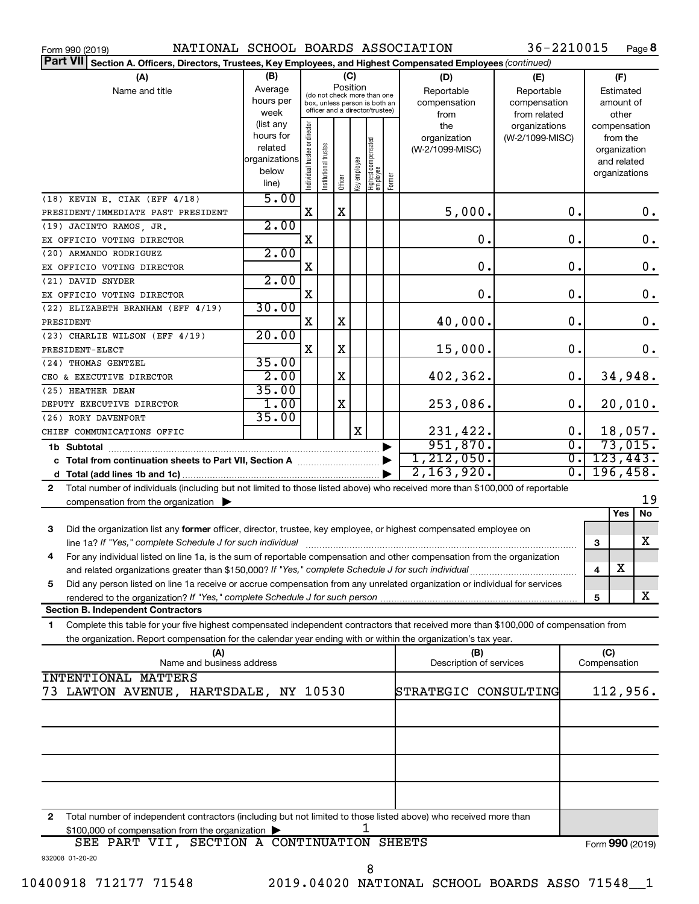Form 990 (2019) NATIONAL SCHOOL BOARDS ASSOCIATION 36-2210015 Page 8

**Part VII Section A. Officers, Directors, Trustees, Key Employees, and Highest Compensated Employees** *(continued)*

| (A) Name and title | (B) Average hours per week (list any hours for related organizations below line) | (C) Position: Individual trustee or director | Institutional trustee | Officer | Key employee | Highest compensated employee | Former | (D) Reportable compensation from the organization (W-2/1099-MISC) | (E) Reportable compensation from related organizations (W-2/1099-MISC) | (F) Estimated amount of other compensation from the organization and related organizations |
|---|---|---|---|---|---|---|---|---|---|---|
| (18) KEVIN E. CIAK (EFF 4/18) PRESIDENT/IMMEDIATE PAST PRESIDENT | 5.00 | X | | X | | | | 5,000. | 0. | 0. |
| (19) JACINTO RAMOS, JR. EX OFFICIO VOTING DIRECTOR | 2.00 | X | | | | | | 0. | 0. | 0. |
| (20) ARMANDO RODRIGUEZ EX OFFICIO VOTING DIRECTOR | 2.00 | X | | | | | | 0. | 0. | 0. |
| (21) DAVID SNYDER EX OFFICIO VOTING DIRECTOR | 2.00 | X | | | | | | 0. | 0. | 0. |
| (22) ELIZABETH BRANHAM (EFF 4/19) PRESIDENT | 30.00 | X | | X | | | | 40,000. | 0. | 0. |
| (23) CHARLIE WILSON (EFF 4/19) PRESIDENT-ELECT | 20.00 | X | | X | | | | 15,000. | 0. | 0. |
| (24) THOMAS GENTZEL CEO & EXECUTIVE DIRECTOR | 35.00 / 2.00 | | | X | | | | 402,362. | 0. | 34,948. |
| (25) HEATHER DEAN DEPUTY EXECUTIVE DIRECTOR | 35.00 / 1.00 | | | X | | | | 253,086. | 0. | 20,010. |
| (26) RORY DAVENPORT CHIEF COMMUNICATIONS OFFIC | 35.00 | | | | X | | | 231,422. | 0. | 18,057. |
| **1b Subtotal** | | | | | | | | 951,870. | 0. | 73,015. |
| **c Total from continuation sheets to Part VII, Section A** | | | | | | | | 1,212,050. | 0. | 123,443. |
| **d Total (add lines 1b and 1c)** | | | | | | | | 2,163,920. | 0. | 196,458. |

**2** Total number of individuals (including but not limited to those listed above) who received more than $100,000 of reportable compensation from the organization ▶ 19

| | | Yes | No |
|---|---|---|---|
| **3** Did the organization list any **former** officer, director, trustee, key employee, or highest compensated employee on line 1a? *If "Yes," complete Schedule J for such individual* | 3 | | X |
| **4** For any individual listed on line 1a, is the sum of reportable compensation and other compensation from the organization and related organizations greater than $150,000? *If "Yes," complete Schedule J for such individual* | 4 | X | |
| **5** Did any person listed on line 1a receive or accrue compensation from any unrelated organization or individual for services rendered to the organization? *If "Yes," complete Schedule J for such person* | 5 | | X |

**Section B. Independent Contractors**

**1** Complete this table for your five highest compensated independent contractors that received more than $100,000 of compensation from the organization. Report compensation for the calendar year ending with or within the organization's tax year.

| (A) Name and business address | (B) Description of services | (C) Compensation |
|---|---|---|
| INTENTIONAL MATTERS 73 LAWTON AVENUE, HARTSDALE, NY 10530 | STRATEGIC CONSULTING | 112,956. |
| | | |
| | | |
| | | |
| | | |

**2** Total number of independent contractors (including but not limited to those listed above) who received more than $100,000 of compensation from the organization ▶ 1

SEE PART VII, SECTION A CONTINUATION SHEETS

Form **990** (2019)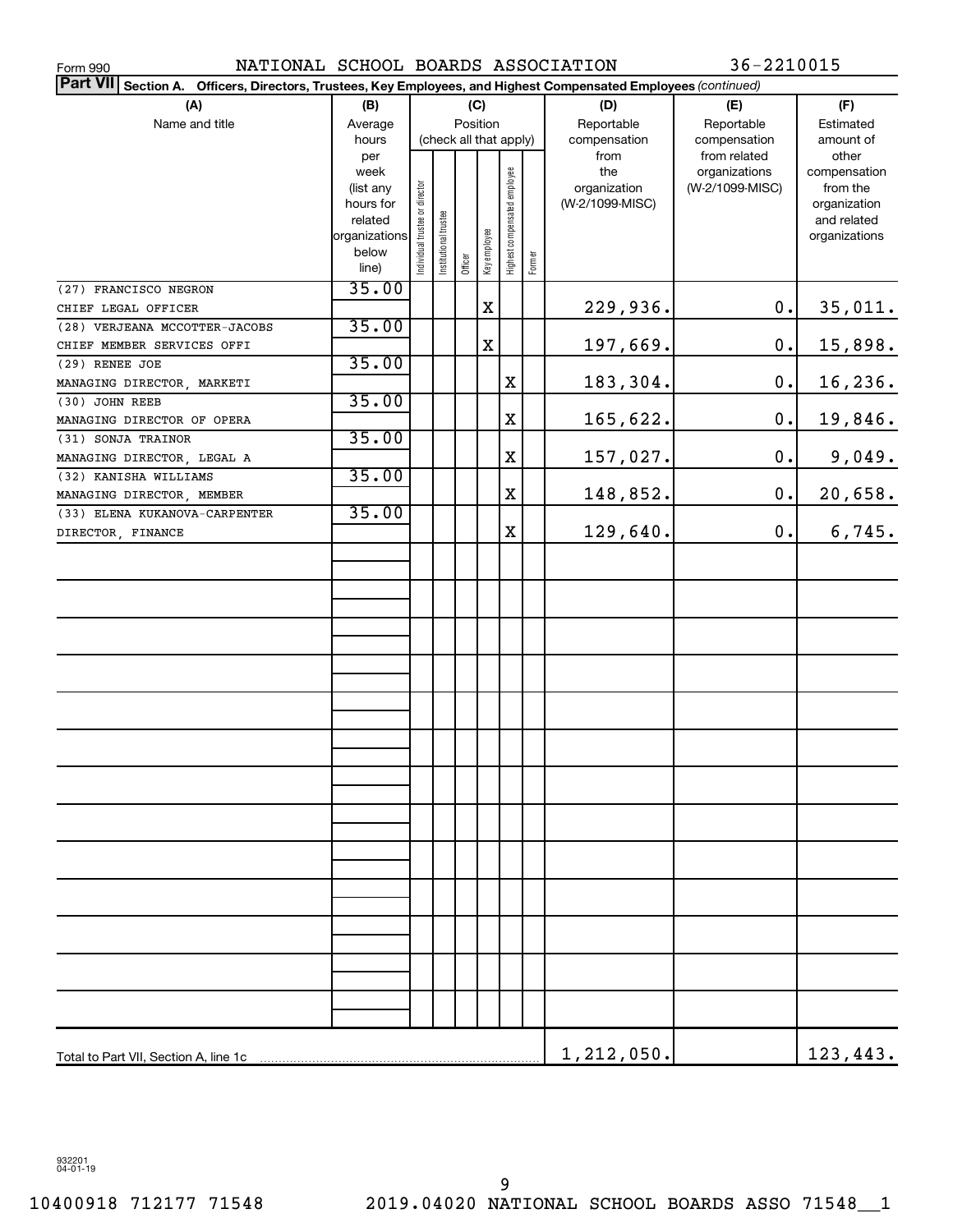Form 990 NATIONAL SCHOOL BOARDS ASSOCIATION 36-2210015

**Part VII Section A. Officers, Directors, Trustees, Key Employees, and Highest Compensated Employees** *(continued)*

| (A) Name and title | (B) Average hours per week (list any hours for related organizations below line) | (C) Position (check all that apply): Individual trustee or director | Institutional trustee | Officer | Key employee | Highest compensated employee | Former | (D) Reportable compensation from the organization (W-2/1099-MISC) | (E) Reportable compensation from related organizations (W-2/1099-MISC) | (F) Estimated amount of other compensation from the organization and related organizations |
|---|---|---|---|---|---|---|---|---|---|---|
| (27) FRANCISCO NEGRON<br>CHIEF LEGAL OFFICER | 35.00 | | | | X | | | 229,936. | 0. | 35,011. |
| (28) VERJEANA MCCOTTER-JACOBS<br>CHIEF MEMBER SERVICES OFFI | 35.00 | | | | X | | | 197,669. | 0. | 15,898. |
| (29) RENEE JOE<br>MANAGING DIRECTOR, MARKETI | 35.00 | | | | | X | | 183,304. | 0. | 16,236. |
| (30) JOHN REEB<br>MANAGING DIRECTOR OF OPERA | 35.00 | | | | | X | | 165,622. | 0. | 19,846. |
| (31) SONJA TRAINOR<br>MANAGING DIRECTOR, LEGAL A | 35.00 | | | | | X | | 157,027. | 0. | 9,049. |
| (32) KANISHA WILLIAMS<br>MANAGING DIRECTOR, MEMBER | 35.00 | | | | | X | | 148,852. | 0. | 20,658. |
| (33) ELENA KUKANOVA-CARPENTER<br>DIRECTOR, FINANCE | 35.00 | | | | | X | | 129,640. | 0. | 6,745. |
| Total to Part VII, Section A, line 1c | | | | | | | | 1,212,050. | | 123,443. |

932201 04-01-19

10400918 712177 71548 2019.04020 NATIONAL SCHOOL BOARDS ASSO 71548__1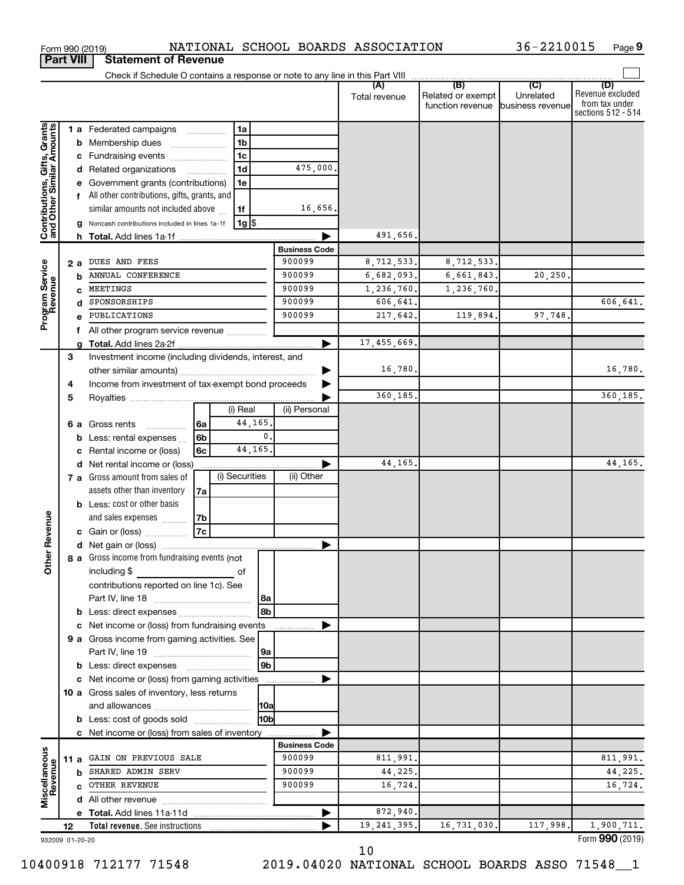Form 990 (2019) NATIONAL SCHOOL BOARDS ASSOCIATION 36-2210015 Page 9

**Part VIII Statement of Revenue**

Check if Schedule O contains a response or note to any line in this Part VIII

| | | | | (A) Total revenue | (B) Related or exempt function revenue | (C) Unrelated business revenue | (D) Revenue excluded from tax under sections 512 - 514 |
|---|---|---|---|---|---|---|---|
| **Contributions, Gifts, Grants and Other Similar Amounts** | 1 a Federated campaigns | 1a | | | | | |
| | b Membership dues | 1b | | | | | |
| | c Fundraising events | 1c | | | | | |
| | d Related organizations | 1d | 475,000. | | | | |
| | e Government grants (contributions) | 1e | | | | | |
| | f All other contributions, gifts, grants, and similar amounts not included above | 1f | 16,656. | | | | |
| | g Noncash contributions included in lines 1a-1f | 1g $ | | | | | |
| | h **Total.** Add lines 1a-1f | | | 491,656. | | | |
| **Program Service Revenue** | | | **Business Code** | | | | |
| | 2 a DUES AND FEES | | 900099 | 8,712,533. | 8,712,533. | | |
| | b ANNUAL CONFERENCE | | 900099 | 6,682,093. | 6,661,843. | 20,250. | |
| | c MEETINGS | | 900099 | 1,236,760. | 1,236,760. | | |
| | d SPONSORSHIPS | | 900099 | 606,641. | | | 606,641. |
| | e PUBLICATIONS | | 900099 | 217,642. | 119,894. | 97,748. | |
| | f All other program service revenue | | | | | | |
| | g **Total.** Add lines 2a-2f | | | 17,455,669. | | | |
| **Other Revenue** | 3 Investment income (including dividends, interest, and other similar amounts) | | | 16,780. | | | 16,780. |
| | 4 Income from investment of tax-exempt bond proceeds | | | | | | |
| | 5 Royalties | | | 360,185. | | | 360,185. |
| | | | (i) Real / (ii) Personal | | | | |
| | 6 a Gross rents | 6a | 44,165. | | | | |
| | b Less: rental expenses | 6b | 0. | | | | |
| | c Rental income or (loss) | 6c | 44,165. | | | | |
| | d Net rental income or (loss) | | | 44,165. | | | 44,165. |
| | | | (i) Securities / (ii) Other | | | | |
| | 7 a Gross amount from sales of assets other than inventory | 7a | | | | | |
| | b Less: cost or other basis and sales expenses | 7b | | | | | |
| | c Gain or (loss) | 7c | | | | | |
| | d Net gain or (loss) | | | | | | |
| | 8 a Gross income from fundraising events (not including $ of contributions reported on line 1c). See Part IV, line 18 | 8a | | | | | |
| | b Less: direct expenses | 8b | | | | | |
| | c Net income or (loss) from fundraising events | | | | | | |
| | 9 a Gross income from gaming activities. See Part IV, line 19 | 9a | | | | | |
| | b Less: direct expenses | 9b | | | | | |
| | c Net income or (loss) from gaming activities | | | | | | |
| | 10 a Gross sales of inventory, less returns and allowances | 10a | | | | | |
| | b Less: cost of goods sold | 10b | | | | | |
| | c Net income or (loss) from sales of inventory | | | | | | |
| **Miscellaneous Revenue** | | | **Business Code** | | | | |
| | 11 a GAIN ON PREVIOUS SALE | | 900099 | 811,991. | | | 811,991. |
| | b SHARED ADMIN SERV | | 900099 | 44,225. | | | 44,225. |
| | c OTHER REVENUE | | 900099 | 16,724. | | | 16,724. |
| | d All other revenue | | | | | | |
| | e **Total.** Add lines 11a-11d | | | 872,940. | | | |
| | 12 **Total revenue.** See instructions | | | 19,241,395. | 16,731,030. | 117,998. | 1,900,711. |

932009 01-20-20

Form **990** (2019)

10400918 712177 71548 2019.04020 NATIONAL SCHOOL BOARDS ASSO 71548__1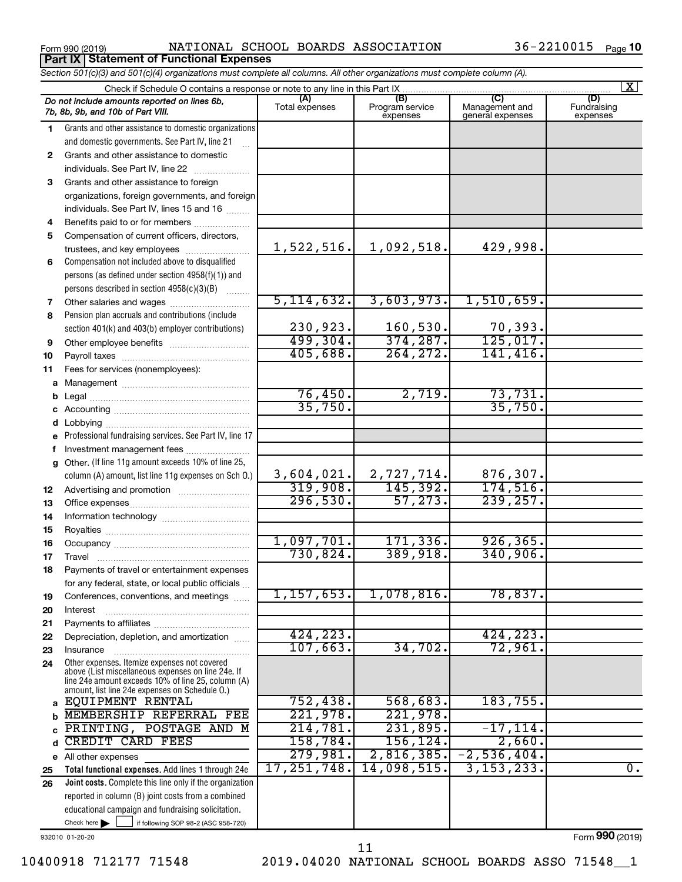Form 990 (2019) NATIONAL SCHOOL BOARDS ASSOCIATION 36-2210015 Page **10**

**Part IX | Statement of Functional Expenses**

*Section 501(c)(3) and 501(c)(4) organizations must complete all columns. All other organizations must complete column (A).*

Check if Schedule O contains a response or note to any line in this Part IX [X]

| | *Do not include amounts reported on lines 6b, 7b, 8b, 9b, and 10b of Part VIII.* | (A) Total expenses | (B) Program service expenses | (C) Management and general expenses | (D) Fundraising expenses |
|---|---|---|---|---|---|
| 1 | Grants and other assistance to domestic organizations and domestic governments. See Part IV, line 21 | | | | |
| 2 | Grants and other assistance to domestic individuals. See Part IV, line 22 | | | | |
| 3 | Grants and other assistance to foreign organizations, foreign governments, and foreign individuals. See Part IV, lines 15 and 16 | | | | |
| 4 | Benefits paid to or for members | | | | |
| 5 | Compensation of current officers, directors, trustees, and key employees | 1,522,516. | 1,092,518. | 429,998. | |
| 6 | Compensation not included above to disqualified persons (as defined under section 4958(f)(1)) and persons described in section 4958(c)(3)(B) | | | | |
| 7 | Other salaries and wages | 5,114,632. | 3,603,973. | 1,510,659. | |
| 8 | Pension plan accruals and contributions (include section 401(k) and 403(b) employer contributions) | 230,923. | 160,530. | 70,393. | |
| 9 | Other employee benefits | 499,304. | 374,287. | 125,017. | |
| 10 | Payroll taxes | 405,688. | 264,272. | 141,416. | |
| 11 | Fees for services (nonemployees): | | | | |
| a | Management | | | | |
| b | Legal | 76,450. | 2,719. | 73,731. | |
| c | Accounting | 35,750. | | 35,750. | |
| d | Lobbying | | | | |
| e | Professional fundraising services. See Part IV, line 17 | | | | |
| f | Investment management fees | | | | |
| g | Other. (If line 11g amount exceeds 10% of line 25, column (A) amount, list line 11g expenses on Sch O.) | 3,604,021. | 2,727,714. | 876,307. | |
| 12 | Advertising and promotion | 319,908. | 145,392. | 174,516. | |
| 13 | Office expenses | 296,530. | 57,273. | 239,257. | |
| 14 | Information technology | | | | |
| 15 | Royalties | | | | |
| 16 | Occupancy | 1,097,701. | 171,336. | 926,365. | |
| 17 | Travel | 730,824. | 389,918. | 340,906. | |
| 18 | Payments of travel or entertainment expenses for any federal, state, or local public officials | | | | |
| 19 | Conferences, conventions, and meetings | 1,157,653. | 1,078,816. | 78,837. | |
| 20 | Interest | | | | |
| 21 | Payments to affiliates | | | | |
| 22 | Depreciation, depletion, and amortization | 424,223. | | 424,223. | |
| 23 | Insurance | 107,663. | 34,702. | 72,961. | |
| 24 | Other expenses. Itemize expenses not covered above (List miscellaneous expenses on line 24e. If line 24e amount exceeds 10% of line 25, column (A) amount, list line 24e expenses on Schedule O.) | | | | |
| a | EQUIPMENT RENTAL | 752,438. | 568,683. | 183,755. | |
| b | MEMBERSHIP REFERRAL FEE | 221,978. | 221,978. | | |
| c | PRINTING, POSTAGE AND M | 214,781. | 231,895. | -17,114. | |
| d | CREDIT CARD FEES | 158,784. | 156,124. | 2,660. | |
| e | All other expenses | 279,981. | 2,816,385. | -2,536,404. | |
| 25 | **Total functional expenses.** Add lines 1 through 24e | 17,251,748. | 14,098,515. | 3,153,233. | 0. |
| 26 | **Joint costs.** Complete this line only if the organization reported in column (B) joint costs from a combined educational campaign and fundraising solicitation. Check here [ ] if following SOP 98-2 (ASC 958-720) | | | | |

932010 01-20-20 Form **990** (2019)

10400918 712177 71548 2019.04020 NATIONAL SCHOOL BOARDS ASSO 71548__1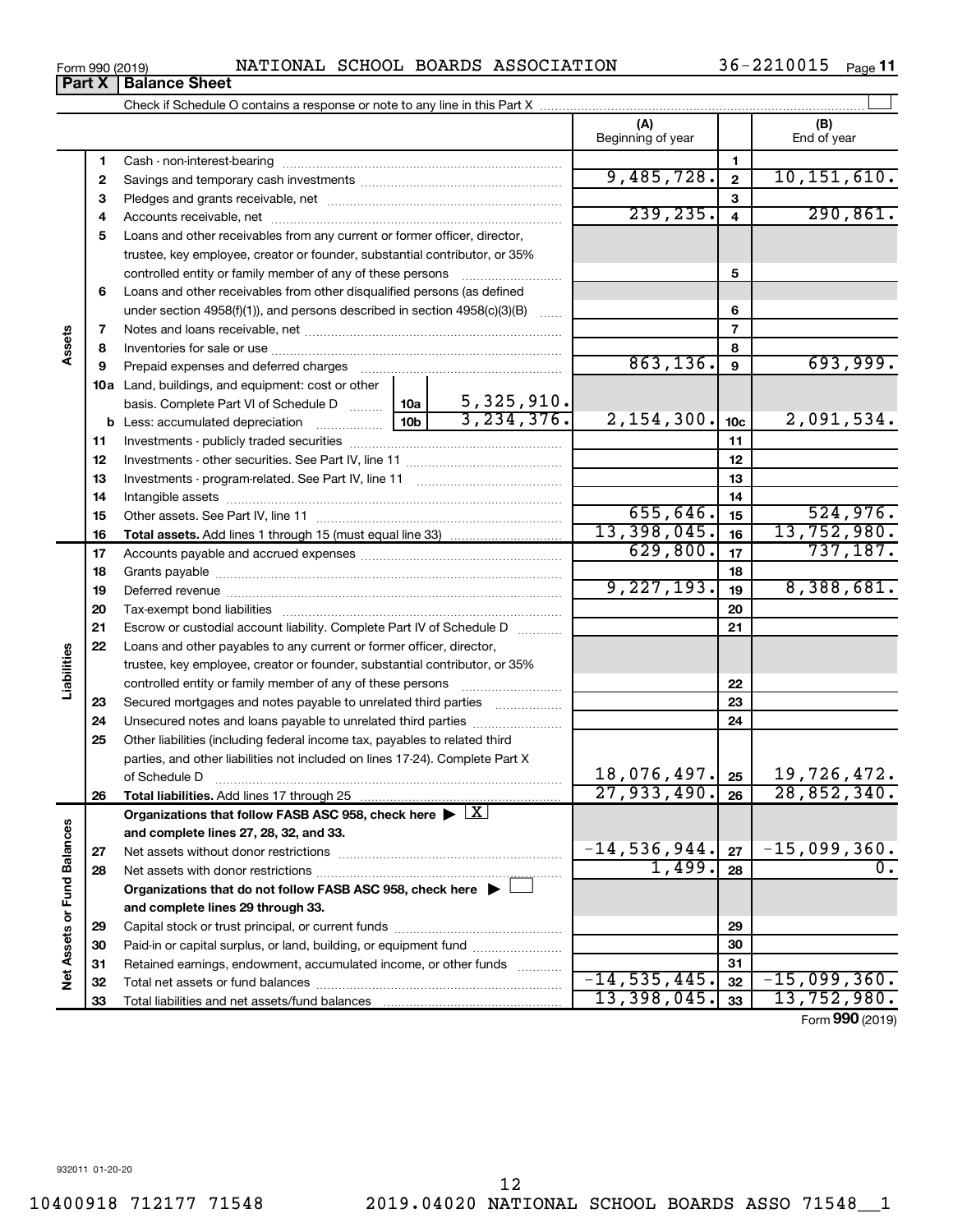Form 990 (2019) NATIONAL SCHOOL BOARDS ASSOCIATION 36-2210015 Page 11

## Part X | Balance Sheet

Check if Schedule O contains a response or note to any line in this Part X ☐

| | | | (A) Beginning of year | | (B) End of year |
|---|---|---|---|---|---|
| Assets | 1 | Cash - non-interest-bearing | | 1 | |
| | 2 | Savings and temporary cash investments | 9,485,728. | 2 | 10,151,610. |
| | 3 | Pledges and grants receivable, net | | 3 | |
| | 4 | Accounts receivable, net | 239,235. | 4 | 290,861. |
| | 5 | Loans and other receivables from any current or former officer, director, trustee, key employee, creator or founder, substantial contributor, or 35% controlled entity or family member of any of these persons | | 5 | |
| | 6 | Loans and other receivables from other disqualified persons (as defined under section 4958(f)(1)), and persons described in section 4958(c)(3)(B) | | 6 | |
| | 7 | Notes and loans receivable, net | | 7 | |
| | 8 | Inventories for sale or use | | 8 | |
| | 9 | Prepaid expenses and deferred charges | 863,136. | 9 | 693,999. |
| | 10a | Land, buildings, and equipment: cost or other basis. Complete Part VI of Schedule D — 10a: 5,325,910. | | | |
| | b | Less: accumulated depreciation — 10b: 3,234,376. | 2,154,300. | 10c | 2,091,534. |
| | 11 | Investments - publicly traded securities | | 11 | |
| | 12 | Investments - other securities. See Part IV, line 11 | | 12 | |
| | 13 | Investments - program-related. See Part IV, line 11 | | 13 | |
| | 14 | Intangible assets | | 14 | |
| | 15 | Other assets. See Part IV, line 11 | 655,646. | 15 | 524,976. |
| | 16 | **Total assets.** Add lines 1 through 15 (must equal line 33) | 13,398,045. | 16 | 13,752,980. |
| Liabilities | 17 | Accounts payable and accrued expenses | 629,800. | 17 | 737,187. |
| | 18 | Grants payable | | 18 | |
| | 19 | Deferred revenue | 9,227,193. | 19 | 8,388,681. |
| | 20 | Tax-exempt bond liabilities | | 20 | |
| | 21 | Escrow or custodial account liability. Complete Part IV of Schedule D | | 21 | |
| | 22 | Loans and other payables to any current or former officer, director, trustee, key employee, creator or founder, substantial contributor, or 35% controlled entity or family member of any of these persons | | 22 | |
| | 23 | Secured mortgages and notes payable to unrelated third parties | | 23 | |
| | 24 | Unsecured notes and loans payable to unrelated third parties | | 24 | |
| | 25 | Other liabilities (including federal income tax, payables to related third parties, and other liabilities not included on lines 17-24). Complete Part X of Schedule D | 18,076,497. | 25 | 19,726,472. |
| | 26 | **Total liabilities.** Add lines 17 through 25 | 27,933,490. | 26 | 28,852,340. |
| Net Assets or Fund Balances | | **Organizations that follow FASB ASC 958, check here ▶ ☒ and complete lines 27, 28, 32, and 33.** | | | |
| | 27 | Net assets without donor restrictions | -14,536,944. | 27 | -15,099,360. |
| | 28 | Net assets with donor restrictions | 1,499. | 28 | 0. |
| | | **Organizations that do not follow FASB ASC 958, check here ▶ ☐ and complete lines 29 through 33.** | | | |
| | 29 | Capital stock or trust principal, or current funds | | 29 | |
| | 30 | Paid-in or capital surplus, or land, building, or equipment fund | | 30 | |
| | 31 | Retained earnings, endowment, accumulated income, or other funds | | 31 | |
| | 32 | Total net assets or fund balances | -14,535,445. | 32 | -15,099,360. |
| | 33 | Total liabilities and net assets/fund balances | 13,398,045. | 33 | 13,752,980. |

Form **990** (2019)

932011 01-20-20

10400918 712177 71548 2019.04020 NATIONAL SCHOOL BOARDS ASSO 71548__1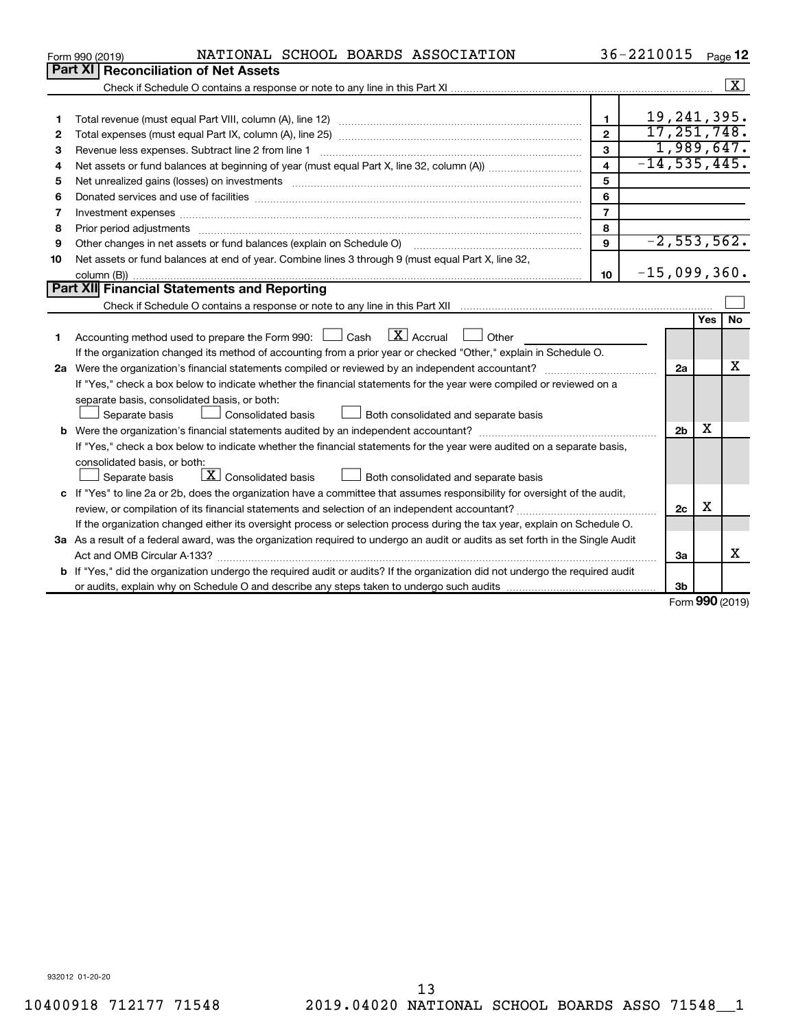Form 990 (2019) NATIONAL SCHOOL BOARDS ASSOCIATION 36-2210015 Page 12

## Part XI Reconciliation of Net Assets

Check if Schedule O contains a response or note to any line in this Part XI ..... [X]

| | | | |
|---|---|---|---|
| 1 | Total revenue (must equal Part VIII, column (A), line 12) | 1 | 19,241,395. |
| 2 | Total expenses (must equal Part IX, column (A), line 25) | 2 | 17,251,748. |
| 3 | Revenue less expenses. Subtract line 2 from line 1 | 3 | 1,989,647. |
| 4 | Net assets or fund balances at beginning of year (must equal Part X, line 32, column (A)) | 4 | -14,535,445. |
| 5 | Net unrealized gains (losses) on investments | 5 | |
| 6 | Donated services and use of facilities | 6 | |
| 7 | Investment expenses | 7 | |
| 8 | Prior period adjustments | 8 | |
| 9 | Other changes in net assets or fund balances (explain on Schedule O) | 9 | -2,553,562. |
| 10 | Net assets or fund balances at end of year. Combine lines 3 through 9 (must equal Part X, line 32, column (B)) | 10 | -15,099,360. |

## Part XII Financial Statements and Reporting

Check if Schedule O contains a response or note to any line in this Part XII ..... [ ]

| | | | Yes | No |
|---|---|---|---|---|
| 1 | Accounting method used to prepare the Form 990: [ ] Cash [X] Accrual [ ] Other ______ If the organization changed its method of accounting from a prior year or checked "Other," explain in Schedule O. | | | |
| 2a | Were the organization's financial statements compiled or reviewed by an independent accountant? If "Yes," check a box below to indicate whether the financial statements for the year were compiled or reviewed on a separate basis, consolidated basis, or both: [ ] Separate basis [ ] Consolidated basis [ ] Both consolidated and separate basis | 2a | | X |
| b | Were the organization's financial statements audited by an independent accountant? If "Yes," check a box below to indicate whether the financial statements for the year were audited on a separate basis, consolidated basis, or both: [ ] Separate basis [X] Consolidated basis [ ] Both consolidated and separate basis | 2b | X | |
| c | If "Yes" to line 2a or 2b, does the organization have a committee that assumes responsibility for oversight of the audit, review, or compilation of its financial statements and selection of an independent accountant? If the organization changed either its oversight process or selection process during the tax year, explain on Schedule O. | 2c | X | |
| 3a | As a result of a federal award, was the organization required to undergo an audit or audits as set forth in the Single Audit Act and OMB Circular A-133? | 3a | | X |
| b | If "Yes," did the organization undergo the required audit or audits? If the organization did not undergo the required audit or audits, explain why on Schedule O and describe any steps taken to undergo such audits | 3b | | |

Form 990 (2019)

932012 01-20-20

10400918 712177 71548 2019.04020 NATIONAL SCHOOL BOARDS ASSO 71548__1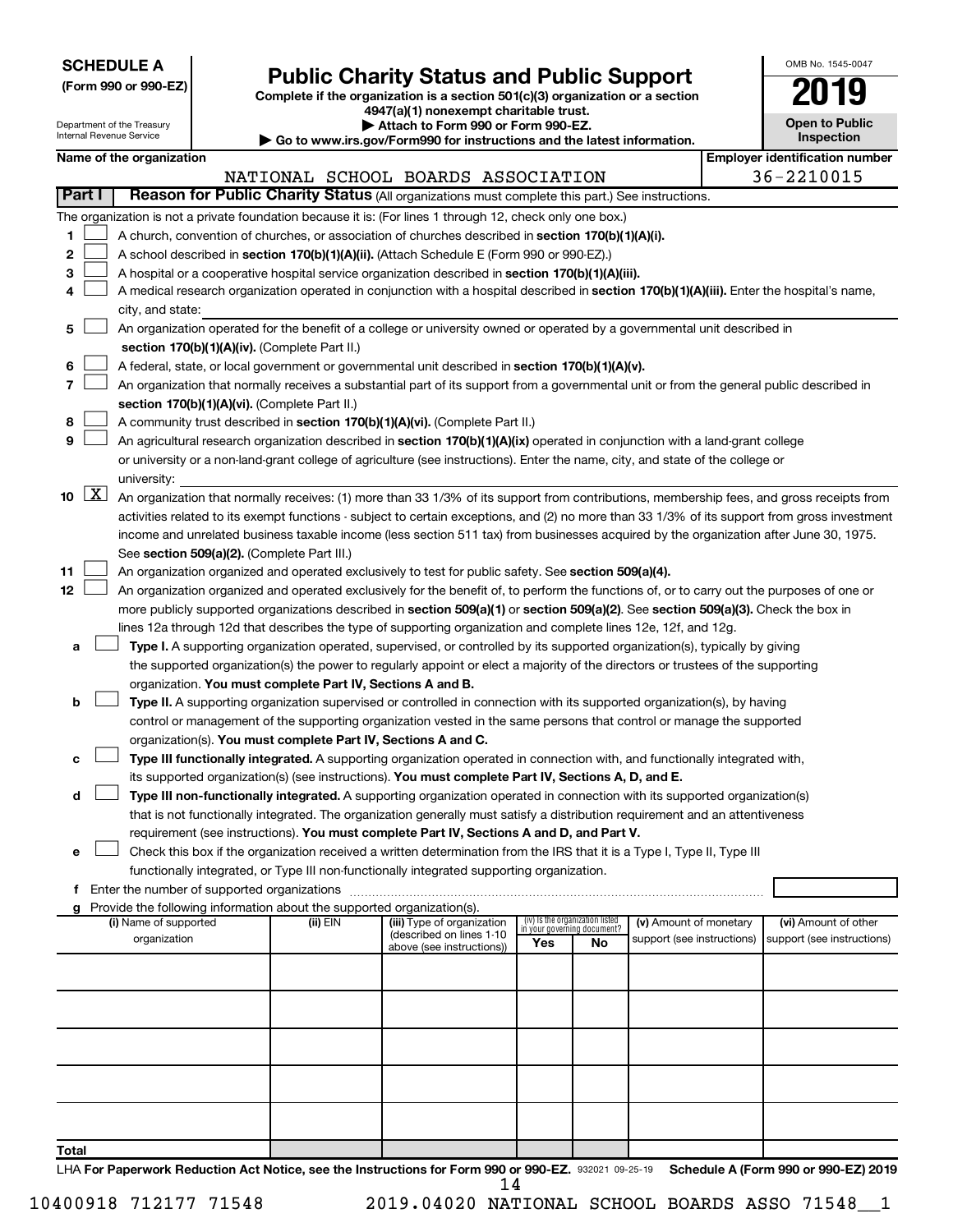**SCHEDULE A**
**(Form 990 or 990-EZ)**

Department of the Treasury
Internal Revenue Service

# Public Charity Status and Public Support

**Complete if the organization is a section 501(c)(3) organization or a section 4947(a)(1) nonexempt charitable trust.**
**▶ Attach to Form 990 or Form 990-EZ.**
**▶ Go to www.irs.gov/Form990 for instructions and the latest information.**

OMB No. 1545-0047
**2019**
**Open to Public Inspection**

**Name of the organization:** NATIONAL SCHOOL BOARDS ASSOCIATION
**Employer identification number:** 36-2210015

## Part I — Reason for Public Charity Status (All organizations must complete this part.) See instructions.

The organization is not a private foundation because it is: (For lines 1 through 12, check only one box.)

1. ☐ A church, convention of churches, or association of churches described in **section 170(b)(1)(A)(i).**
2. ☐ A school described in **section 170(b)(1)(A)(ii).** (Attach Schedule E (Form 990 or 990-EZ).)
3. ☐ A hospital or a cooperative hospital service organization described in **section 170(b)(1)(A)(iii).**
4. ☐ A medical research organization operated in conjunction with a hospital described in **section 170(b)(1)(A)(iii).** Enter the hospital's name, city, and state:
5. ☐ An organization operated for the benefit of a college or university owned or operated by a governmental unit described in **section 170(b)(1)(A)(iv).** (Complete Part II.)
6. ☐ A federal, state, or local government or governmental unit described in **section 170(b)(1)(A)(v).**
7. ☐ An organization that normally receives a substantial part of its support from a governmental unit or from the general public described in **section 170(b)(1)(A)(vi).** (Complete Part II.)
8. ☐ A community trust described in **section 170(b)(1)(A)(vi).** (Complete Part II.)
9. ☐ An agricultural research organization described in **section 170(b)(1)(A)(ix)** operated in conjunction with a land-grant college or university or a non-land-grant college of agriculture (see instructions). Enter the name, city, and state of the college or university:
10. ☒ An organization that normally receives: (1) more than 33 1/3% of its support from contributions, membership fees, and gross receipts from activities related to its exempt functions - subject to certain exceptions, and (2) no more than 33 1/3% of its support from gross investment income and unrelated business taxable income (less section 511 tax) from businesses acquired by the organization after June 30, 1975. See **section 509(a)(2).** (Complete Part III.)
11. ☐ An organization organized and operated exclusively to test for public safety. See **section 509(a)(4).**
12. ☐ An organization organized and operated exclusively for the benefit of, to perform the functions of, or to carry out the purposes of one or more publicly supported organizations described in **section 509(a)(1)** or **section 509(a)(2).** See **section 509(a)(3).** Check the box in lines 12a through 12d that describes the type of supporting organization and complete lines 12e, 12f, and 12g.
   - **a** ☐ **Type I.** A supporting organization operated, supervised, or controlled by its supported organization(s), typically by giving the supported organization(s) the power to regularly appoint or elect a majority of the directors or trustees of the supporting organization. **You must complete Part IV, Sections A and B.**
   - **b** ☐ **Type II.** A supporting organization supervised or controlled in connection with its supported organization(s), by having control or management of the supporting organization vested in the same persons that control or manage the supported organization(s). **You must complete Part IV, Sections A and C.**
   - **c** ☐ **Type III functionally integrated.** A supporting organization operated in connection with, and functionally integrated with, its supported organization(s) (see instructions). **You must complete Part IV, Sections A, D, and E.**
   - **d** ☐ **Type III non-functionally integrated.** A supporting organization operated in connection with its supported organization(s) that is not functionally integrated. The organization generally must satisfy a distribution requirement and an attentiveness requirement (see instructions). **You must complete Part IV, Sections A and D, and Part V.**
   - **e** ☐ Check this box if the organization received a written determination from the IRS that it is a Type I, Type II, Type III functionally integrated, or Type III non-functionally integrated supporting organization.
   - **f** Enter the number of supported organizations
   - **g** Provide the following information about the supported organization(s).

| (i) Name of supported organization | (ii) EIN | (iii) Type of organization (described on lines 1-10 above (see instructions)) | (iv) Is the organization listed in your governing document? Yes | No | (v) Amount of monetary support (see instructions) | (vi) Amount of other support (see instructions) |
|---|---|---|---|---|---|---|
| | | | | | | |
| | | | | | | |
| | | | | | | |
| | | | | | | |
| | | | | | | |
| **Total** | | | | | | |

LHA **For Paperwork Reduction Act Notice, see the Instructions for Form 990 or 990-EZ.** 932021 09-25-19 **Schedule A (Form 990 or 990-EZ) 2019**

10400918 712177 71548 2019.04020 NATIONAL SCHOOL BOARDS ASSO 71548__1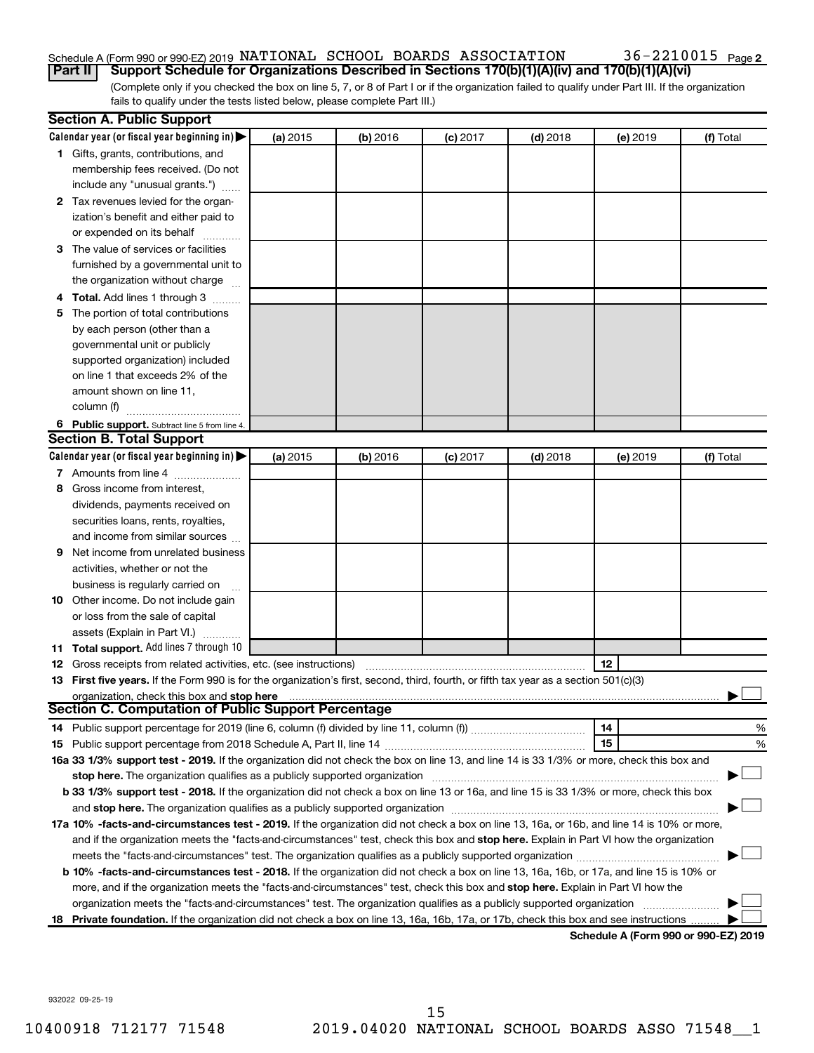Schedule A (Form 990 or 990-EZ) 2019 NATIONAL SCHOOL BOARDS ASSOCIATION 36-2210015 Page 2

**Part II** **Support Schedule for Organizations Described in Sections 170(b)(1)(A)(iv) and 170(b)(1)(A)(vi)**

(Complete only if you checked the box on line 5, 7, or 8 of Part I or if the organization failed to qualify under Part III. If the organization fails to qualify under the tests listed below, please complete Part III.)

### Section A. Public Support

| Calendar year (or fiscal year beginning in) ▶ | (a) 2015 | (b) 2016 | (c) 2017 | (d) 2018 | (e) 2019 | (f) Total |
|---|---|---|---|---|---|---|
| **1** Gifts, grants, contributions, and membership fees received. (Do not include any "unusual grants.") | | | | | | |
| **2** Tax revenues levied for the organization's benefit and either paid to or expended on its behalf | | | | | | |
| **3** The value of services or facilities furnished by a governmental unit to the organization without charge | | | | | | |
| **4** **Total.** Add lines 1 through 3 | | | | | | |
| **5** The portion of total contributions by each person (other than a governmental unit or publicly supported organization) included on line 1 that exceeds 2% of the amount shown on line 11, column (f) | | | | | | |
| **6** **Public support.** Subtract line 5 from line 4. | | | | | | |

### Section B. Total Support

| Calendar year (or fiscal year beginning in) ▶ | (a) 2015 | (b) 2016 | (c) 2017 | (d) 2018 | (e) 2019 | (f) Total |
|---|---|---|---|---|---|---|
| **7** Amounts from line 4 | | | | | | |
| **8** Gross income from interest, dividends, payments received on securities loans, rents, royalties, and income from similar sources | | | | | | |
| **9** Net income from unrelated business activities, whether or not the business is regularly carried on | | | | | | |
| **10** Other income. Do not include gain or loss from the sale of capital assets (Explain in Part VI.) | | | | | | |
| **11** **Total support.** Add lines 7 through 10 | | | | | | |

**12** Gross receipts from related activities, etc. (see instructions) ..... **12**

**13** **First five years.** If the Form 990 is for the organization's first, second, third, fourth, or fifth tax year as a section 501(c)(3) organization, check this box and **stop here** ..... ▶ ☐

### Section C. Computation of Public Support Percentage

**14** Public support percentage for 2019 (line 6, column (f) divided by line 11, column (f)) ..... **14** %

**15** Public support percentage from 2018 Schedule A, Part II, line 14 ..... **15** %

**16a** **33 1/3% support test - 2019.** If the organization did not check the box on line 13, and line 14 is 33 1/3% or more, check this box and **stop here.** The organization qualifies as a publicly supported organization ..... ▶ ☐

**b** **33 1/3% support test - 2018.** If the organization did not check a box on line 13 or 16a, and line 15 is 33 1/3% or more, check this box and **stop here.** The organization qualifies as a publicly supported organization ..... ▶ ☐

**17a** **10% -facts-and-circumstances test - 2019.** If the organization did not check a box on line 13, 16a, or 16b, and line 14 is 10% or more, and if the organization meets the "facts-and-circumstances" test, check this box and **stop here.** Explain in Part VI how the organization meets the "facts-and-circumstances" test. The organization qualifies as a publicly supported organization ..... ▶ ☐

**b** **10% -facts-and-circumstances test - 2018.** If the organization did not check a box on line 13, 16a, 16b, or 17a, and line 15 is 10% or more, and if the organization meets the "facts-and-circumstances" test, check this box and **stop here.** Explain in Part VI how the organization meets the "facts-and-circumstances" test. The organization qualifies as a publicly supported organization ..... ▶ ☐

**18** **Private foundation.** If the organization did not check a box on line 13, 16a, 16b, 17a, or 17b, check this box and see instructions ..... ▶ ☐

**Schedule A (Form 990 or 990-EZ) 2019**

932022 09-25-19

10400918 712177 71548 2019.04020 NATIONAL SCHOOL BOARDS ASSO 71548__1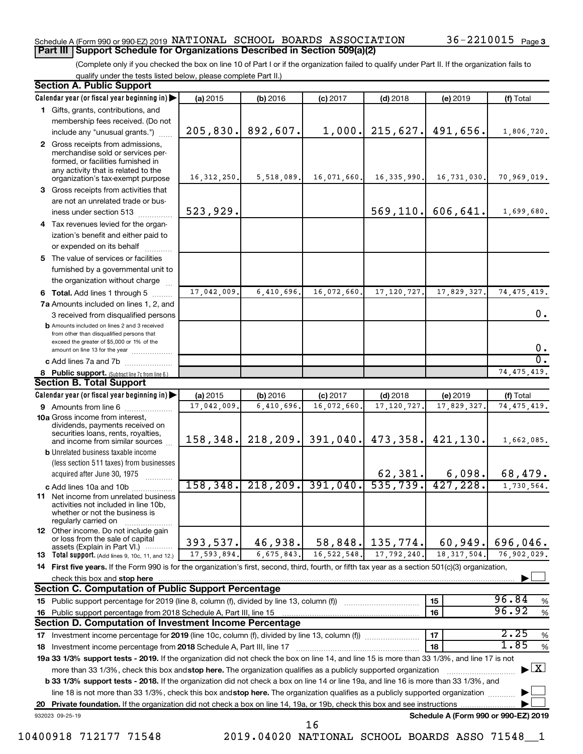Schedule A (Form 990 or 990-EZ) 2019 NATIONAL SCHOOL BOARDS ASSOCIATION 36-2210015 Page 3

**Part III | Support Schedule for Organizations Described in Section 509(a)(2)**

(Complete only if you checked the box on line 10 of Part I or if the organization failed to qualify under Part II. If the organization fails to qualify under the tests listed below, please complete Part II.)

**Section A. Public Support**

| Calendar year (or fiscal year beginning in) | (a) 2015 | (b) 2016 | (c) 2017 | (d) 2018 | (e) 2019 | (f) Total |
|---|---|---|---|---|---|---|
| 1 Gifts, grants, contributions, and membership fees received. (Do not include any "unusual grants.") | 205,830. | 892,607. | 1,000. | 215,627. | 491,656. | 1,806,720. |
| 2 Gross receipts from admissions, merchandise sold or services performed, or facilities furnished in any activity that is related to the organization's tax-exempt purpose | 16,312,250. | 5,518,089. | 16,071,660. | 16,335,990. | 16,731,030. | 70,969,019. |
| 3 Gross receipts from activities that are not an unrelated trade or business under section 513 | 523,929. | | | 569,110. | 606,641. | 1,699,680. |
| 4 Tax revenues levied for the organization's benefit and either paid to or expended on its behalf | | | | | | |
| 5 The value of services or facilities furnished by a governmental unit to the organization without charge | | | | | | |
| 6 **Total.** Add lines 1 through 5 | 17,042,009. | 6,410,696. | 16,072,660. | 17,120,727. | 17,829,327. | 74,475,419. |
| 7a Amounts included on lines 1, 2, and 3 received from disqualified persons | | | | | | 0. |
| b Amounts included on lines 2 and 3 received from other than disqualified persons that exceed the greater of $5,000 or 1% of the amount on line 13 for the year | | | | | | 0. |
| c Add lines 7a and 7b | | | | | | 0. |
| 8 **Public support.** (Subtract line 7c from line 6.) | | | | | | 74,475,419. |

**Section B. Total Support**

| Calendar year (or fiscal year beginning in) | (a) 2015 | (b) 2016 | (c) 2017 | (d) 2018 | (e) 2019 | (f) Total |
|---|---|---|---|---|---|---|
| 9 Amounts from line 6 | 17,042,009. | 6,410,696. | 16,072,660. | 17,120,727. | 17,829,327. | 74,475,419. |
| 10a Gross income from interest, dividends, payments received on securities loans, rents, royalties, and income from similar sources | 158,348. | 218,209. | 391,040. | 473,358. | 421,130. | 1,662,085. |
| b Unrelated business taxable income (less section 511 taxes) from businesses acquired after June 30, 1975 | | | | 62,381. | 6,098. | 68,479. |
| c Add lines 10a and 10b | 158,348. | 218,209. | 391,040. | 535,739. | 427,228. | 1,730,564. |
| 11 Net income from unrelated business activities not included in line 10b, whether or not the business is regularly carried on | | | | | | |
| 12 Other income. Do not include gain or loss from the sale of capital assets (Explain in Part VI.) | 393,537. | 46,938. | 58,848. | 135,774. | 60,949. | 696,046. |
| 13 **Total support.** (Add lines 9, 10c, 11, and 12.) | 17,593,894. | 6,675,843. | 16,522,548. | 17,792,240. | 18,317,504. | 76,902,029. |

14 **First five years.** If the Form 990 is for the organization's first, second, third, fourth, or fifth tax year as a section 501(c)(3) organization, check this box and **stop here** ☐

**Section C. Computation of Public Support Percentage**

| | | |
|---|---|---|
| 15 Public support percentage for 2019 (line 8, column (f), divided by line 13, column (f)) | 15 | 96.84 % |
| 16 Public support percentage from 2018 Schedule A, Part III, line 15 | 16 | 96.92 % |

**Section D. Computation of Investment Income Percentage**

| | | |
|---|---|---|
| 17 Investment income percentage for **2019** (line 10c, column (f), divided by line 13, column (f)) | 17 | 2.25 % |
| 18 Investment income percentage from **2018** Schedule A, Part III, line 17 | 18 | 1.85 % |

**19a 33 1/3% support tests - 2019.** If the organization did not check the box on line 14, and line 15 is more than 33 1/3%, and line 17 is not more than 33 1/3%, check this box and **stop here.** The organization qualifies as a publicly supported organization ☒

**b 33 1/3% support tests - 2018.** If the organization did not check a box on line 14 or line 19a, and line 16 is more than 33 1/3%, and line 18 is not more than 33 1/3%, check this box and **stop here.** The organization qualifies as a publicly supported organization ☐

**20 Private foundation.** If the organization did not check a box on line 14, 19a, or 19b, check this box and see instructions ☐

932023 09-25-19 **Schedule A (Form 990 or 990-EZ) 2019**

10400918 712177 71548 2019.04020 NATIONAL SCHOOL BOARDS ASSO 71548__1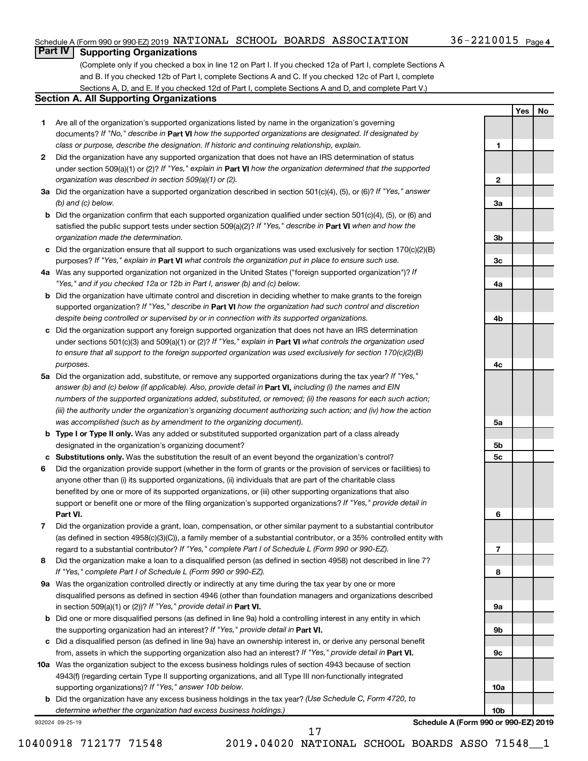Schedule A (Form 990 or 990-EZ) 2019 NATIONAL SCHOOL BOARDS ASSOCIATION 36-2210015 Page 4

## Part IV Supporting Organizations

(Complete only if you checked a box in line 12 on Part I. If you checked 12a of Part I, complete Sections A and B. If you checked 12b of Part I, complete Sections A and C. If you checked 12c of Part I, complete Sections A, D, and E. If you checked 12d of Part I, complete Sections A and D, and complete Part V.)

### Section A. All Supporting Organizations

| | | | Yes | No |
|---|---|---|---|---|
| 1 | Are all of the organization's supported organizations listed by name in the organization's governing documents? *If "No," describe in* **Part VI** *how the supported organizations are designated. If designated by class or purpose, describe the designation. If historic and continuing relationship, explain.* | 1 | | |
| 2 | Did the organization have any supported organization that does not have an IRS determination of status under section 509(a)(1) or (2)? *If "Yes," explain in* **Part VI** *how the organization determined that the supported organization was described in section 509(a)(1) or (2).* | 2 | | |
| 3a | Did the organization have a supported organization described in section 501(c)(4), (5), or (6)? *If "Yes," answer (b) and (c) below.* | 3a | | |
| b | Did the organization confirm that each supported organization qualified under section 501(c)(4), (5), or (6) and satisfied the public support tests under section 509(a)(2)? *If "Yes," describe in* **Part VI** *when and how the organization made the determination.* | 3b | | |
| c | Did the organization ensure that all support to such organizations was used exclusively for section 170(c)(2)(B) purposes? *If "Yes," explain in* **Part VI** *what controls the organization put in place to ensure such use.* | 3c | | |
| 4a | Was any supported organization not organized in the United States ("foreign supported organization")? *If "Yes," and if you checked 12a or 12b in Part I, answer (b) and (c) below.* | 4a | | |
| b | Did the organization have ultimate control and discretion in deciding whether to make grants to the foreign supported organization? *If "Yes," describe in* **Part VI** *how the organization had such control and discretion despite being controlled or supervised by or in connection with its supported organizations.* | 4b | | |
| c | Did the organization support any foreign supported organization that does not have an IRS determination under sections 501(c)(3) and 509(a)(1) or (2)? *If "Yes," explain in* **Part VI** *what controls the organization used to ensure that all support to the foreign supported organization was used exclusively for section 170(c)(2)(B) purposes.* | 4c | | |
| 5a | Did the organization add, substitute, or remove any supported organizations during the tax year? *If "Yes," answer (b) and (c) below (if applicable). Also, provide detail in* **Part VI,** *including (i) the names and EIN numbers of the supported organizations added, substituted, or removed; (ii) the reasons for each such action; (iii) the authority under the organization's organizing document authorizing such action; and (iv) how the action was accomplished (such as by amendment to the organizing document).* | 5a | | |
| b | **Type I or Type II only.** Was any added or substituted supported organization part of a class already designated in the organization's organizing document? | 5b | | |
| c | **Substitutions only.** Was the substitution the result of an event beyond the organization's control? | 5c | | |
| 6 | Did the organization provide support (whether in the form of grants or the provision of services or facilities) to anyone other than (i) its supported organizations, (ii) individuals that are part of the charitable class benefited by one or more of its supported organizations, or (iii) other supporting organizations that also support or benefit one or more of the filing organization's supported organizations? *If "Yes," provide detail in* **Part VI.** | 6 | | |
| 7 | Did the organization provide a grant, loan, compensation, or other similar payment to a substantial contributor (as defined in section 4958(c)(3)(C)), a family member of a substantial contributor, or a 35% controlled entity with regard to a substantial contributor? *If "Yes," complete Part I of Schedule L (Form 990 or 990-EZ).* | 7 | | |
| 8 | Did the organization make a loan to a disqualified person (as defined in section 4958) not described in line 7? *If "Yes," complete Part I of Schedule L (Form 990 or 990-EZ).* | 8 | | |
| 9a | Was the organization controlled directly or indirectly at any time during the tax year by one or more disqualified persons as defined in section 4946 (other than foundation managers and organizations described in section 509(a)(1) or (2))? *If "Yes," provide detail in* **Part VI.** | 9a | | |
| b | Did one or more disqualified persons (as defined in line 9a) hold a controlling interest in any entity in which the supporting organization had an interest? *If "Yes," provide detail in* **Part VI.** | 9b | | |
| c | Did a disqualified person (as defined in line 9a) have an ownership interest in, or derive any personal benefit from, assets in which the supporting organization also had an interest? *If "Yes," provide detail in* **Part VI.** | 9c | | |
| 10a | Was the organization subject to the excess business holdings rules of section 4943 because of section 4943(f) (regarding certain Type II supporting organizations, and all Type III non-functionally integrated supporting organizations)? *If "Yes," answer 10b below.* | 10a | | |
| b | Did the organization have any excess business holdings in the tax year? *(Use Schedule C, Form 4720, to determine whether the organization had excess business holdings.)* | 10b | | |

932024 09-25-19 **Schedule A (Form 990 or 990-EZ) 2019**

10400918 712177 71548 2019.04020 NATIONAL SCHOOL BOARDS ASSO 71548__1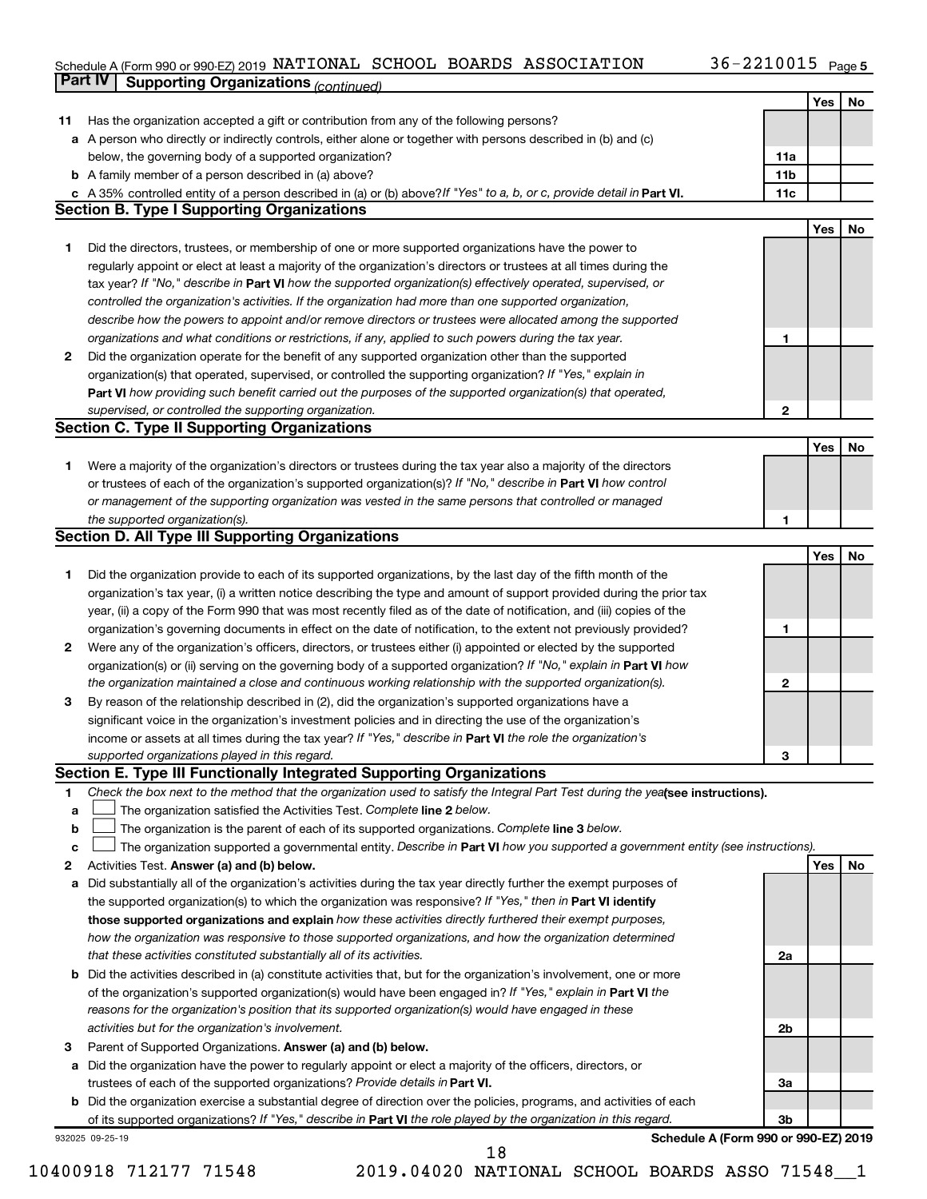Schedule A (Form 990 or 990-EZ) 2019 NATIONAL SCHOOL BOARDS ASSOCIATION 36-2210015 Page 5

**Part IV | Supporting Organizations** *(continued)*

| | | | Yes | No |
|---|---|---|---|---|
| **11** | Has the organization accepted a gift or contribution from any of the following persons? | | | |
| **a** | A person who directly or indirectly controls, either alone or together with persons described in (b) and (c) below, the governing body of a supported organization? | 11a | | |
| **b** | A family member of a person described in (a) above? | 11b | | |
| **c** | A 35% controlled entity of a person described in (a) or (b) above? *If "Yes" to a, b, or c, provide detail in* **Part VI.** | 11c | | |

**Section B. Type I Supporting Organizations**

| | | | Yes | No |
|---|---|---|---|---|
| **1** | Did the directors, trustees, or membership of one or more supported organizations have the power to regularly appoint or elect at least a majority of the organization's directors or trustees at all times during the tax year? *If "No," describe in* **Part VI** *how the supported organization(s) effectively operated, supervised, or controlled the organization's activities. If the organization had more than one supported organization, describe how the powers to appoint and/or remove directors or trustees were allocated among the supported organizations and what conditions or restrictions, if any, applied to such powers during the tax year.* | 1 | | |
| **2** | Did the organization operate for the benefit of any supported organization other than the supported organization(s) that operated, supervised, or controlled the supporting organization? *If "Yes," explain in* **Part VI** *how providing such benefit carried out the purposes of the supported organization(s) that operated, supervised, or controlled the supporting organization.* | 2 | | |

**Section C. Type II Supporting Organizations**

| | | | Yes | No |
|---|---|---|---|---|
| **1** | Were a majority of the organization's directors or trustees during the tax year also a majority of the directors or trustees of each of the organization's supported organization(s)? *If "No," describe in* **Part VI** *how control or management of the supporting organization was vested in the same persons that controlled or managed the supported organization(s).* | 1 | | |

**Section D. All Type III Supporting Organizations**

| | | | Yes | No |
|---|---|---|---|---|
| **1** | Did the organization provide to each of its supported organizations, by the last day of the fifth month of the organization's tax year, (i) a written notice describing the type and amount of support provided during the prior tax year, (ii) a copy of the Form 990 that was most recently filed as of the date of notification, and (iii) copies of the organization's governing documents in effect on the date of notification, to the extent not previously provided? | 1 | | |
| **2** | Were any of the organization's officers, directors, or trustees either (i) appointed or elected by the supported organization(s) or (ii) serving on the governing body of a supported organization? *If "No," explain in* **Part VI** *how the organization maintained a close and continuous working relationship with the supported organization(s).* | 2 | | |
| **3** | By reason of the relationship described in (2), did the organization's supported organizations have a significant voice in the organization's investment policies and in directing the use of the organization's income or assets at all times during the tax year? *If "Yes," describe in* **Part VI** *the role the organization's supported organizations played in this regard.* | 3 | | |

**Section E. Type III Functionally Integrated Supporting Organizations**

**1** *Check the box next to the method that the organization used to satisfy the Integral Part Test during the year* **(see instructions).**

- **a** ☐ The organization satisfied the Activities Test. *Complete* **line 2** *below.*
- **b** ☐ The organization is the parent of each of its supported organizations. *Complete* **line 3** *below.*
- **c** ☐ The organization supported a governmental entity. *Describe in* **Part VI** *how you supported a government entity (see instructions).*

| | | | Yes | No |
|---|---|---|---|---|
| **2** | Activities Test. **Answer (a) and (b) below.** | | | |
| **a** | Did substantially all of the organization's activities during the tax year directly further the exempt purposes of the supported organization(s) to which the organization was responsive? *If "Yes," then in* **Part VI identify those supported organizations and explain** *how these activities directly furthered their exempt purposes, how the organization was responsive to those supported organizations, and how the organization determined that these activities constituted substantially all of its activities.* | 2a | | |
| **b** | Did the activities described in (a) constitute activities that, but for the organization's involvement, one or more of the organization's supported organization(s) would have been engaged in? *If "Yes," explain in* **Part VI** *the reasons for the organization's position that its supported organization(s) would have engaged in these activities but for the organization's involvement.* | 2b | | |
| **3** | Parent of Supported Organizations. **Answer (a) and (b) below.** | | | |
| **a** | Did the organization have the power to regularly appoint or elect a majority of the officers, directors, or trustees of each of the supported organizations? *Provide details in* **Part VI.** | 3a | | |
| **b** | Did the organization exercise a substantial degree of direction over the policies, programs, and activities of each of its supported organizations? *If "Yes," describe in* **Part VI** *the role played by the organization in this regard.* | 3b | | |

932025 09-25-19 **Schedule A (Form 990 or 990-EZ) 2019**

10400918 712177 71548 2019.04020 NATIONAL SCHOOL BOARDS ASSO 71548__1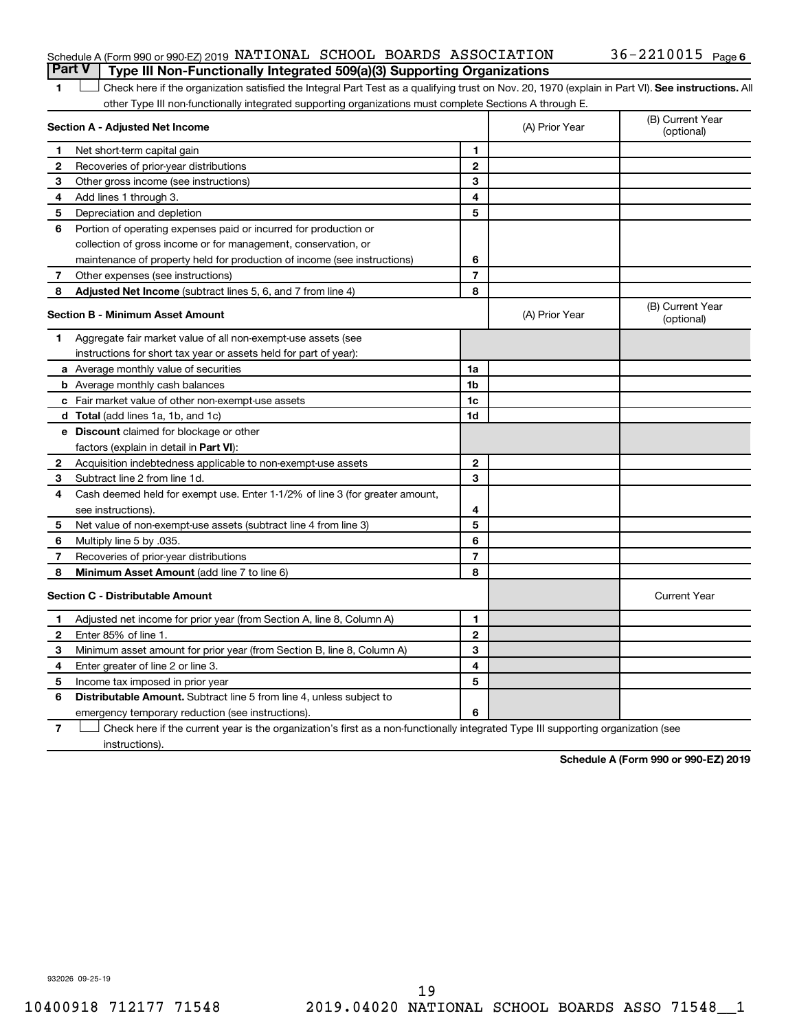Schedule A (Form 990 or 990-EZ) 2019 NATIONAL SCHOOL BOARDS ASSOCIATION 36-2210015 Page 6

## Part V Type III Non-Functionally Integrated 509(a)(3) Supporting Organizations

1 ☐ Check here if the organization satisfied the Integral Part Test as a qualifying trust on Nov. 20, 1970 (explain in Part VI). **See instructions.** All other Type III non-functionally integrated supporting organizations must complete Sections A through E.

| | **Section A - Adjusted Net Income** | | (A) Prior Year | (B) Current Year (optional) |
|---|---|---|---|---|
| 1 | Net short-term capital gain | 1 | | |
| 2 | Recoveries of prior-year distributions | 2 | | |
| 3 | Other gross income (see instructions) | 3 | | |
| 4 | Add lines 1 through 3. | 4 | | |
| 5 | Depreciation and depletion | 5 | | |
| 6 | Portion of operating expenses paid or incurred for production or collection of gross income or for management, conservation, or maintenance of property held for production of income (see instructions) | 6 | | |
| 7 | Other expenses (see instructions) | 7 | | |
| 8 | **Adjusted Net Income** (subtract lines 5, 6, and 7 from line 4) | 8 | | |

| | **Section B - Minimum Asset Amount** | | (A) Prior Year | (B) Current Year (optional) |
|---|---|---|---|---|
| 1 | Aggregate fair market value of all non-exempt-use assets (see instructions for short tax year or assets held for part of year): | | | |
| a | Average monthly value of securities | 1a | | |
| b | Average monthly cash balances | 1b | | |
| c | Fair market value of other non-exempt-use assets | 1c | | |
| d | **Total** (add lines 1a, 1b, and 1c) | 1d | | |
| e | **Discount** claimed for blockage or other factors (explain in detail in **Part VI**): | | | |
| 2 | Acquisition indebtedness applicable to non-exempt-use assets | 2 | | |
| 3 | Subtract line 2 from line 1d. | 3 | | |
| 4 | Cash deemed held for exempt use. Enter 1-1/2% of line 3 (for greater amount, see instructions). | 4 | | |
| 5 | Net value of non-exempt-use assets (subtract line 4 from line 3) | 5 | | |
| 6 | Multiply line 5 by .035. | 6 | | |
| 7 | Recoveries of prior-year distributions | 7 | | |
| 8 | **Minimum Asset Amount** (add line 7 to line 6) | 8 | | |

| | **Section C - Distributable Amount** | | | Current Year |
|---|---|---|---|---|
| 1 | Adjusted net income for prior year (from Section A, line 8, Column A) | 1 | | |
| 2 | Enter 85% of line 1. | 2 | | |
| 3 | Minimum asset amount for prior year (from Section B, line 8, Column A) | 3 | | |
| 4 | Enter greater of line 2 or line 3. | 4 | | |
| 5 | Income tax imposed in prior year | 5 | | |
| 6 | **Distributable Amount.** Subtract line 5 from line 4, unless subject to emergency temporary reduction (see instructions). | 6 | | |

7 ☐ Check here if the current year is the organization's first as a non-functionally integrated Type III supporting organization (see instructions).

**Schedule A (Form 990 or 990-EZ) 2019**

932026 09-25-19

10400918 712177 71548 2019.04020 NATIONAL SCHOOL BOARDS ASSO 71548__1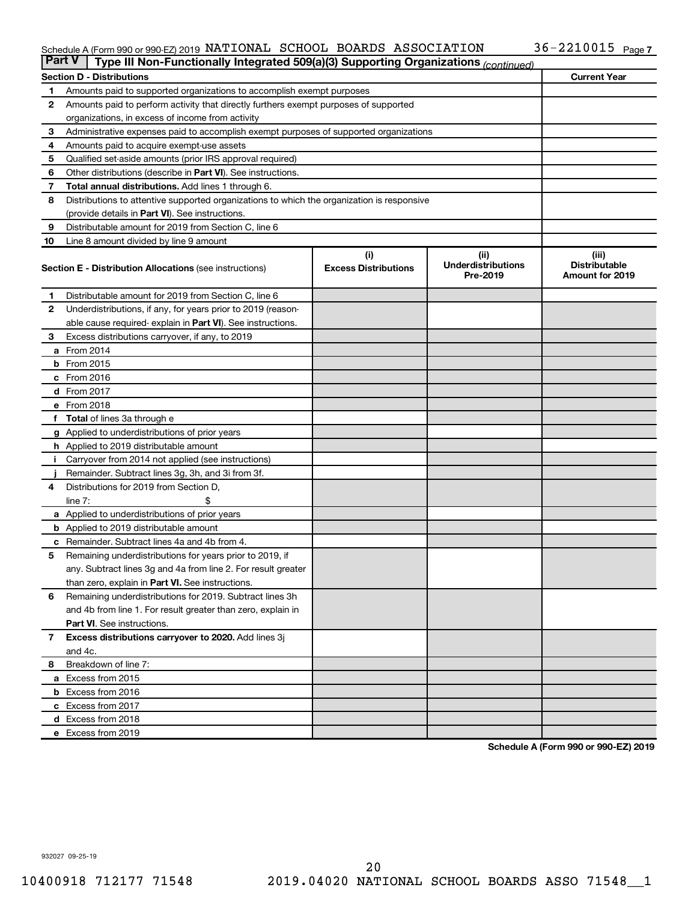Schedule A (Form 990 or 990-EZ) 2019 NATIONAL SCHOOL BOARDS ASSOCIATION 36-2210015 Page 7

## Part V | Type III Non-Functionally Integrated 509(a)(3) Supporting Organizations (continued)

| Section D - Distributions | | Current Year |
|---|---|---|
| 1 | Amounts paid to supported organizations to accomplish exempt purposes | |
| 2 | Amounts paid to perform activity that directly furthers exempt purposes of supported organizations, in excess of income from activity | |
| 3 | Administrative expenses paid to accomplish exempt purposes of supported organizations | |
| 4 | Amounts paid to acquire exempt-use assets | |
| 5 | Qualified set-aside amounts (prior IRS approval required) | |
| 6 | Other distributions (describe in **Part VI**). See instructions. | |
| 7 | **Total annual distributions.** Add lines 1 through 6. | |
| 8 | Distributions to attentive supported organizations to which the organization is responsive (provide details in **Part VI**). See instructions. | |
| 9 | Distributable amount for 2019 from Section C, line 6 | |
| 10 | Line 8 amount divided by line 9 amount | |

| **Section E - Distribution Allocations** (see instructions) | (i) Excess Distributions | (ii) Underdistributions Pre-2019 | (iii) Distributable Amount for 2019 |
|---|---|---|---|
| 1 Distributable amount for 2019 from Section C, line 6 | | | |
| 2 Underdistributions, if any, for years prior to 2019 (reasonable cause required- explain in **Part VI**). See instructions. | | | |
| 3 Excess distributions carryover, if any, to 2019 | | | |
| a From 2014 | | | |
| b From 2015 | | | |
| c From 2016 | | | |
| d From 2017 | | | |
| e From 2018 | | | |
| f **Total** of lines 3a through e | | | |
| g Applied to underdistributions of prior years | | | |
| h Applied to 2019 distributable amount | | | |
| i Carryover from 2014 not applied (see instructions) | | | |
| j Remainder. Subtract lines 3g, 3h, and 3i from 3f. | | | |
| 4 Distributions for 2019 from Section D, line 7: $ | | | |
| a Applied to underdistributions of prior years | | | |
| b Applied to 2019 distributable amount | | | |
| c Remainder. Subtract lines 4a and 4b from 4. | | | |
| 5 Remaining underdistributions for years prior to 2019, if any. Subtract lines 3g and 4a from line 2. For result greater than zero, explain in **Part VI.** See instructions. | | | |
| 6 Remaining underdistributions for 2019. Subtract lines 3h and 4b from line 1. For result greater than zero, explain in **Part VI**. See instructions. | | | |
| 7 **Excess distributions carryover to 2020.** Add lines 3j and 4c. | | | |
| 8 Breakdown of line 7: | | | |
| a Excess from 2015 | | | |
| b Excess from 2016 | | | |
| c Excess from 2017 | | | |
| d Excess from 2018 | | | |
| e Excess from 2019 | | | |

**Schedule A (Form 990 or 990-EZ) 2019**

932027 09-25-19

10400918 712177 71548 2019.04020 NATIONAL SCHOOL BOARDS ASSO 71548__1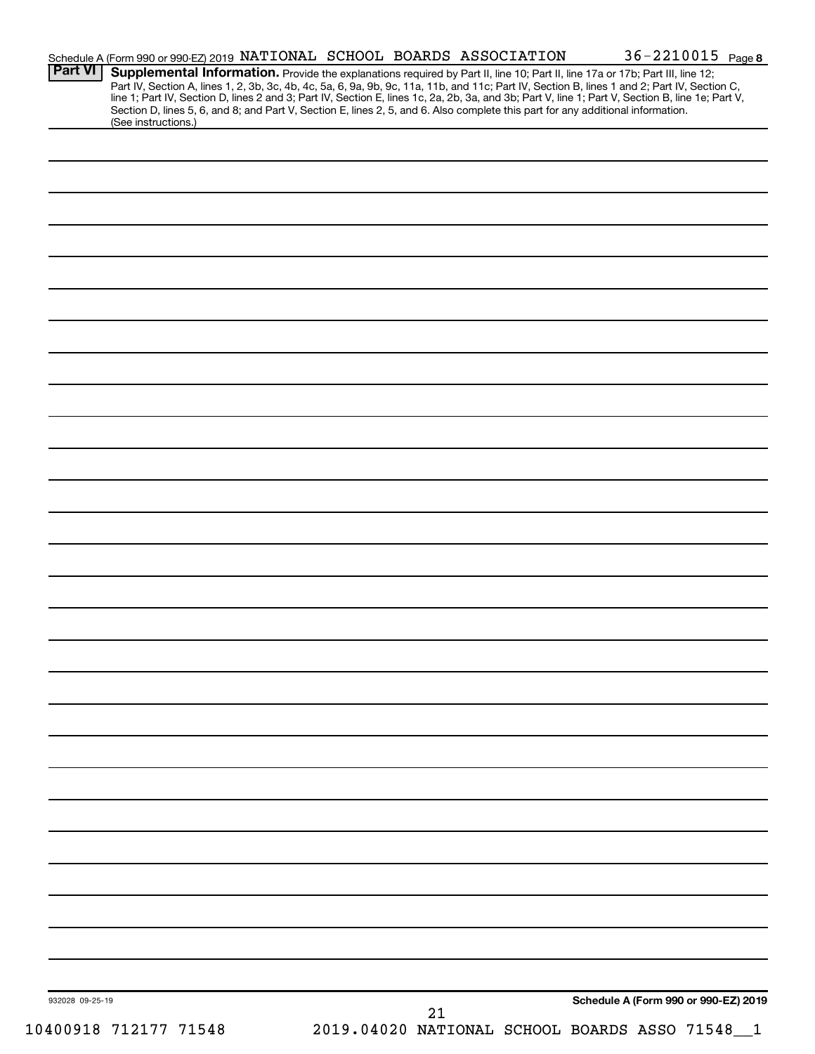Schedule A (Form 990 or 990-EZ) 2019 NATIONAL SCHOOL BOARDS ASSOCIATION 36-2210015 Page 8

**Part VI** **Supplemental Information.** Provide the explanations required by Part II, line 10; Part II, line 17a or 17b; Part III, line 12; Part IV, Section A, lines 1, 2, 3b, 3c, 4b, 4c, 5a, 6, 9a, 9b, 9c, 11a, 11b, and 11c; Part IV, Section B, lines 1 and 2; Part IV, Section C, line 1; Part IV, Section D, lines 2 and 3; Part IV, Section E, lines 1c, 2a, 2b, 3a, and 3b; Part V, line 1; Part V, Section B, line 1e; Part V, Section D, lines 5, 6, and 8; and Part V, Section E, lines 2, 5, and 6. Also complete this part for any additional information. (See instructions.)

932028 09-25-19

**Schedule A (Form 990 or 990-EZ) 2019**

10400918 712177 71548 2019.04020 NATIONAL SCHOOL BOARDS ASSO 71548__1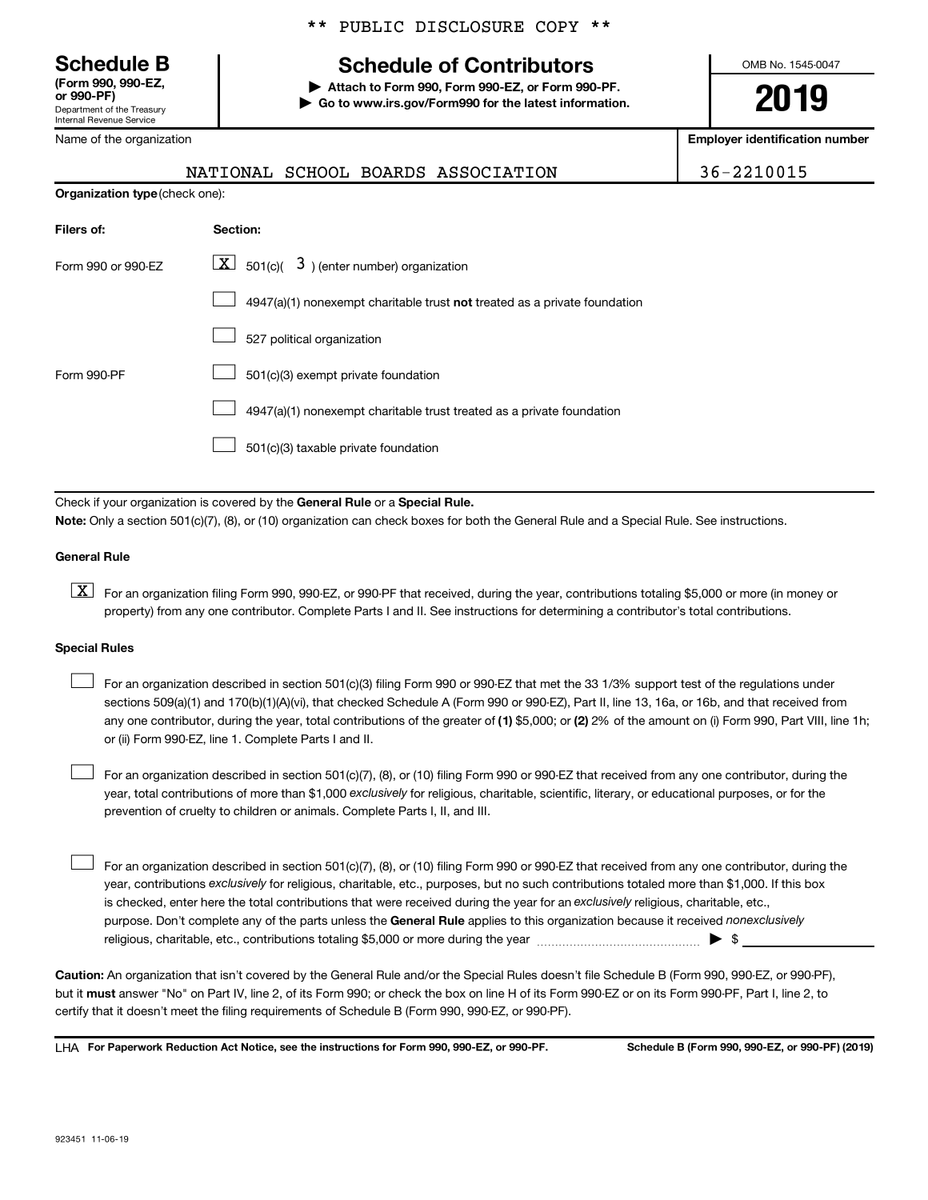** PUBLIC DISCLOSURE COPY **

**Schedule B**
**(Form 990, 990-EZ, or 990-PF)**
Department of the Treasury
Internal Revenue Service

# Schedule of Contributors

▶ **Attach to Form 990, Form 990-EZ, or Form 990-PF.**
▶ **Go to www.irs.gov/Form990 for the latest information.**

OMB No. 1545-0047

**2019**

| Name of the organization | Employer identification number |
|---|---|
| NATIONAL SCHOOL BOARDS ASSOCIATION | 36-2210015 |

**Organization type** (check one):

| Filers of: | Section: |
|---|---|
| Form 990 or 990-EZ | [X] 501(c)( 3 ) (enter number) organization |
| | [ ] 4947(a)(1) nonexempt charitable trust **not** treated as a private foundation |
| | [ ] 527 political organization |
| Form 990-PF | [ ] 501(c)(3) exempt private foundation |
| | [ ] 4947(a)(1) nonexempt charitable trust treated as a private foundation |
| | [ ] 501(c)(3) taxable private foundation |

Check if your organization is covered by the **General Rule** or a **Special Rule.**

**Note:** Only a section 501(c)(7), (8), or (10) organization can check boxes for both the General Rule and a Special Rule. See instructions.

**General Rule**

[X] For an organization filing Form 990, 990-EZ, or 990-PF that received, during the year, contributions totaling $5,000 or more (in money or property) from any one contributor. Complete Parts I and II. See instructions for determining a contributor's total contributions.

**Special Rules**

[ ] For an organization described in section 501(c)(3) filing Form 990 or 990-EZ that met the 33 1/3% support test of the regulations under sections 509(a)(1) and 170(b)(1)(A)(vi), that checked Schedule A (Form 990 or 990-EZ), Part II, line 13, 16a, or 16b, and that received from any one contributor, during the year, total contributions of the greater of **(1)** $5,000; or **(2)** 2% of the amount on (i) Form 990, Part VIII, line 1h; or (ii) Form 990-EZ, line 1. Complete Parts I and II.

[ ] For an organization described in section 501(c)(7), (8), or (10) filing Form 990 or 990-EZ that received from any one contributor, during the year, total contributions of more than $1,000 *exclusively* for religious, charitable, scientific, literary, or educational purposes, or for the prevention of cruelty to children or animals. Complete Parts I, II, and III.

[ ] For an organization described in section 501(c)(7), (8), or (10) filing Form 990 or 990-EZ that received from any one contributor, during the year, contributions *exclusively* for religious, charitable, etc., purposes, but no such contributions totaled more than $1,000. If this box is checked, enter here the total contributions that were received during the year for an *exclusively* religious, charitable, etc., purpose. Don't complete any of the parts unless the **General Rule** applies to this organization because it received *nonexclusively* religious, charitable, etc., contributions totaling $5,000 or more during the year ▶ $ ____________

**Caution:** An organization that isn't covered by the General Rule and/or the Special Rules doesn't file Schedule B (Form 990, 990-EZ, or 990-PF), but it **must** answer "No" on Part IV, line 2, of its Form 990; or check the box on line H of its Form 990-EZ or on its Form 990-PF, Part I, line 2, to certify that it doesn't meet the filing requirements of Schedule B (Form 990, 990-EZ, or 990-PF).

LHA **For Paperwork Reduction Act Notice, see the instructions for Form 990, 990-EZ, or 990-PF.** **Schedule B (Form 990, 990-EZ, or 990-PF) (2019)**

923451 11-06-19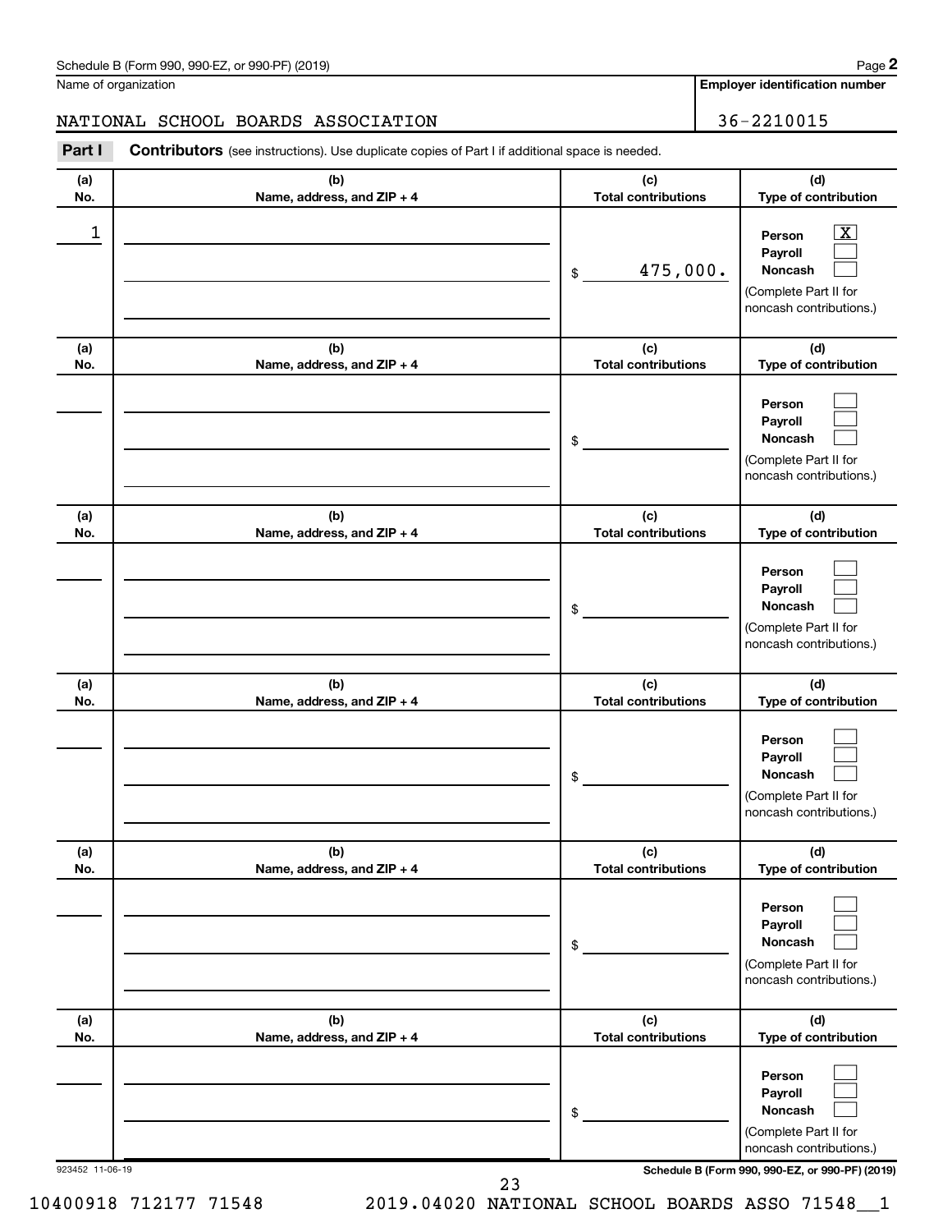Schedule B (Form 990, 990-EZ, or 990-PF) (2019) Page **2**

Name of organization: NATIONAL SCHOOL BOARDS ASSOCIATION

**Employer identification number:** 36-2210015

**Part I** **Contributors** (see instructions). Use duplicate copies of Part I if additional space is needed.

| (a) No. | (b) Name, address, and ZIP + 4 | (c) Total contributions | (d) Type of contribution |
|---|---|---|---|
| 1 | | $ 475,000. | Person [X] Payroll [ ] Noncash [ ] (Complete Part II for noncash contributions.) |
| | | $ | Person [ ] Payroll [ ] Noncash [ ] (Complete Part II for noncash contributions.) |
| | | $ | Person [ ] Payroll [ ] Noncash [ ] (Complete Part II for noncash contributions.) |
| | | $ | Person [ ] Payroll [ ] Noncash [ ] (Complete Part II for noncash contributions.) |
| | | $ | Person [ ] Payroll [ ] Noncash [ ] (Complete Part II for noncash contributions.) |
| | | $ | Person [ ] Payroll [ ] Noncash [ ] (Complete Part II for noncash contributions.) |

923452 11-06-19

**Schedule B (Form 990, 990-EZ, or 990-PF) (2019)**

10400918 712177 71548 2019.04020 NATIONAL SCHOOL BOARDS ASSO 71548__1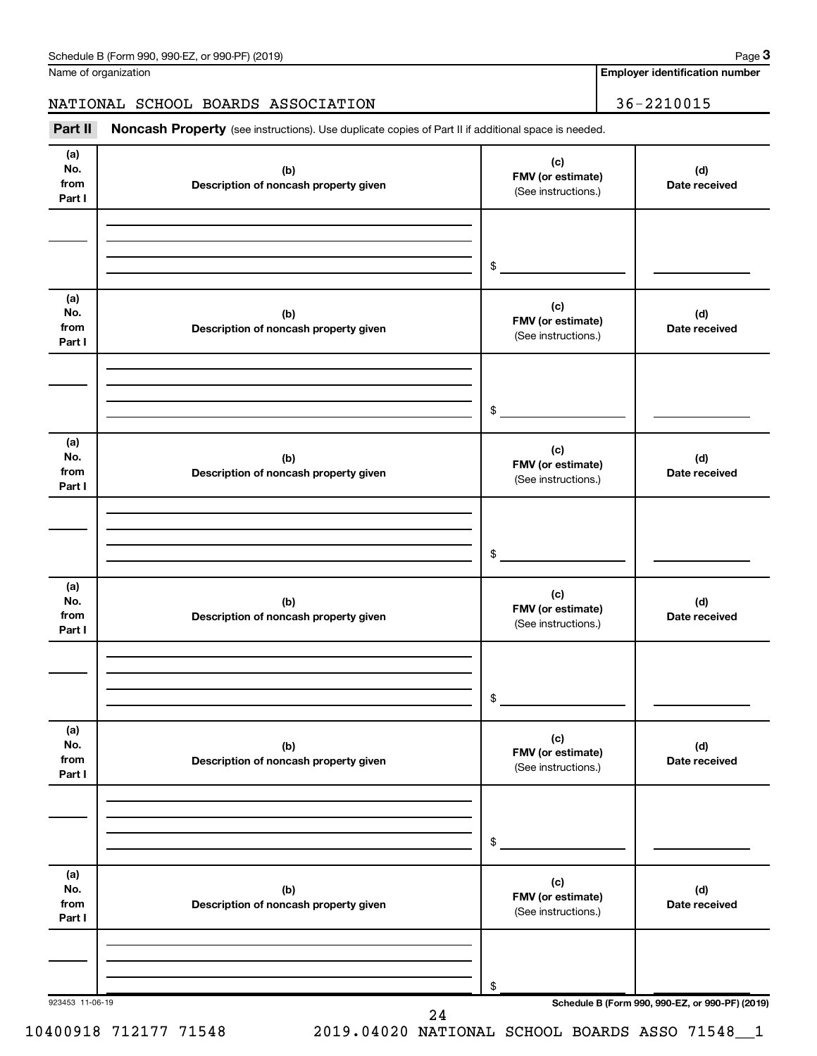Schedule B (Form 990, 990-EZ, or 990-PF) (2019) Page **3**

Name of organization: NATIONAL SCHOOL BOARDS ASSOCIATION

**Employer identification number:** 36-2210015

**Part II** **Noncash Property** (see instructions). Use duplicate copies of Part II if additional space is needed.

| (a) No. from Part I | (b) Description of noncash property given | (c) FMV (or estimate) (See instructions.) | (d) Date received |
|---|---|---|---|
| | | $ | |

| (a) No. from Part I | (b) Description of noncash property given | (c) FMV (or estimate) (See instructions.) | (d) Date received |
|---|---|---|---|
| | | $ | |

| (a) No. from Part I | (b) Description of noncash property given | (c) FMV (or estimate) (See instructions.) | (d) Date received |
|---|---|---|---|
| | | $ | |

| (a) No. from Part I | (b) Description of noncash property given | (c) FMV (or estimate) (See instructions.) | (d) Date received |
|---|---|---|---|
| | | $ | |

| (a) No. from Part I | (b) Description of noncash property given | (c) FMV (or estimate) (See instructions.) | (d) Date received |
|---|---|---|---|
| | | $ | |

| (a) No. from Part I | (b) Description of noncash property given | (c) FMV (or estimate) (See instructions.) | (d) Date received |
|---|---|---|---|
| | | $ | |

923453 11-06-19 **Schedule B (Form 990, 990-EZ, or 990-PF) (2019)**

10400918 712177 71548 2019.04020 NATIONAL SCHOOL BOARDS ASSO 71548__1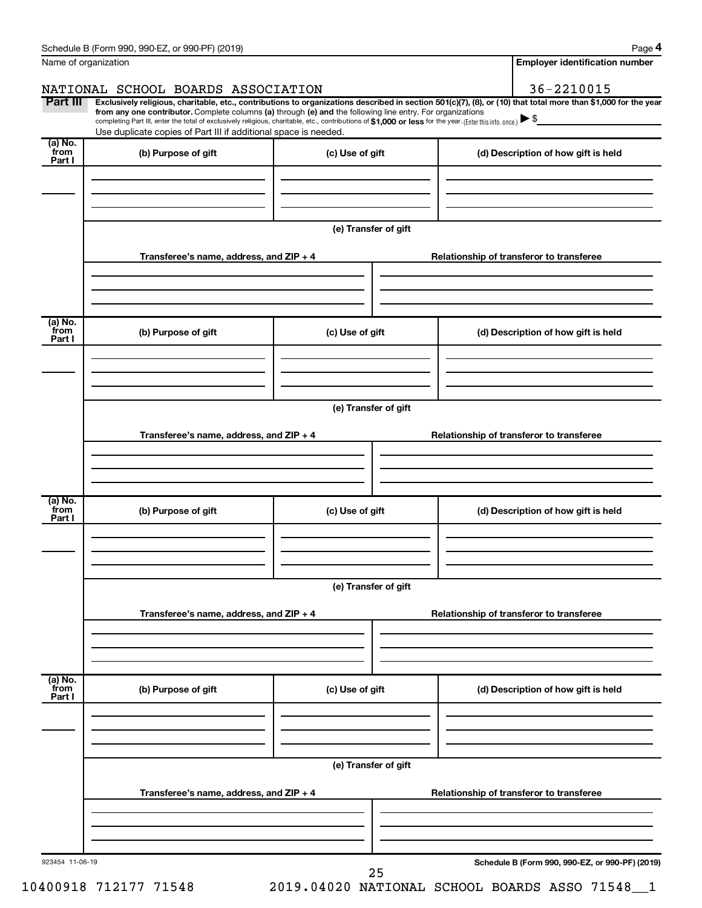Schedule B (Form 990, 990-EZ, or 990-PF) (2019)

Name of organization: NATIONAL SCHOOL BOARDS ASSOCIATION

Employer identification number: 36-2210015

**Part III** **Exclusively religious, charitable, etc., contributions to organizations described in section 501(c)(7), (8), or (10) that total more than $1,000 for the year from any one contributor.** Complete columns **(a)** through **(e)** and the following line entry. For organizations completing Part III, enter the total of exclusively religious, charitable, etc., contributions of **$1,000 or less** for the year. (Enter this info. once.) ▶ $

Use duplicate copies of Part III if additional space is needed.

| (a) No. from Part I | (b) Purpose of gift | (c) Use of gift | (d) Description of how gift is held |
|---|---|---|---|
| | | | |

**(e) Transfer of gift**

| Transferee's name, address, and ZIP + 4 | Relationship of transferor to transferee |
|---|---|
| | |

| (a) No. from Part I | (b) Purpose of gift | (c) Use of gift | (d) Description of how gift is held |
|---|---|---|---|
| | | | |

**(e) Transfer of gift**

| Transferee's name, address, and ZIP + 4 | Relationship of transferor to transferee |
|---|---|
| | |

| (a) No. from Part I | (b) Purpose of gift | (c) Use of gift | (d) Description of how gift is held |
|---|---|---|---|
| | | | |

**(e) Transfer of gift**

| Transferee's name, address, and ZIP + 4 | Relationship of transferor to transferee |
|---|---|
| | |

| (a) No. from Part I | (b) Purpose of gift | (c) Use of gift | (d) Description of how gift is held |
|---|---|---|---|
| | | | |

**(e) Transfer of gift**

| Transferee's name, address, and ZIP + 4 | Relationship of transferor to transferee |
|---|---|
| | |

923454 11-06-19

**Schedule B (Form 990, 990-EZ, or 990-PF) (2019)**

10400918 712177 71548 2019.04020 NATIONAL SCHOOL BOARDS ASSO 71548__1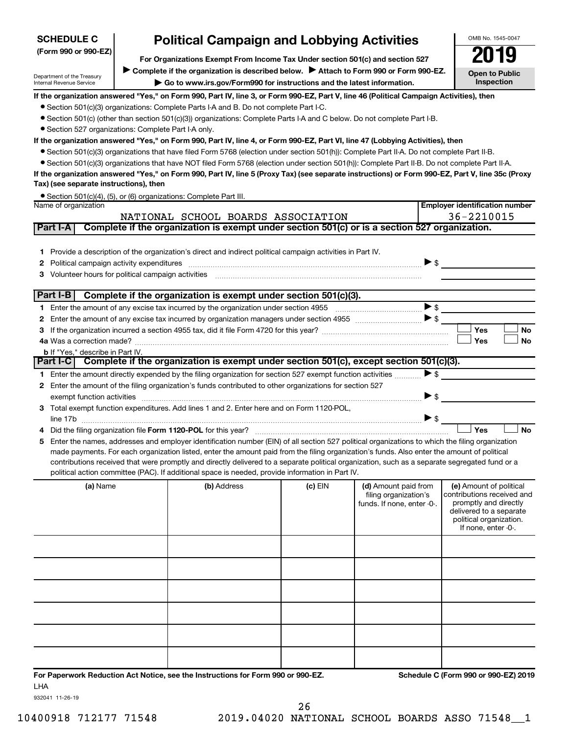**SCHEDULE C (Form 990 or 990-EZ)**

Department of the Treasury
Internal Revenue Service

# Political Campaign and Lobbying Activities

**For Organizations Exempt From Income Tax Under section 501(c) and section 527**

▶ **Complete if the organization is described below.** ▶ **Attach to Form 990 or Form 990-EZ.**

▶ **Go to www.irs.gov/Form990 for instructions and the latest information.**

OMB No. 1545-0047

**2019**

**Open to Public Inspection**

**If the organization answered "Yes," on Form 990, Part IV, line 3, or Form 990-EZ, Part V, line 46 (Political Campaign Activities), then**

- Section 501(c)(3) organizations: Complete Parts I-A and B. Do not complete Part I-C.
- Section 501(c) (other than section 501(c)(3)) organizations: Complete Parts I-A and C below. Do not complete Part I-B.
- Section 527 organizations: Complete Part I-A only.

**If the organization answered "Yes," on Form 990, Part IV, line 4, or Form 990-EZ, Part VI, line 47 (Lobbying Activities), then**

- Section 501(c)(3) organizations that have filed Form 5768 (election under section 501(h)): Complete Part II-A. Do not complete Part II-B.
- Section 501(c)(3) organizations that have NOT filed Form 5768 (election under section 501(h)): Complete Part II-B. Do not complete Part II-A.

**If the organization answered "Yes," on Form 990, Part IV, line 5 (Proxy Tax) (see separate instructions) or Form 990-EZ, Part V, line 35c (Proxy Tax) (see separate instructions), then**

- Section 501(c)(4), (5), or (6) organizations: Complete Part III.

| Name of organization | Employer identification number |
|---|---|
| NATIONAL SCHOOL BOARDS ASSOCIATION | 36-2210015 |

## Part I-A Complete if the organization is exempt under section 501(c) or is a section 527 organization.

1. Provide a description of the organization's direct and indirect political campaign activities in Part IV.
2. Political campaign activity expenditures ▶ $
3. Volunteer hours for political campaign activities

## Part I-B Complete if the organization is exempt under section 501(c)(3).

1. Enter the amount of any excise tax incurred by the organization under section 4955 ▶ $
2. Enter the amount of any excise tax incurred by organization managers under section 4955 ▶ $
3. If the organization incurred a section 4955 tax, did it file Form 4720 for this year? ☐ Yes ☐ No

4a Was a correction made? ☐ Yes ☐ No

**b** If "Yes," describe in Part IV.

## Part I-C Complete if the organization is exempt under section 501(c), except section 501(c)(3).

1. Enter the amount directly expended by the filing organization for section 527 exempt function activities ▶ $
2. Enter the amount of the filing organization's funds contributed to other organizations for section 527 exempt function activities ▶ $
3. Total exempt function expenditures. Add lines 1 and 2. Enter here and on Form 1120-POL, line 17b ▶ $
4. Did the filing organization file **Form 1120-POL** for this year? ☐ Yes ☐ No
5. Enter the names, addresses and employer identification number (EIN) of all section 527 political organizations to which the filing organization made payments. For each organization listed, enter the amount paid from the filing organization's funds. Also enter the amount of political contributions received that were promptly and directly delivered to a separate political organization, such as a separate segregated fund or a political action committee (PAC). If additional space is needed, provide information in Part IV.

| (a) Name | (b) Address | (c) EIN | (d) Amount paid from filing organization's funds. If none, enter -0-. | (e) Amount of political contributions received and promptly and directly delivered to a separate political organization. If none, enter -0-. |
|---|---|---|---|---|
| | | | | |
| | | | | |
| | | | | |
| | | | | |
| | | | | |
| | | | | |

**For Paperwork Reduction Act Notice, see the Instructions for Form 990 or 990-EZ.** **Schedule C (Form 990 or 990-EZ) 2019**

LHA

932041 11-26-19

10400918 712177 71548 2019.04020 NATIONAL SCHOOL BOARDS ASSO 71548__1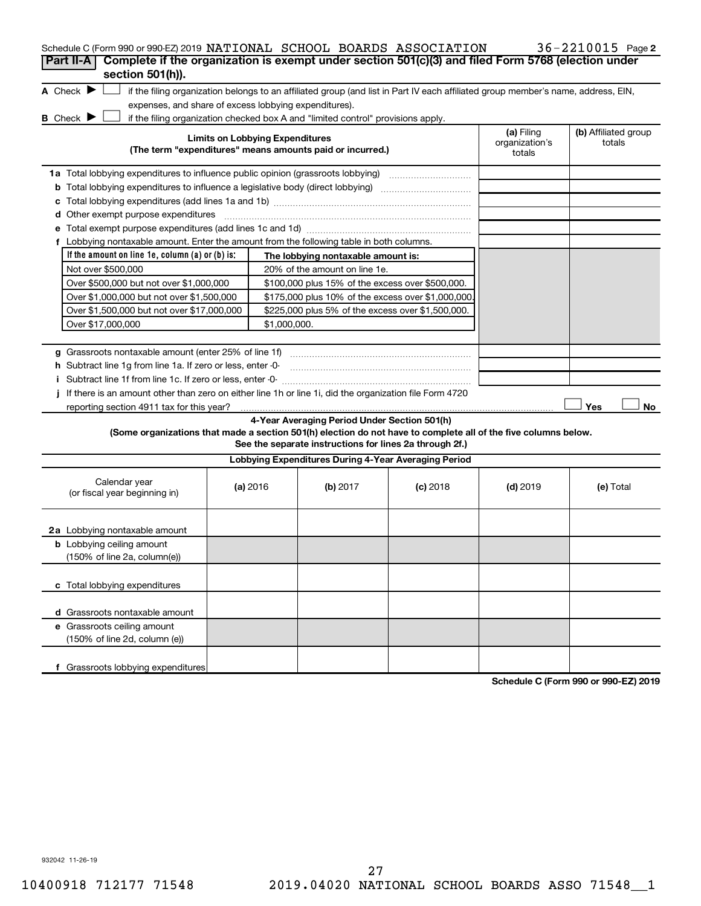Schedule C (Form 990 or 990-EZ) 2019 NATIONAL SCHOOL BOARDS ASSOCIATION 36-2210015 Page 2

**Part II-A** **Complete if the organization is exempt under section 501(c)(3) and filed Form 5768 (election under section 501(h)).**

A Check ▶ ☐ if the filing organization belongs to an affiliated group (and list in Part IV each affiliated group member's name, address, EIN, expenses, and share of excess lobbying expenditures).

B Check ▶ ☐ if the filing organization checked box A and "limited control" provisions apply.

| Limits on Lobbying Expenditures (The term "expenditures" means amounts paid or incurred.) | (a) Filing organization's totals | (b) Affiliated group totals |
|---|---|---|
| 1a Total lobbying expenditures to influence public opinion (grassroots lobbying) | | |
| b Total lobbying expenditures to influence a legislative body (direct lobbying) | | |
| c Total lobbying expenditures (add lines 1a and 1b) | | |
| d Other exempt purpose expenditures | | |
| e Total exempt purpose expenditures (add lines 1c and 1d) | | |
| f Lobbying nontaxable amount. Enter the amount from the following table in both columns. | | |

| If the amount on line 1e, column (a) or (b) is: | The lobbying nontaxable amount is: |
|---|---|
| Not over $500,000 | 20% of the amount on line 1e. |
| Over $500,000 but not over $1,000,000 | $100,000 plus 15% of the excess over $500,000. |
| Over $1,000,000 but not over $1,500,000 | $175,000 plus 10% of the excess over $1,000,000. |
| Over $1,500,000 but not over $17,000,000 | $225,000 plus 5% of the excess over $1,500,000. |
| Over $17,000,000 | $1,000,000. |

| | (a) | (b) |
|---|---|---|
| g Grassroots nontaxable amount (enter 25% of line 1f) | | |
| h Subtract line 1g from line 1a. If zero or less, enter -0- | | |
| i Subtract line 1f from line 1c. If zero or less, enter -0- | | |

j If there is an amount other than zero on either line 1h or line 1i, did the organization file Form 4720 reporting section 4911 tax for this year? ☐ Yes ☐ No

**4-Year Averaging Period Under Section 501(h)**

**(Some organizations that made a section 501(h) election do not have to complete all of the five columns below. See the separate instructions for lines 2a through 2f.)**

**Lobbying Expenditures During 4-Year Averaging Period**

| Calendar year (or fiscal year beginning in) | (a) 2016 | (b) 2017 | (c) 2018 | (d) 2019 | (e) Total |
|---|---|---|---|---|---|
| 2a Lobbying nontaxable amount | | | | | |
| b Lobbying ceiling amount (150% of line 2a, column(e)) | | | | | |
| c Total lobbying expenditures | | | | | |
| d Grassroots nontaxable amount | | | | | |
| e Grassroots ceiling amount (150% of line 2d, column (e)) | | | | | |
| f Grassroots lobbying expenditures | | | | | |

**Schedule C (Form 990 or 990-EZ) 2019**

932042 11-26-19

10400918 712177 71548 2019.04020 NATIONAL SCHOOL BOARDS ASSO 71548__1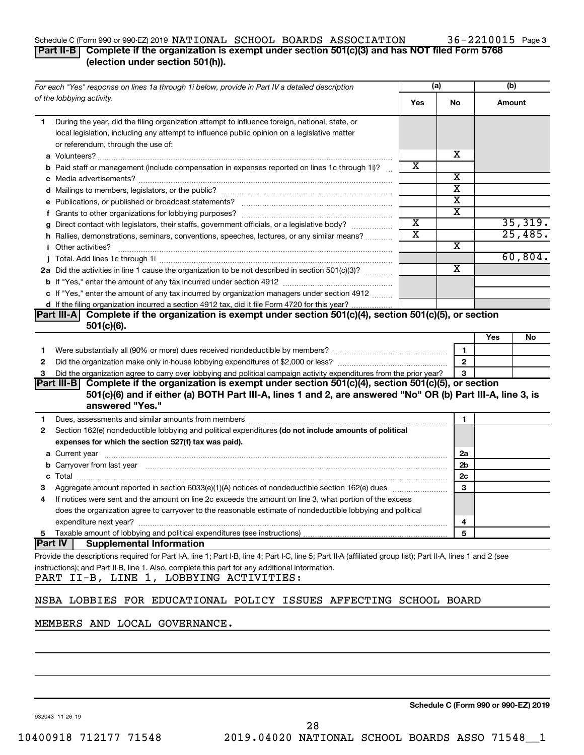Schedule C (Form 990 or 990-EZ) 2019 NATIONAL SCHOOL BOARDS ASSOCIATION 36-2210015 Page 3

## Part II-B Complete if the organization is exempt under section 501(c)(3) and has NOT filed Form 5768 (election under section 501(h)).

| For each "Yes" response on lines 1a through 1i below, provide in Part IV a detailed description of the lobbying activity. | (a) Yes | (a) No | (b) Amount |
|---|---|---|---|
| **1** During the year, did the filing organization attempt to influence foreign, national, state, or local legislation, including any attempt to influence public opinion on a legislative matter or referendum, through the use of: | | | |
| **a** Volunteers? | | X | |
| **b** Paid staff or management (include compensation in expenses reported on lines 1c through 1i)? | X | | |
| **c** Media advertisements? | | X | |
| **d** Mailings to members, legislators, or the public? | | X | |
| **e** Publications, or published or broadcast statements? | | X | |
| **f** Grants to other organizations for lobbying purposes? | | X | |
| **g** Direct contact with legislators, their staffs, government officials, or a legislative body? | X | | 35,319. |
| **h** Rallies, demonstrations, seminars, conventions, speeches, lectures, or any similar means? | X | | 25,485. |
| **i** Other activities? | | X | |
| **j** Total. Add lines 1c through 1i | | | 60,804. |
| **2a** Did the activities in line 1 cause the organization to be not described in section 501(c)(3)? | | X | |
| **b** If "Yes," enter the amount of any tax incurred under section 4912 | | | |
| **c** If "Yes," enter the amount of any tax incurred by organization managers under section 4912 | | | |
| **d** If the filing organization incurred a section 4912 tax, did it file Form 4720 for this year? | | | |

## Part III-A Complete if the organization is exempt under section 501(c)(4), section 501(c)(5), or section 501(c)(6).

| | | Yes | No |
|---|---|---|---|
| **1** Were substantially all (90% or more) dues received nondeductible by members? | 1 | | |
| **2** Did the organization make only in-house lobbying expenditures of $2,000 or less? | 2 | | |
| **3** Did the organization agree to carry over lobbying and political campaign activity expenditures from the prior year? | 3 | | |

## Part III-B Complete if the organization is exempt under section 501(c)(4), section 501(c)(5), or section 501(c)(6) and if either (a) BOTH Part III-A, lines 1 and 2, are answered "No" OR (b) Part III-A, line 3, is answered "Yes."

| | | |
|---|---|---|
| **1** Dues, assessments and similar amounts from members | 1 | |
| **2** Section 162(e) nondeductible lobbying and political expenditures **(do not include amounts of political expenses for which the section 527(f) tax was paid).** | | |
| **a** Current year | 2a | |
| **b** Carryover from last year | 2b | |
| **c** Total | 2c | |
| **3** Aggregate amount reported in section 6033(e)(1)(A) notices of nondeductible section 162(e) dues | 3 | |
| **4** If notices were sent and the amount on line 2c exceeds the amount on line 3, what portion of the excess does the organization agree to carryover to the reasonable estimate of nondeductible lobbying and political expenditure next year? | 4 | |
| **5** Taxable amount of lobbying and political expenditures (see instructions) | 5 | |

## Part IV Supplemental Information

Provide the descriptions required for Part I-A, line 1; Part I-B, line 4; Part I-C, line 5; Part II-A (affiliated group list); Part II-A, lines 1 and 2 (see instructions); and Part II-B, line 1. Also, complete this part for any additional information.

PART II-B, LINE 1, LOBBYING ACTIVITIES:

NSBA LOBBIES FOR EDUCATIONAL POLICY ISSUES AFFECTING SCHOOL BOARD MEMBERS AND LOCAL GOVERNANCE.

Schedule C (Form 990 or 990-EZ) 2019

932043 11-26-19

10400918 712177 71548 2019.04020 NATIONAL SCHOOL BOARDS ASSO 71548__1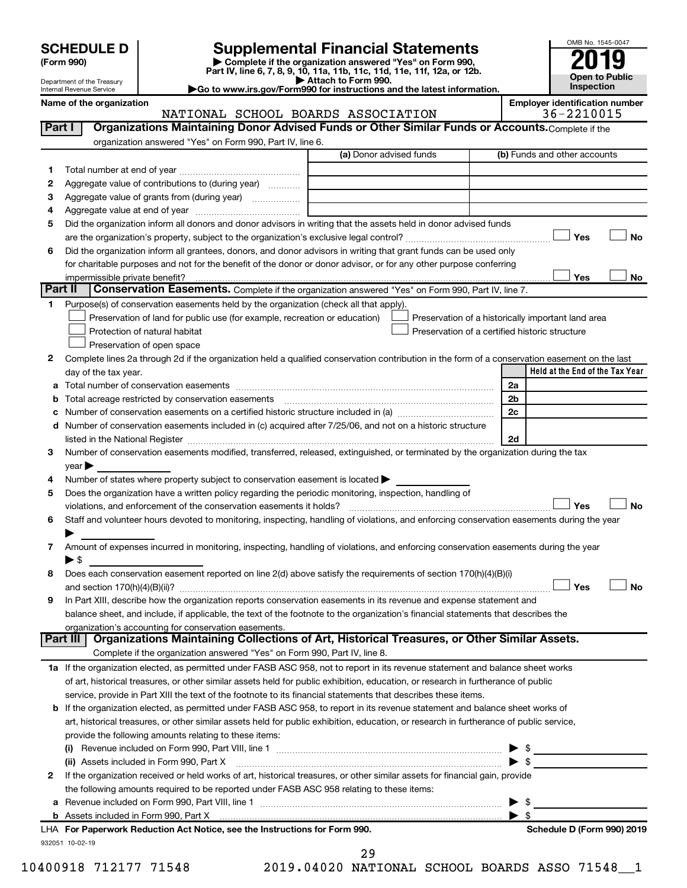# SCHEDULE D (Form 990)

Department of the Treasury
Internal Revenue Service

## Supplemental Financial Statements

▶ Complete if the organization answered "Yes" on Form 990, Part IV, line 6, 7, 8, 9, 10, 11a, 11b, 11c, 11d, 11e, 11f, 12a, or 12b.
▶ Attach to Form 990.
▶Go to www.irs.gov/Form990 for instructions and the latest information.

OMB No. 1545-0047
**2019**
**Open to Public Inspection**

Name of the organization: NATIONAL SCHOOL BOARDS ASSOCIATION
Employer identification number: 36-2210015

### Part I — Organizations Maintaining Donor Advised Funds or Other Similar Funds or Accounts. Complete if the organization answered "Yes" on Form 990, Part IV, line 6.

| | | (a) Donor advised funds | (b) Funds and other accounts |
|---|---|---|---|
| 1 | Total number at end of year | | |
| 2 | Aggregate value of contributions to (during year) | | |
| 3 | Aggregate value of grants from (during year) | | |
| 4 | Aggregate value at end of year | | |

5 Did the organization inform all donors and donor advisors in writing that the assets held in donor advised funds are the organization's property, subject to the organization's exclusive legal control? ☐ Yes ☐ No

6 Did the organization inform all grantees, donors, and donor advisors in writing that grant funds can be used only for charitable purposes and not for the benefit of the donor or donor advisor, or for any other purpose conferring impermissible private benefit? ☐ Yes ☐ No

### Part II — Conservation Easements. Complete if the organization answered "Yes" on Form 990, Part IV, line 7.

1 Purpose(s) of conservation easements held by the organization (check all that apply).
- ☐ Preservation of land for public use (for example, recreation or education)
- ☐ Protection of natural habitat
- ☐ Preservation of open space
- ☐ Preservation of a historically important land area
- ☐ Preservation of a certified historic structure

2 Complete lines 2a through 2d if the organization held a qualified conservation contribution in the form of a conservation easement on the last day of the tax year.

| | | | Held at the End of the Tax Year |
|---|---|---|---|
| a | Total number of conservation easements | 2a | |
| b | Total acreage restricted by conservation easements | 2b | |
| c | Number of conservation easements on a certified historic structure included in (a) | 2c | |
| d | Number of conservation easements included in (c) acquired after 7/25/06, and not on a historic structure listed in the National Register | 2d | |

3 Number of conservation easements modified, transferred, released, extinguished, or terminated by the organization during the tax year ▶

4 Number of states where property subject to conservation easement is located ▶

5 Does the organization have a written policy regarding the periodic monitoring, inspection, handling of violations, and enforcement of the conservation easements it holds? ☐ Yes ☐ No

6 Staff and volunteer hours devoted to monitoring, inspecting, handling of violations, and enforcing conservation easements during the year ▶

7 Amount of expenses incurred in monitoring, inspecting, handling of violations, and enforcing conservation easements during the year ▶ $

8 Does each conservation easement reported on line 2(d) above satisfy the requirements of section 170(h)(4)(B)(i) and section 170(h)(4)(B)(ii)? ☐ Yes ☐ No

9 In Part XIII, describe how the organization reports conservation easements in its revenue and expense statement and balance sheet, and include, if applicable, the text of the footnote to the organization's financial statements that describes the organization's accounting for conservation easements.

### Part III — Organizations Maintaining Collections of Art, Historical Treasures, or Other Similar Assets. Complete if the organization answered "Yes" on Form 990, Part IV, line 8.

1a If the organization elected, as permitted under FASB ASC 958, not to report in its revenue statement and balance sheet works of art, historical treasures, or other similar assets held for public exhibition, education, or research in furtherance of public service, provide in Part XIII the text of the footnote to its financial statements that describes these items.

b If the organization elected, as permitted under FASB ASC 958, to report in its revenue statement and balance sheet works of art, historical treasures, or other similar assets held for public exhibition, education, or research in furtherance of public service, provide the following amounts relating to these items:

(i) Revenue included on Form 990, Part VIII, line 1 ▶ $

(ii) Assets included in Form 990, Part X ▶ $

2 If the organization received or held works of art, historical treasures, or other similar assets for financial gain, provide the following amounts required to be reported under FASB ASC 958 relating to these items:

a Revenue included on Form 990, Part VIII, line 1 ▶ $

b Assets included in Form 990, Part X ▶ $

LHA For Paperwork Reduction Act Notice, see the Instructions for Form 990. Schedule D (Form 990) 2019

932051 10-02-19

10400918 712177 71548 2019.04020 NATIONAL SCHOOL BOARDS ASSO 71548__1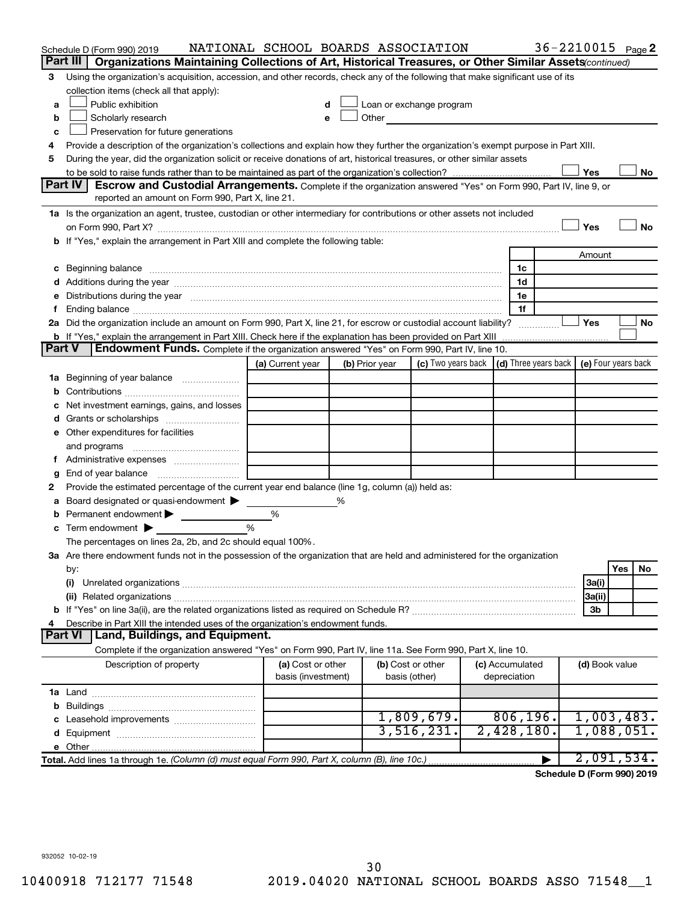Schedule D (Form 990) 2019 NATIONAL SCHOOL BOARDS ASSOCIATION 36-2210015 Page 2

## Part III | Organizations Maintaining Collections of Art, Historical Treasures, or Other Similar Assets *(continued)*

3 Using the organization's acquisition, accession, and other records, check any of the following that make significant use of its collection items (check all that apply):

a ☐ Public exhibition  d ☐ Loan or exchange program
b ☐ Scholarly research  e ☐ Other
c ☐ Preservation for future generations

4 Provide a description of the organization's collections and explain how they further the organization's exempt purpose in Part XIII.

5 During the year, did the organization solicit or receive donations of art, historical treasures, or other similar assets to be sold to raise funds rather than to be maintained as part of the organization's collection? ☐ Yes ☐ No

## Part IV | Escrow and Custodial Arrangements.

Complete if the organization answered "Yes" on Form 990, Part IV, line 9, or reported an amount on Form 990, Part X, line 21.

1a Is the organization an agent, trustee, custodian or other intermediary for contributions or other assets not included on Form 990, Part X? ☐ Yes ☐ No

b If "Yes," explain the arrangement in Part XIII and complete the following table:

| | | Amount |
|---|---|---|
| c Beginning balance | 1c | |
| d Additions during the year | 1d | |
| e Distributions during the year | 1e | |
| f Ending balance | 1f | |

2a Did the organization include an amount on Form 990, Part X, line 21, for escrow or custodial account liability? ☐ Yes ☐ No

b If "Yes," explain the arrangement in Part XIII. Check here if the explanation has been provided on Part XIII ☐

## Part V | Endowment Funds.

Complete if the organization answered "Yes" on Form 990, Part IV, line 10.

| | (a) Current year | (b) Prior year | (c) Two years back | (d) Three years back | (e) Four years back |
|---|---|---|---|---|---|
| 1a Beginning of year balance | | | | | |
| b Contributions | | | | | |
| c Net investment earnings, gains, and losses | | | | | |
| d Grants or scholarships | | | | | |
| e Other expenditures for facilities and programs | | | | | |
| f Administrative expenses | | | | | |
| g End of year balance | | | | | |

2 Provide the estimated percentage of the current year end balance (line 1g, column (a)) held as:

a Board designated or quasi-endowment ▶ %
b Permanent endowment ▶ %
c Term endowment ▶ %

The percentages on lines 2a, 2b, and 2c should equal 100%.

3a Are there endowment funds not in the possession of the organization that are held and administered for the organization by:

| | | Yes | No |
|---|---|---|---|
| (i) Unrelated organizations | 3a(i) | | |
| (ii) Related organizations | 3a(ii) | | |
| b If "Yes" on line 3a(ii), are the related organizations listed as required on Schedule R? | 3b | | |

4 Describe in Part XIII the intended uses of the organization's endowment funds.

## Part VI | Land, Buildings, and Equipment.

Complete if the organization answered "Yes" on Form 990, Part IV, line 11a. See Form 990, Part X, line 10.

| Description of property | (a) Cost or other basis (investment) | (b) Cost or other basis (other) | (c) Accumulated depreciation | (d) Book value |
|---|---|---|---|---|
| 1a Land | | | | |
| b Buildings | | | | |
| c Leasehold improvements | | 1,809,679. | 806,196. | 1,003,483. |
| d Equipment | | 3,516,231. | 2,428,180. | 1,088,051. |
| e Other | | | | |
| **Total.** Add lines 1a through 1e. *(Column (d) must equal Form 990, Part X, column (B), line 10c.)* | | | ▶ | 2,091,534. |

**Schedule D (Form 990) 2019**

932052 10-02-19

10400918 712177 71548 2019.04020 NATIONAL SCHOOL BOARDS ASSO 71548__1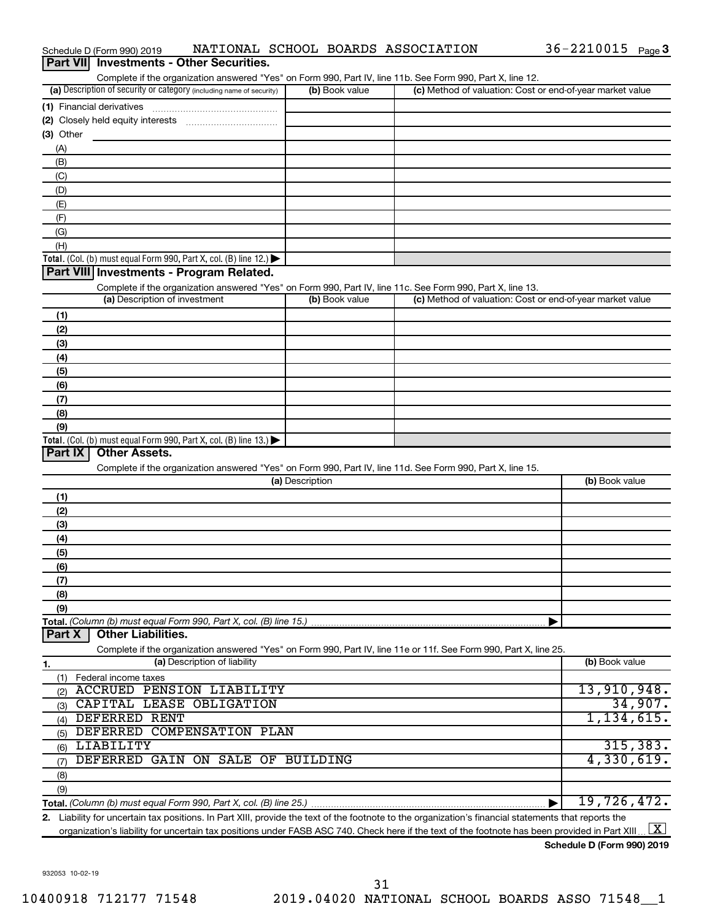Schedule D (Form 990) 2019 NATIONAL SCHOOL BOARDS ASSOCIATION 36-2210015 Page 3

## Part VII Investments - Other Securities.

Complete if the organization answered "Yes" on Form 990, Part IV, line 11b. See Form 990, Part X, line 12.

| (a) Description of security or category (including name of security) | (b) Book value | (c) Method of valuation: Cost or end-of-year market value |
|---|---|---|
| (1) Financial derivatives | | |
| (2) Closely held equity interests | | |
| (3) Other | | |
| (A) | | |
| (B) | | |
| (C) | | |
| (D) | | |
| (E) | | |
| (F) | | |
| (G) | | |
| (H) | | |
| **Total.** (Col. (b) must equal Form 990, Part X, col. (B) line 12.) | | |

## Part VIII Investments - Program Related.

Complete if the organization answered "Yes" on Form 990, Part IV, line 11c. See Form 990, Part X, line 13.

| (a) Description of investment | (b) Book value | (c) Method of valuation: Cost or end-of-year market value |
|---|---|---|
| (1) | | |
| (2) | | |
| (3) | | |
| (4) | | |
| (5) | | |
| (6) | | |
| (7) | | |
| (8) | | |
| (9) | | |
| **Total.** (Col. (b) must equal Form 990, Part X, col. (B) line 13.) | | |

## Part IX Other Assets.

Complete if the organization answered "Yes" on Form 990, Part IV, line 11d. See Form 990, Part X, line 15.

| (a) Description | (b) Book value |
|---|---|
| (1) | |
| (2) | |
| (3) | |
| (4) | |
| (5) | |
| (6) | |
| (7) | |
| (8) | |
| (9) | |
| **Total.** *(Column (b) must equal Form 990, Part X, col. (B) line 15.)* | |

## Part X Other Liabilities.

Complete if the organization answered "Yes" on Form 990, Part IV, line 11e or 11f. See Form 990, Part X, line 25.

| 1. (a) Description of liability | (b) Book value |
|---|---|
| (1) Federal income taxes | |
| (2) ACCRUED PENSION LIABILITY | 13,910,948. |
| (3) CAPITAL LEASE OBLIGATION | 34,907. |
| (4) DEFERRED RENT | 1,134,615. |
| (5) DEFERRED COMPENSATION PLAN | |
| (6) LIABILITY | 315,383. |
| (7) DEFERRED GAIN ON SALE OF BUILDING | 4,330,619. |
| (8) | |
| (9) | |
| **Total.** *(Column (b) must equal Form 990, Part X, col. (B) line 25.)* | 19,726,472. |

2. Liability for uncertain tax positions. In Part XIII, provide the text of the footnote to the organization's financial statements that reports the organization's liability for uncertain tax positions under FASB ASC 740. Check here if the text of the footnote has been provided in Part XIII [X]

**Schedule D (Form 990) 2019**

932053 10-02-19

10400918 712177 71548 2019.04020 NATIONAL SCHOOL BOARDS ASSO 71548__1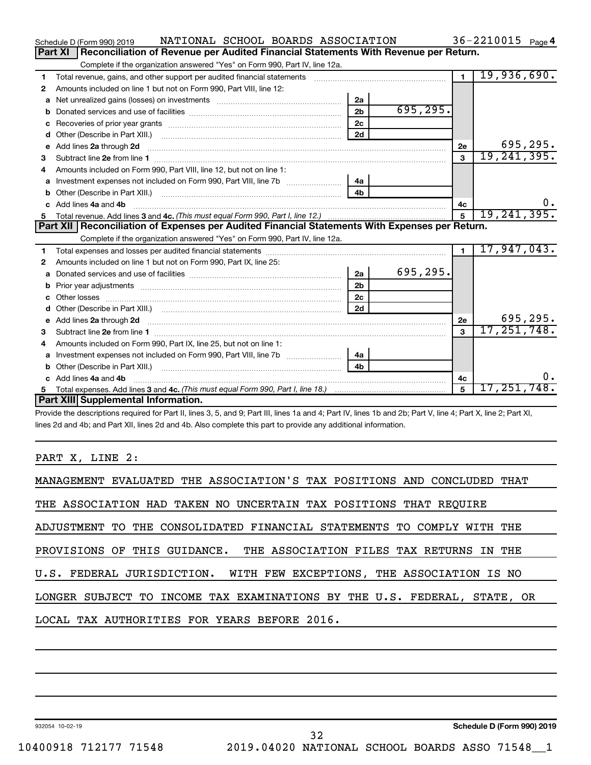Schedule D (Form 990) 2019 NATIONAL SCHOOL BOARDS ASSOCIATION 36-2210015 Page 4

## Part XI Reconciliation of Revenue per Audited Financial Statements With Revenue per Return.

Complete if the organization answered "Yes" on Form 990, Part IV, line 12a.

| | | | | | |
|---|---|---|---|---|---|
| **1** | Total revenue, gains, and other support per audited financial statements | | | 1 | 19,936,690. |
| **2** | Amounts included on line 1 but not on Form 990, Part VIII, line 12: | | | | |
| **a** | Net unrealized gains (losses) on investments | 2a | | | |
| **b** | Donated services and use of facilities | 2b | 695,295. | | |
| **c** | Recoveries of prior year grants | 2c | | | |
| **d** | Other (Describe in Part XIII.) | 2d | | | |
| **e** | Add lines **2a** through **2d** | | | 2e | 695,295. |
| **3** | Subtract line **2e** from line **1** | | | 3 | 19,241,395. |
| **4** | Amounts included on Form 990, Part VIII, line 12, but not on line 1: | | | | |
| **a** | Investment expenses not included on Form 990, Part VIII, line 7b | 4a | | | |
| **b** | Other (Describe in Part XIII.) | 4b | | | |
| **c** | Add lines **4a** and **4b** | | | 4c | 0. |
| **5** | Total revenue. Add lines **3** and **4c.** *(This must equal Form 990, Part I, line 12.)* | | | 5 | 19,241,395. |

## Part XII Reconciliation of Expenses per Audited Financial Statements With Expenses per Return.

Complete if the organization answered "Yes" on Form 990, Part IV, line 12a.

| | | | | | |
|---|---|---|---|---|---|
| **1** | Total expenses and losses per audited financial statements | | | 1 | 17,947,043. |
| **2** | Amounts included on line 1 but not on Form 990, Part IX, line 25: | | | | |
| **a** | Donated services and use of facilities | 2a | 695,295. | | |
| **b** | Prior year adjustments | 2b | | | |
| **c** | Other losses | 2c | | | |
| **d** | Other (Describe in Part XIII.) | 2d | | | |
| **e** | Add lines **2a** through **2d** | | | 2e | 695,295. |
| **3** | Subtract line **2e** from line **1** | | | 3 | 17,251,748. |
| **4** | Amounts included on Form 990, Part IX, line 25, but not on line 1: | | | | |
| **a** | Investment expenses not included on Form 990, Part VIII, line 7b | 4a | | | |
| **b** | Other (Describe in Part XIII.) | 4b | | | |
| **c** | Add lines **4a** and **4b** | | | 4c | 0. |
| **5** | Total expenses. Add lines **3** and **4c.** *(This must equal Form 990, Part I, line 18.)* | | | 5 | 17,251,748. |

## Part XIII Supplemental Information.

Provide the descriptions required for Part II, lines 3, 5, and 9; Part III, lines 1a and 4; Part IV, lines 1b and 2b; Part V, line 4; Part X, line 2; Part XI, lines 2d and 4b; and Part XII, lines 2d and 4b. Also complete this part to provide any additional information.

PART X, LINE 2:

MANAGEMENT EVALUATED THE ASSOCIATION'S TAX POSITIONS AND CONCLUDED THAT THE ASSOCIATION HAD TAKEN NO UNCERTAIN TAX POSITIONS THAT REQUIRE ADJUSTMENT TO THE CONSOLIDATED FINANCIAL STATEMENTS TO COMPLY WITH THE PROVISIONS OF THIS GUIDANCE. THE ASSOCIATION FILES TAX RETURNS IN THE U.S. FEDERAL JURISDICTION. WITH FEW EXCEPTIONS, THE ASSOCIATION IS NO LONGER SUBJECT TO INCOME TAX EXAMINATIONS BY THE U.S. FEDERAL, STATE, OR LOCAL TAX AUTHORITIES FOR YEARS BEFORE 2016.

932054 10-02-19 **Schedule D (Form 990) 2019**

10400918 712177 71548 2019.04020 NATIONAL SCHOOL BOARDS ASSO 71548__1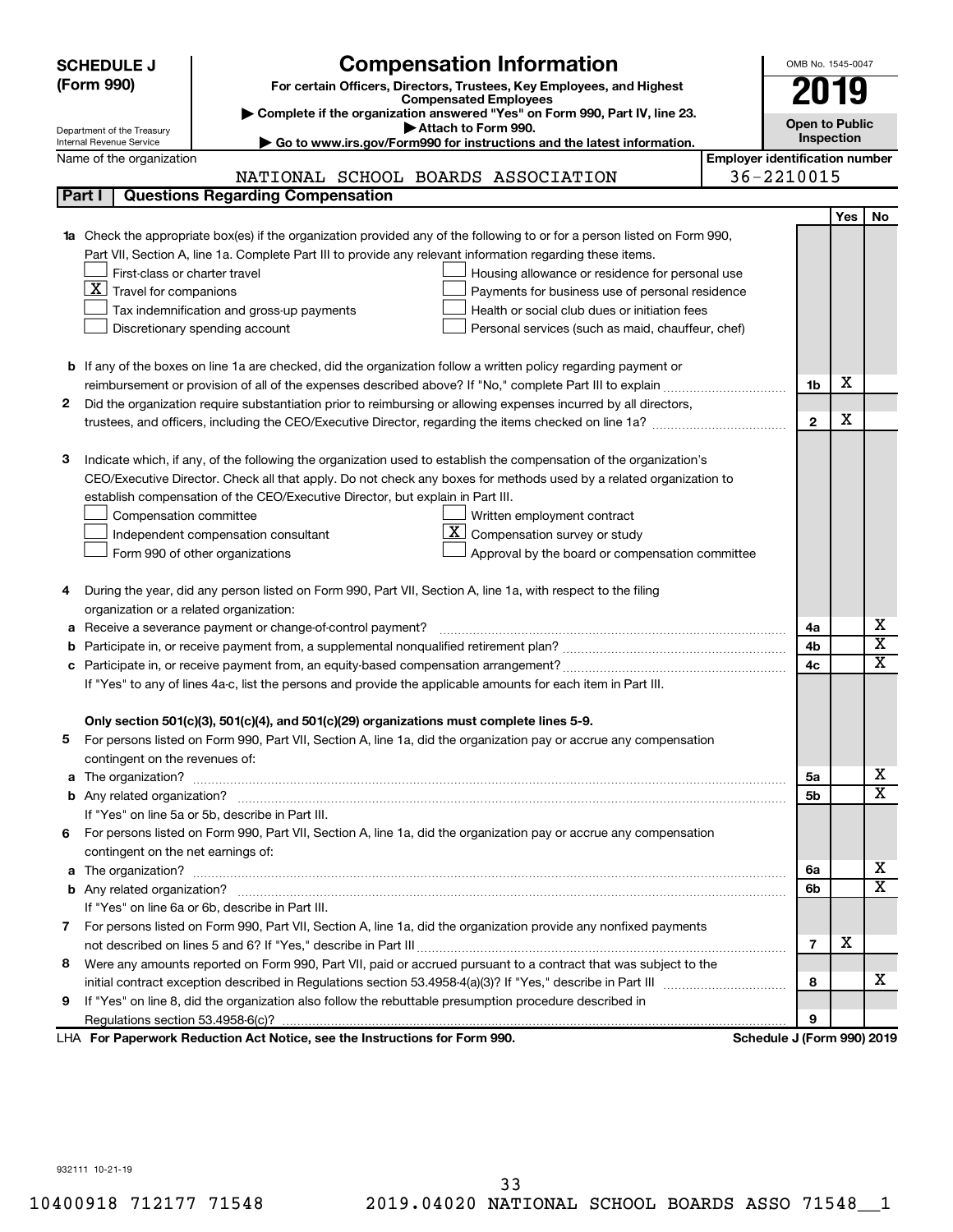**SCHEDULE J (Form 990)**

Department of the Treasury
Internal Revenue Service

# Compensation Information

**For certain Officers, Directors, Trustees, Key Employees, and Highest Compensated Employees**

▶ Complete if the organization answered "Yes" on Form 990, Part IV, line 23.
▶ Attach to Form 990.
▶ Go to www.irs.gov/Form990 for instructions and the latest information.

OMB No. 1545-0047

**2019**

**Open to Public Inspection**

Name of the organization: NATIONAL SCHOOL BOARDS ASSOCIATION

Employer identification number: 36-2210015

## Part I | Questions Regarding Compensation

| | | | Yes | No |
|---|---|---|---|---|
| **1a** | Check the appropriate box(es) if the organization provided any of the following to or for a person listed on Form 990, Part VII, Section A, line 1a. Complete Part III to provide any relevant information regarding these items.<br>☐ First-class or charter travel ☐ Housing allowance or residence for personal use<br>☒ Travel for companions ☐ Payments for business use of personal residence<br>☐ Tax indemnification and gross-up payments ☐ Health or social club dues or initiation fees<br>☐ Discretionary spending account ☐ Personal services (such as maid, chauffeur, chef) | | | |
| **b** | If any of the boxes on line 1a are checked, did the organization follow a written policy regarding payment or reimbursement or provision of all of the expenses described above? If "No," complete Part III to explain | 1b | X | |
| **2** | Did the organization require substantiation prior to reimbursing or allowing expenses incurred by all directors, trustees, and officers, including the CEO/Executive Director, regarding the items checked on line 1a? | 2 | X | |
| **3** | Indicate which, if any, of the following the organization used to establish the compensation of the organization's CEO/Executive Director. Check all that apply. Do not check any boxes for methods used by a related organization to establish compensation of the CEO/Executive Director, but explain in Part III.<br>☐ Compensation committee ☐ Written employment contract<br>☐ Independent compensation consultant ☒ Compensation survey or study<br>☐ Form 990 of other organizations ☐ Approval by the board or compensation committee | | | |
| **4** | During the year, did any person listed on Form 990, Part VII, Section A, line 1a, with respect to the filing organization or a related organization: | | | |
| **a** | Receive a severance payment or change-of-control payment? | 4a | | X |
| **b** | Participate in, or receive payment from, a supplemental nonqualified retirement plan? | 4b | | X |
| **c** | Participate in, or receive payment from, an equity-based compensation arrangement? | 4c | | X |
| | If "Yes" to any of lines 4a-c, list the persons and provide the applicable amounts for each item in Part III. | | | |
| | **Only section 501(c)(3), 501(c)(4), and 501(c)(29) organizations must complete lines 5-9.** | | | |
| **5** | For persons listed on Form 990, Part VII, Section A, line 1a, did the organization pay or accrue any compensation contingent on the revenues of: | | | |
| **a** | The organization? | 5a | | X |
| **b** | Any related organization? | 5b | | X |
| | If "Yes" on line 5a or 5b, describe in Part III. | | | |
| **6** | For persons listed on Form 990, Part VII, Section A, line 1a, did the organization pay or accrue any compensation contingent on the net earnings of: | | | |
| **a** | The organization? | 6a | | X |
| **b** | Any related organization? | 6b | | X |
| | If "Yes" on line 6a or 6b, describe in Part III. | | | |
| **7** | For persons listed on Form 990, Part VII, Section A, line 1a, did the organization provide any nonfixed payments not described on lines 5 and 6? If "Yes," describe in Part III | 7 | X | |
| **8** | Were any amounts reported on Form 990, Part VII, paid or accrued pursuant to a contract that was subject to the initial contract exception described in Regulations section 53.4958-4(a)(3)? If "Yes," describe in Part III | 8 | | X |
| **9** | If "Yes" on line 8, did the organization also follow the rebuttable presumption procedure described in Regulations section 53.4958-6(c)? | 9 | | |

LHA **For Paperwork Reduction Act Notice, see the Instructions for Form 990.** **Schedule J (Form 990) 2019**

932111 10-21-19

10400918 712177 71548 2019.04020 NATIONAL SCHOOL BOARDS ASSO 71548__1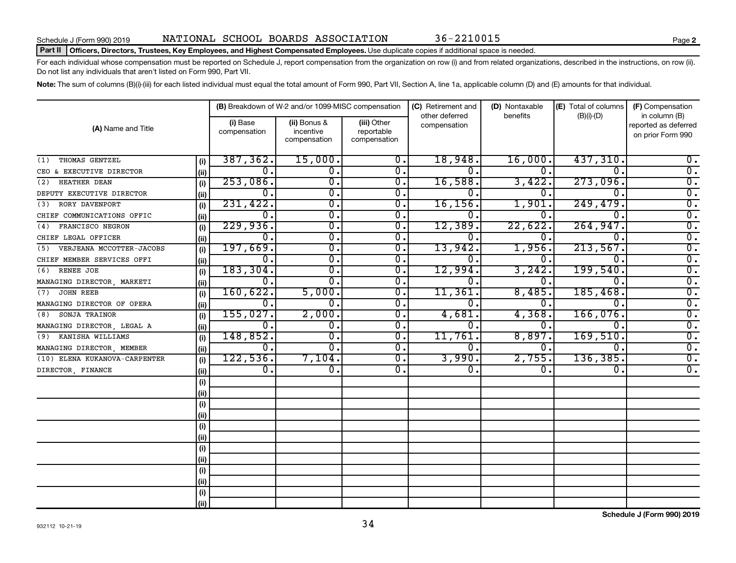Schedule J (Form 990) 2019 NATIONAL SCHOOL BOARDS ASSOCIATION 36-2210015 Page 2

**Part II** **Officers, Directors, Trustees, Key Employees, and Highest Compensated Employees.** Use duplicate copies if additional space is needed.

For each individual whose compensation must be reported on Schedule J, report compensation from the organization on row (i) and from related organizations, described in the instructions, on row (ii). Do not list any individuals that aren't listed on Form 990, Part VII.

**Note:** The sum of columns (B)(i)-(iii) for each listed individual must equal the total amount of Form 990, Part VII, Section A, line 1a, applicable column (D) and (E) amounts for that individual.

| (A) Name and Title | | (B) Breakdown of W-2 and/or 1099-MISC compensation | | | (C) Retirement and other deferred compensation | (D) Nontaxable benefits | (E) Total of columns (B)(i)-(D) | (F) Compensation in column (B) reported as deferred on prior Form 990 |
|---|---|---|---|---|---|---|---|---|
| | | (i) Base compensation | (ii) Bonus & incentive compensation | (iii) Other reportable compensation | | | | |
| (1) THOMAS GENTZEL | (i) | 387,362. | 15,000. | 0. | 18,948. | 16,000. | 437,310. | 0. |
| CEO & EXECUTIVE DIRECTOR | (ii) | 0. | 0. | 0. | 0. | 0. | 0. | 0. |
| (2) HEATHER DEAN | (i) | 253,086. | 0. | 0. | 16,588. | 3,422. | 273,096. | 0. |
| DEPUTY EXECUTIVE DIRECTOR | (ii) | 0. | 0. | 0. | 0. | 0. | 0. | 0. |
| (3) RORY DAVENPORT | (i) | 231,422. | 0. | 0. | 16,156. | 1,901. | 249,479. | 0. |
| CHIEF COMMUNICATIONS OFFIC | (ii) | 0. | 0. | 0. | 0. | 0. | 0. | 0. |
| (4) FRANCISCO NEGRON | (i) | 229,936. | 0. | 0. | 12,389. | 22,622. | 264,947. | 0. |
| CHIEF LEGAL OFFICER | (ii) | 0. | 0. | 0. | 0. | 0. | 0. | 0. |
| (5) VERJEANA MCCOTTER-JACOBS | (i) | 197,669. | 0. | 0. | 13,942. | 1,956. | 213,567. | 0. |
| CHIEF MEMBER SERVICES OFFI | (ii) | 0. | 0. | 0. | 0. | 0. | 0. | 0. |
| (6) RENEE JOE | (i) | 183,304. | 0. | 0. | 12,994. | 3,242. | 199,540. | 0. |
| MANAGING DIRECTOR, MARKETI | (ii) | 0. | 0. | 0. | 0. | 0. | 0. | 0. |
| (7) JOHN REEB | (i) | 160,622. | 5,000. | 0. | 11,361. | 8,485. | 185,468. | 0. |
| MANAGING DIRECTOR OF OPERA | (ii) | 0. | 0. | 0. | 0. | 0. | 0. | 0. |
| (8) SONJA TRAINOR | (i) | 155,027. | 2,000. | 0. | 4,681. | 4,368. | 166,076. | 0. |
| MANAGING DIRECTOR, LEGAL A | (ii) | 0. | 0. | 0. | 0. | 0. | 0. | 0. |
| (9) KANISHA WILLIAMS | (i) | 148,852. | 0. | 0. | 11,761. | 8,897. | 169,510. | 0. |
| MANAGING DIRECTOR, MEMBER | (ii) | 0. | 0. | 0. | 0. | 0. | 0. | 0. |
| (10) ELENA KUKANOVA-CARPENTER | (i) | 122,536. | 7,104. | 0. | 3,990. | 2,755. | 136,385. | 0. |
| DIRECTOR, FINANCE | (ii) | 0. | 0. | 0. | 0. | 0. | 0. | 0. |
| | (i) | | | | | | | |
| | (ii) | | | | | | | |
| | (i) | | | | | | | |
| | (ii) | | | | | | | |
| | (i) | | | | | | | |
| | (ii) | | | | | | | |
| | (i) | | | | | | | |
| | (ii) | | | | | | | |
| | (i) | | | | | | | |
| | (ii) | | | | | | | |
| | (i) | | | | | | | |
| | (ii) | | | | | | | |

932112 10-21-19

**Schedule J (Form 990) 2019**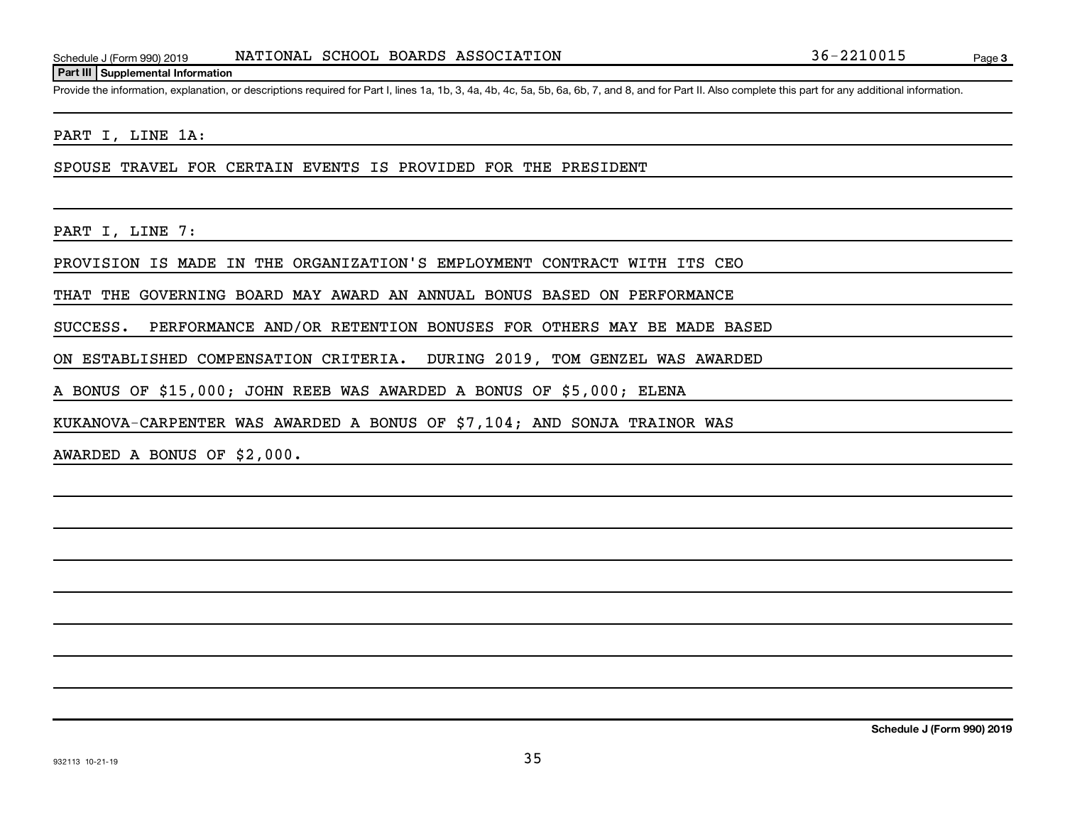## Part III Supplemental Information

Provide the information, explanation, or descriptions required for Part I, lines 1a, 1b, 3, 4a, 4b, 4c, 5a, 5b, 6a, 6b, 7, and 8, and for Part II. Also complete this part for any additional information.

PART I, LINE 1A:

SPOUSE TRAVEL FOR CERTAIN EVENTS IS PROVIDED FOR THE PRESIDENT

PART I, LINE 7:

PROVISION IS MADE IN THE ORGANIZATION'S EMPLOYMENT CONTRACT WITH ITS CEO THAT THE GOVERNING BOARD MAY AWARD AN ANNUAL BONUS BASED ON PERFORMANCE SUCCESS. PERFORMANCE AND/OR RETENTION BONUSES FOR OTHERS MAY BE MADE BASED ON ESTABLISHED COMPENSATION CRITERIA. DURING 2019, TOM GENZEL WAS AWARDED A BONUS OF $15,000; JOHN REEB WAS AWARDED A BONUS OF $5,000; ELENA KUKANOVA-CARPENTER WAS AWARDED A BONUS OF $7,104; AND SONJA TRAINOR WAS AWARDED A BONUS OF $2,000.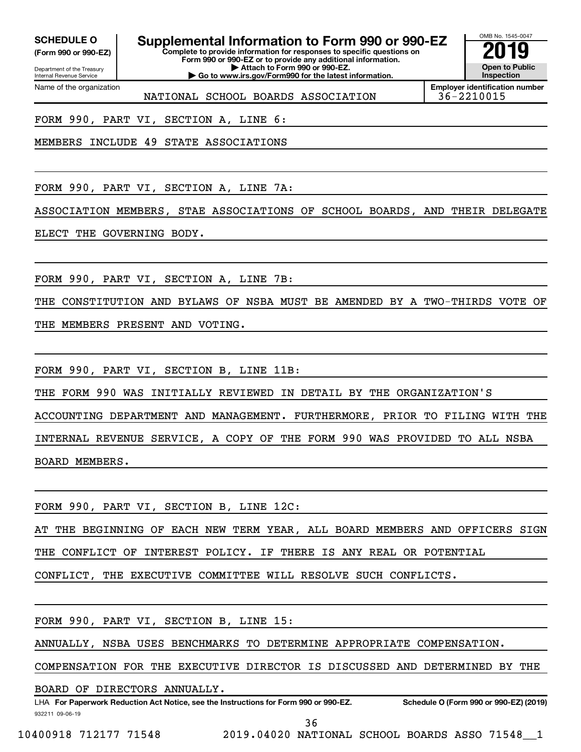**SCHEDULE O**
**(Form 990 or 990-EZ)**

Department of the Treasury
Internal Revenue Service

# Supplemental Information to Form 990 or 990-EZ

**Complete to provide information for responses to specific questions on Form 990 or 990-EZ or to provide any additional information.**
**▶ Attach to Form 990 or 990-EZ.**
**▶ Go to www.irs.gov/Form990 for the latest information.**

OMB No. 1545-0047
**2019**
**Open to Public Inspection**

Name of the organization: NATIONAL SCHOOL BOARDS ASSOCIATION
**Employer identification number**: 36-2210015

FORM 990, PART VI, SECTION A, LINE 6:

MEMBERS INCLUDE 49 STATE ASSOCIATIONS

FORM 990, PART VI, SECTION A, LINE 7A:

ASSOCIATION MEMBERS, STAE ASSOCIATIONS OF SCHOOL BOARDS, AND THEIR DELEGATE ELECT THE GOVERNING BODY.

FORM 990, PART VI, SECTION A, LINE 7B:

THE CONSTITUTION AND BYLAWS OF NSBA MUST BE AMENDED BY A TWO-THIRDS VOTE OF THE MEMBERS PRESENT AND VOTING.

FORM 990, PART VI, SECTION B, LINE 11B:

THE FORM 990 WAS INITIALLY REVIEWED IN DETAIL BY THE ORGANIZATION'S ACCOUNTING DEPARTMENT AND MANAGEMENT. FURTHERMORE, PRIOR TO FILING WITH THE INTERNAL REVENUE SERVICE, A COPY OF THE FORM 990 WAS PROVIDED TO ALL NSBA BOARD MEMBERS.

FORM 990, PART VI, SECTION B, LINE 12C:

AT THE BEGINNING OF EACH NEW TERM YEAR, ALL BOARD MEMBERS AND OFFICERS SIGN THE CONFLICT OF INTEREST POLICY. IF THERE IS ANY REAL OR POTENTIAL CONFLICT, THE EXECUTIVE COMMITTEE WILL RESOLVE SUCH CONFLICTS.

FORM 990, PART VI, SECTION B, LINE 15:

ANNUALLY, NSBA USES BENCHMARKS TO DETERMINE APPROPRIATE COMPENSATION. COMPENSATION FOR THE EXECUTIVE DIRECTOR IS DISCUSSED AND DETERMINED BY THE BOARD OF DIRECTORS ANNUALLY.

LHA **For Paperwork Reduction Act Notice, see the Instructions for Form 990 or 990-EZ.** **Schedule O (Form 990 or 990-EZ) (2019)**
932211 09-06-19

10400918 712177 71548 2019.04020 NATIONAL SCHOOL BOARDS ASSO 71548__1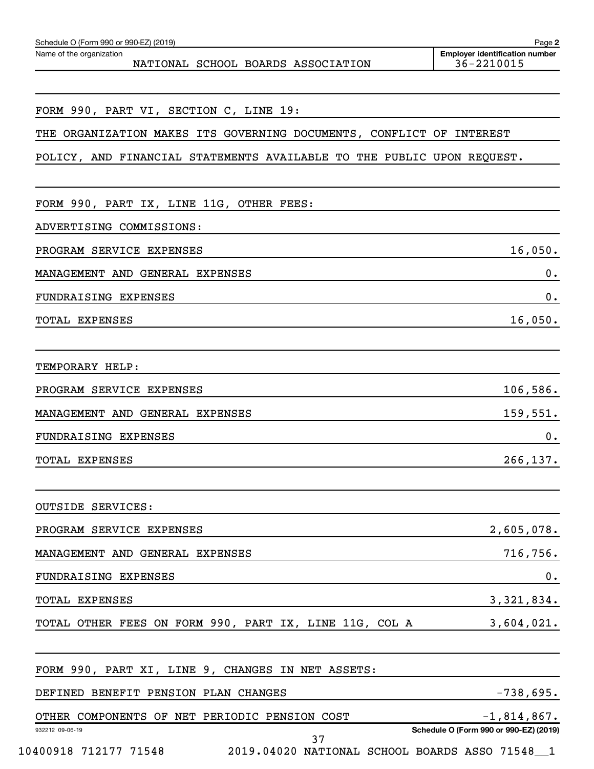Schedule O (Form 990 or 990-EZ) (2019)

Name of the organization: NATIONAL SCHOOL BOARDS ASSOCIATION

Employer identification number: 36-2210015

FORM 990, PART VI, SECTION C, LINE 19:

THE ORGANIZATION MAKES ITS GOVERNING DOCUMENTS, CONFLICT OF INTEREST POLICY, AND FINANCIAL STATEMENTS AVAILABLE TO THE PUBLIC UPON REQUEST.

FORM 990, PART IX, LINE 11G, OTHER FEES:

ADVERTISING COMMISSIONS:

| | |
|---|---|
| PROGRAM SERVICE EXPENSES | 16,050. |
| MANAGEMENT AND GENERAL EXPENSES | 0. |
| FUNDRAISING EXPENSES | 0. |
| TOTAL EXPENSES | 16,050. |

TEMPORARY HELP:

| | |
|---|---|
| PROGRAM SERVICE EXPENSES | 106,586. |
| MANAGEMENT AND GENERAL EXPENSES | 159,551. |
| FUNDRAISING EXPENSES | 0. |
| TOTAL EXPENSES | 266,137. |

OUTSIDE SERVICES:

| | |
|---|---|
| PROGRAM SERVICE EXPENSES | 2,605,078. |
| MANAGEMENT AND GENERAL EXPENSES | 716,756. |
| FUNDRAISING EXPENSES | 0. |
| TOTAL EXPENSES | 3,321,834. |
| TOTAL OTHER FEES ON FORM 990, PART IX, LINE 11G, COL A | 3,604,021. |

FORM 990, PART XI, LINE 9, CHANGES IN NET ASSETS:

| | |
|---|---|
| DEFINED BENEFIT PENSION PLAN CHANGES | -738,695. |
| OTHER COMPONENTS OF NET PERIODIC PENSION COST | -1,814,867. |

932212 09-06-19

10400918 712177 71548 2019.04020 NATIONAL SCHOOL BOARDS ASSO 71548__1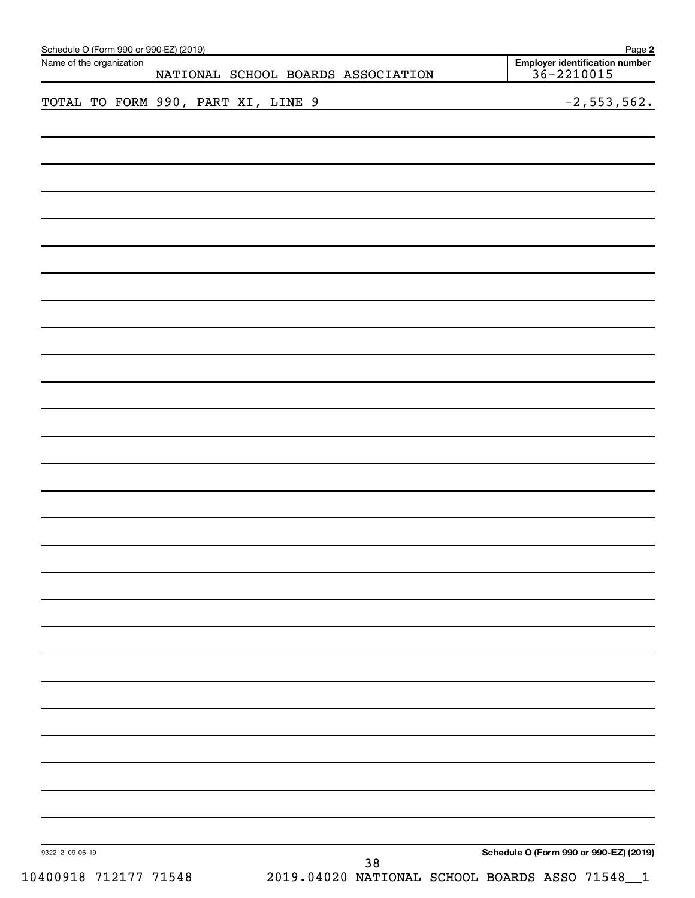Schedule O (Form 990 or 990-EZ) (2019) Page **2**

| Name of the organization | Employer identification number |
|---|---|
| NATIONAL SCHOOL BOARDS ASSOCIATION | 36-2210015 |

TOTAL TO FORM 990, PART XI, LINE 9 -2,553,562.

932212 09-06-19

**Schedule O (Form 990 or 990-EZ) (2019)**

10400918 712177 71548 2019.04020 NATIONAL SCHOOL BOARDS ASSO 71548__1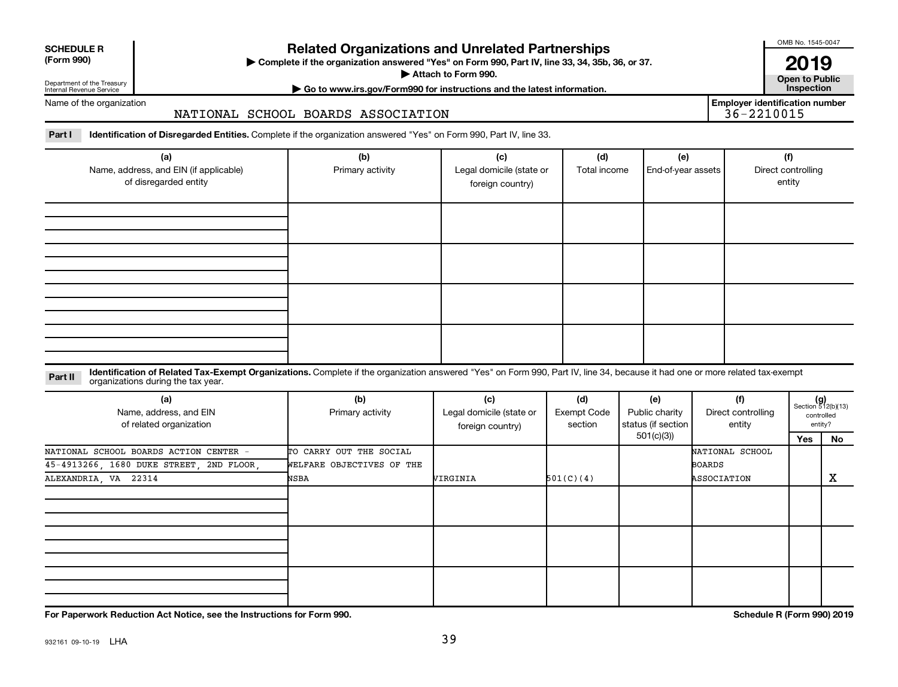**SCHEDULE R**
**(Form 990)**

Department of the Treasury
Internal Revenue Service

# Related Organizations and Unrelated Partnerships

▶ **Complete if the organization answered "Yes" on Form 990, Part IV, line 33, 34, 35b, 36, or 37.**
▶ **Attach to Form 990.**
▶ **Go to www.irs.gov/Form990 for instructions and the latest information.**

OMB No. 1545-0047

**2019**

**Open to Public Inspection**

Name of the organization: NATIONAL SCHOOL BOARDS ASSOCIATION

**Employer identification number** 36-2210015

**Part I** **Identification of Disregarded Entities.** Complete if the organization answered "Yes" on Form 990, Part IV, line 33.

| (a) Name, address, and EIN (if applicable) of disregarded entity | (b) Primary activity | (c) Legal domicile (state or foreign country) | (d) Total income | (e) End-of-year assets | (f) Direct controlling entity |
|---|---|---|---|---|---|
| | | | | | |
| | | | | | |
| | | | | | |
| | | | | | |

**Part II** **Identification of Related Tax-Exempt Organizations.** Complete if the organization answered "Yes" on Form 990, Part IV, line 34, because it had one or more related tax-exempt organizations during the tax year.

| (a) Name, address, and EIN of related organization | (b) Primary activity | (c) Legal domicile (state or foreign country) | (d) Exempt Code section | (e) Public charity status (if section 501(c)(3)) | (f) Direct controlling entity | (g) Section 512(b)(13) controlled entity? Yes | No |
|---|---|---|---|---|---|---|---|
| NATIONAL SCHOOL BOARDS ACTION CENTER - 45-4913266, 1680 DUKE STREET, 2ND FLOOR, ALEXANDRIA, VA 22314 | TO CARRY OUT THE SOCIAL WELFARE OBJECTIVES OF THE NSBA | VIRGINIA | 501(C)(4) | | NATIONAL SCHOOL BOARDS ASSOCIATION | | X |
| | | | | | | | |
| | | | | | | | |
| | | | | | | | |

**For Paperwork Reduction Act Notice, see the Instructions for Form 990.**

**Schedule R (Form 990) 2019**

932161 09-10-19 LHA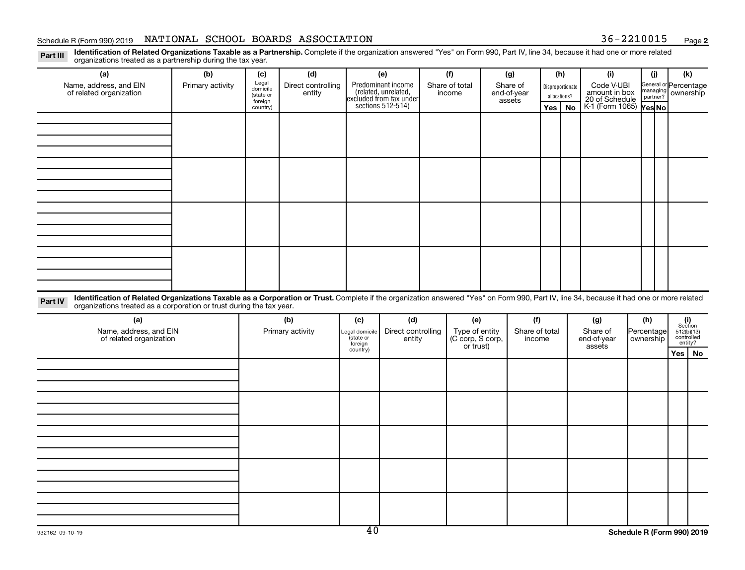Schedule R (Form 990) 2019 NATIONAL SCHOOL BOARDS ASSOCIATION 36-2210015

**Part III** **Identification of Related Organizations Taxable as a Partnership.** Complete if the organization answered "Yes" on Form 990, Part IV, line 34, because it had one or more related organizations treated as a partnership during the tax year.

| (a) Name, address, and EIN of related organization | (b) Primary activity | (c) Legal domicile (state or foreign country) | (d) Direct controlling entity | (e) Predominant income (related, unrelated, excluded from tax under sections 512-514) | (f) Share of total income | (g) Share of end-of-year assets | (h) Disproportionate allocations? Yes | (h) No | (i) Code V-UBI amount in box 20 of Schedule K-1 (Form 1065) | (j) General or managing partner? Yes | (j) No | (k) Percentage ownership |
|---|---|---|---|---|---|---|---|---|---|---|---|---|
| | | | | | | | | | | | | |
| | | | | | | | | | | | | |
| | | | | | | | | | | | | |
| | | | | | | | | | | | | |

**Part IV** **Identification of Related Organizations Taxable as a Corporation or Trust.** Complete if the organization answered "Yes" on Form 990, Part IV, line 34, because it had one or more related organizations treated as a corporation or trust during the tax year.

| (a) Name, address, and EIN of related organization | (b) Primary activity | (c) Legal domicile (state or foreign country) | (d) Direct controlling entity | (e) Type of entity (C corp, S corp, or trust) | (f) Share of total income | (g) Share of end-of-year assets | (h) Percentage ownership | (i) Section 512(b)(13) controlled entity? Yes | (i) No |
|---|---|---|---|---|---|---|---|---|---|
| | | | | | | | | | |
| | | | | | | | | | |
| | | | | | | | | | |
| | | | | | | | | | |
| | | | | | | | | | |

932162 09-10-19 **Schedule R (Form 990) 2019**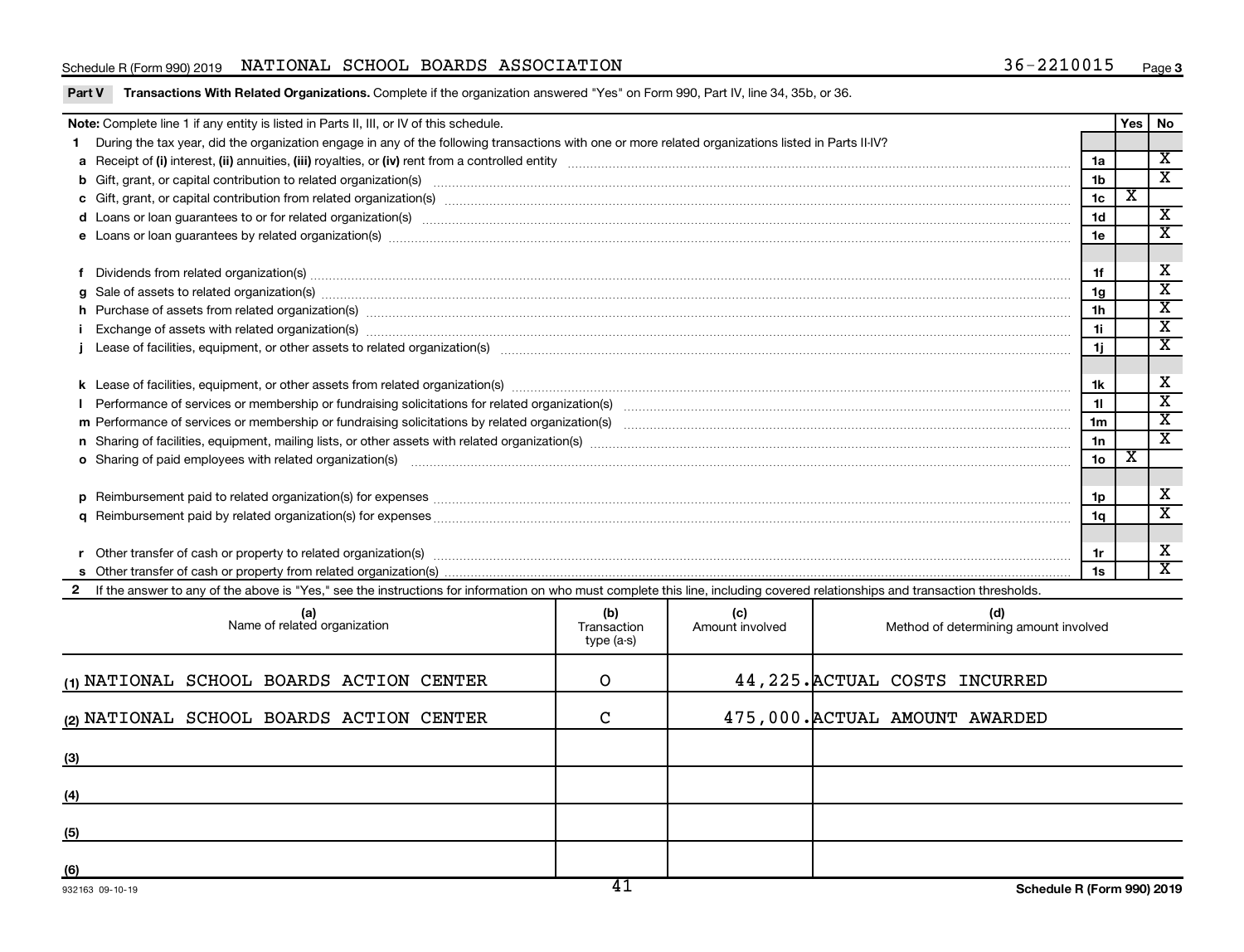Schedule R (Form 990) 2019 NATIONAL SCHOOL BOARDS ASSOCIATION 36-2210015 Page 3

**Part V Transactions With Related Organizations.** Complete if the organization answered "Yes" on Form 990, Part IV, line 34, 35b, or 36.

| Note: Complete line 1 if any entity is listed in Parts II, III, or IV of this schedule. | | Yes | No |
|---|---|---|---|
| **1** During the tax year, did the organization engage in any of the following transactions with one or more related organizations listed in Parts II-IV? | | | |
| **a** Receipt of **(i)** interest, **(ii)** annuities, **(iii)** royalties, or **(iv)** rent from a controlled entity | 1a | | X |
| **b** Gift, grant, or capital contribution to related organization(s) | 1b | | X |
| **c** Gift, grant, or capital contribution from related organization(s) | 1c | X | |
| **d** Loans or loan guarantees to or for related organization(s) | 1d | | X |
| **e** Loans or loan guarantees by related organization(s) | 1e | | X |
| **f** Dividends from related organization(s) | 1f | | X |
| **g** Sale of assets to related organization(s) | 1g | | X |
| **h** Purchase of assets from related organization(s) | 1h | | X |
| **i** Exchange of assets with related organization(s) | 1i | | X |
| **j** Lease of facilities, equipment, or other assets to related organization(s) | 1j | | X |
| **k** Lease of facilities, equipment, or other assets from related organization(s) | 1k | | X |
| **l** Performance of services or membership or fundraising solicitations for related organization(s) | 1l | | X |
| **m** Performance of services or membership or fundraising solicitations by related organization(s) | 1m | | X |
| **n** Sharing of facilities, equipment, mailing lists, or other assets with related organization(s) | 1n | | X |
| **o** Sharing of paid employees with related organization(s) | 1o | X | |
| **p** Reimbursement paid to related organization(s) for expenses | 1p | | X |
| **q** Reimbursement paid by related organization(s) for expenses | 1q | | X |
| **r** Other transfer of cash or property to related organization(s) | 1r | | X |
| **s** Other transfer of cash or property from related organization(s) | 1s | | X |

**2** If the answer to any of the above is "Yes," see the instructions for information on who must complete this line, including covered relationships and transaction thresholds.

| (a) Name of related organization | (b) Transaction type (a-s) | (c) Amount involved | (d) Method of determining amount involved |
|---|---|---|---|
| (1) NATIONAL SCHOOL BOARDS ACTION CENTER | O | 44,225. | ACTUAL COSTS INCURRED |
| (2) NATIONAL SCHOOL BOARDS ACTION CENTER | C | 475,000. | ACTUAL AMOUNT AWARDED |
| (3) | | | |
| (4) | | | |
| (5) | | | |
| (6) | | | |

932163 09-10-19

Schedule R (Form 990) 2019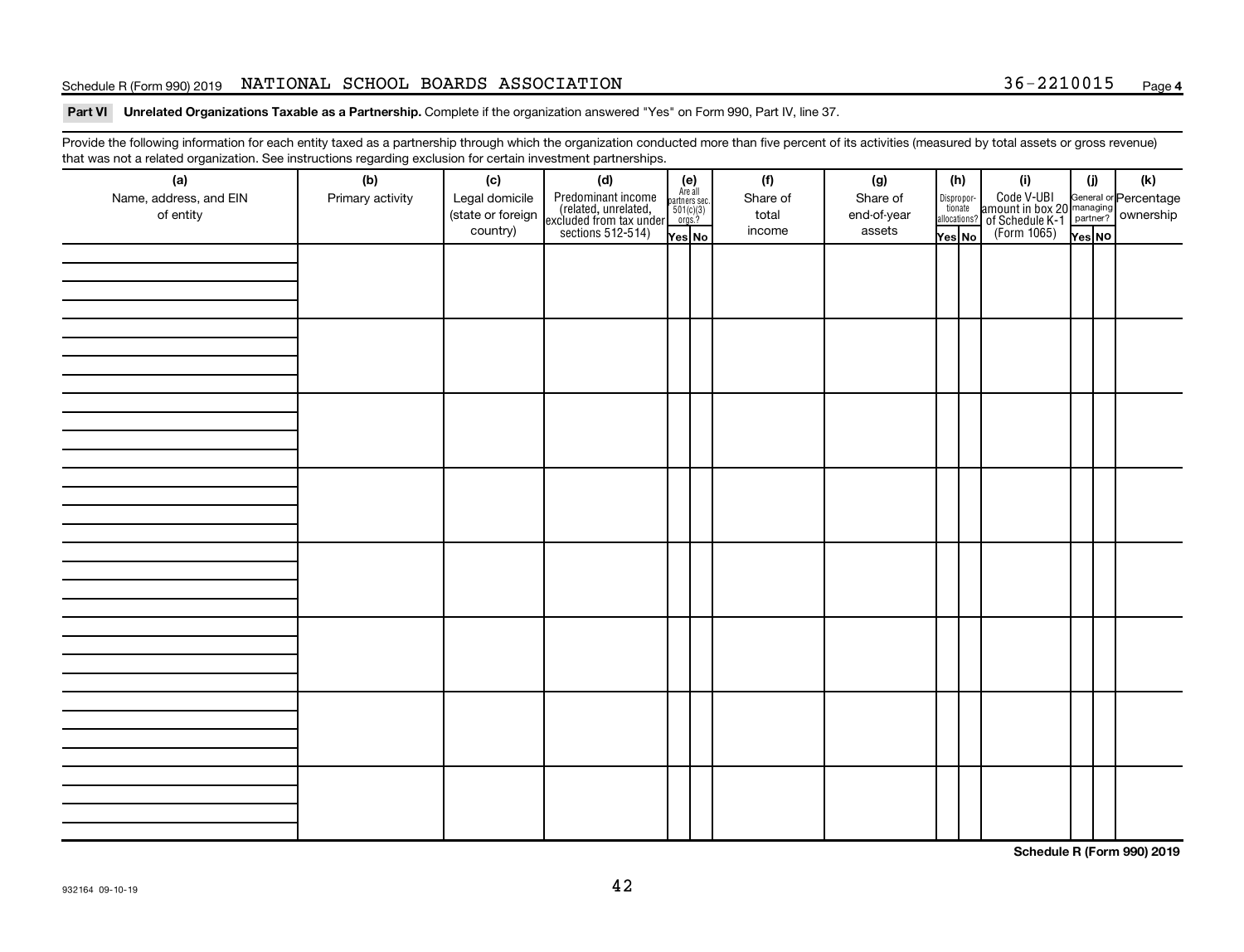Schedule R (Form 990) 2019 NATIONAL SCHOOL BOARDS ASSOCIATION 36-2210015 Page 4

**Part VI Unrelated Organizations Taxable as a Partnership.** Complete if the organization answered "Yes" on Form 990, Part IV, line 37.

Provide the following information for each entity taxed as a partnership through which the organization conducted more than five percent of its activities (measured by total assets or gross revenue) that was not a related organization. See instructions regarding exclusion for certain investment partnerships.

| (a) Name, address, and EIN of entity | (b) Primary activity | (c) Legal domicile (state or foreign country) | (d) Predominant income (related, unrelated, excluded from tax under sections 512-514) | (e) Are all partners sec. 501(c)(3) orgs? | | (f) Share of total income | (g) Share of end-of-year assets | (h) Disproportionate allocations? | | (i) Code V-UBI amount in box 20 of Schedule K-1 (Form 1065) | (j) General or managing partner? | | (k) Percentage ownership |
|---|---|---|---|---|---|---|---|---|---|---|---|---|---|
| | | | | Yes | No | | | Yes | No | | Yes | No | |
| | | | | | | | | | | | | | |
| | | | | | | | | | | | | | |
| | | | | | | | | | | | | | |
| | | | | | | | | | | | | | |
| | | | | | | | | | | | | | |
| | | | | | | | | | | | | | |
| | | | | | | | | | | | | | |
| | | | | | | | | | | | | | |

**Schedule R (Form 990) 2019**

932164 09-10-19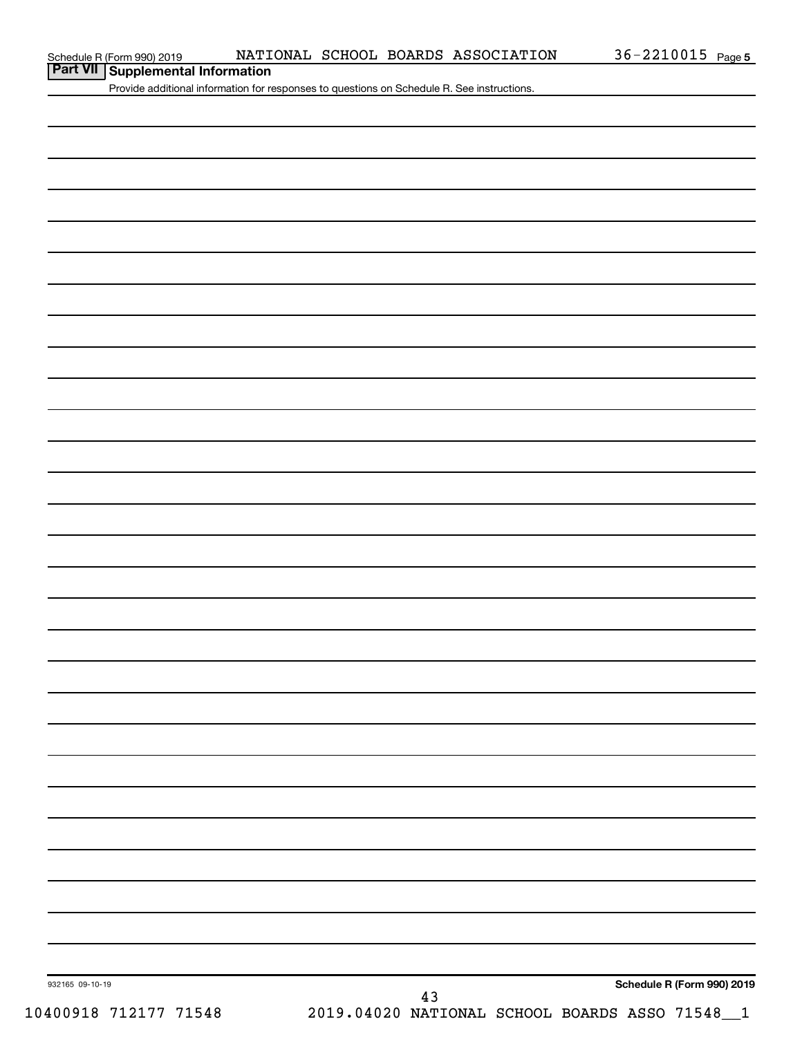Schedule R (Form 990) 2019 NATIONAL SCHOOL BOARDS ASSOCIATION 36-2210015 Page 5

## Part VII Supplemental Information

Provide additional information for responses to questions on Schedule R. See instructions.

932165 09-10-19

**Schedule R (Form 990) 2019**

10400918 712177 71548 2019.04020 NATIONAL SCHOOL BOARDS ASSO 71548__1